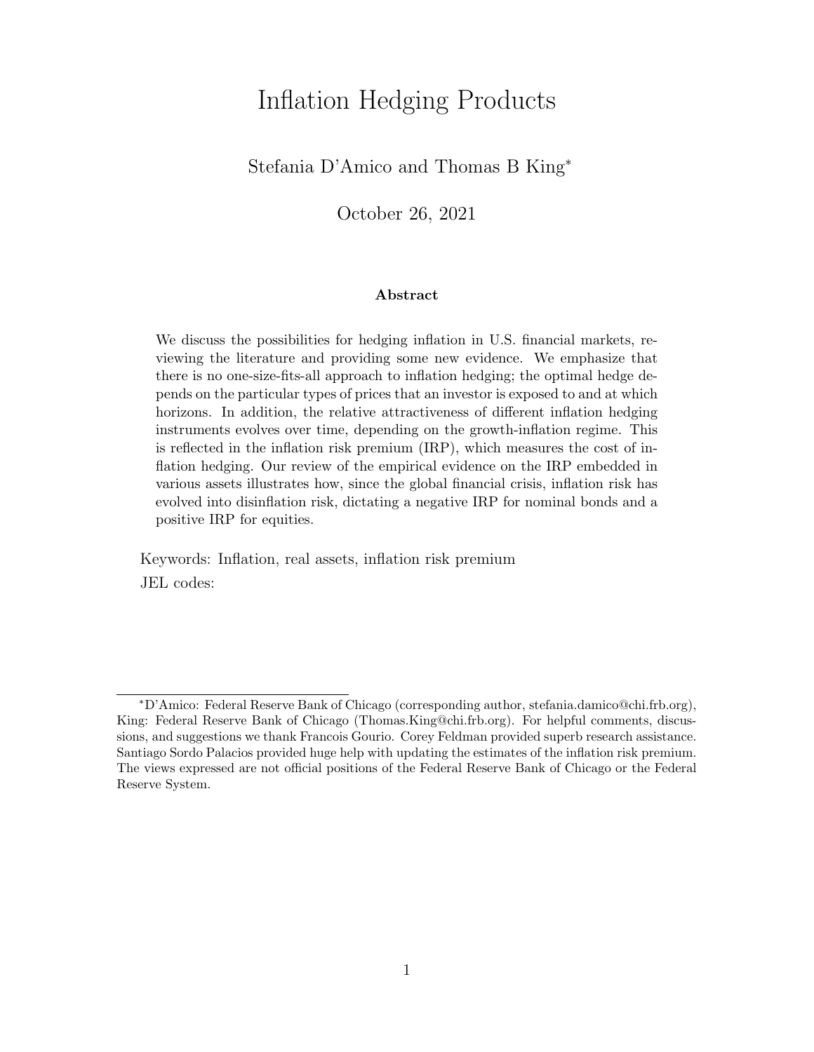# Inflation Hedging Products

Stefania D'Amico and Thomas B King*

October 26, 2021

### Abstract

We discuss the possibilities for hedging inflation in U.S. financial markets, reviewing the literature and providing some new evidence. We emphasize that there is no one-size-fits-all approach to inflation hedging; the optimal hedge depends on the particular types of prices that an investor is exposed to and at which horizons. In addition, the relative attractiveness of different inflation hedging instruments evolves over time, depending on the growth-inflation regime. This is reflected in the inflation risk premium (IRP), which measures the cost of inflation hedging. Our review of the empirical evidence on the IRP embedded in various assets illustrates how, since the global financial crisis, inflation risk has evolved into disinflation risk, dictating a negative IRP for nominal bonds and a positive IRP for equities.

Keywords: Inflation, real assets, inflation risk premium

JEL codes:

---

*D'Amico: Federal Reserve Bank of Chicago (corresponding author, stefania.damico@chi.frb.org), King: Federal Reserve Bank of Chicago (Thomas.King@chi.frb.org). For helpful comments, discussions, and suggestions we thank Francois Gourio. Corey Feldman provided superb research assistance. Santiago Sordo Palacios provided huge help with updating the estimates of the inflation risk premium. The views expressed are not official positions of the Federal Reserve Bank of Chicago or the Federal Reserve System.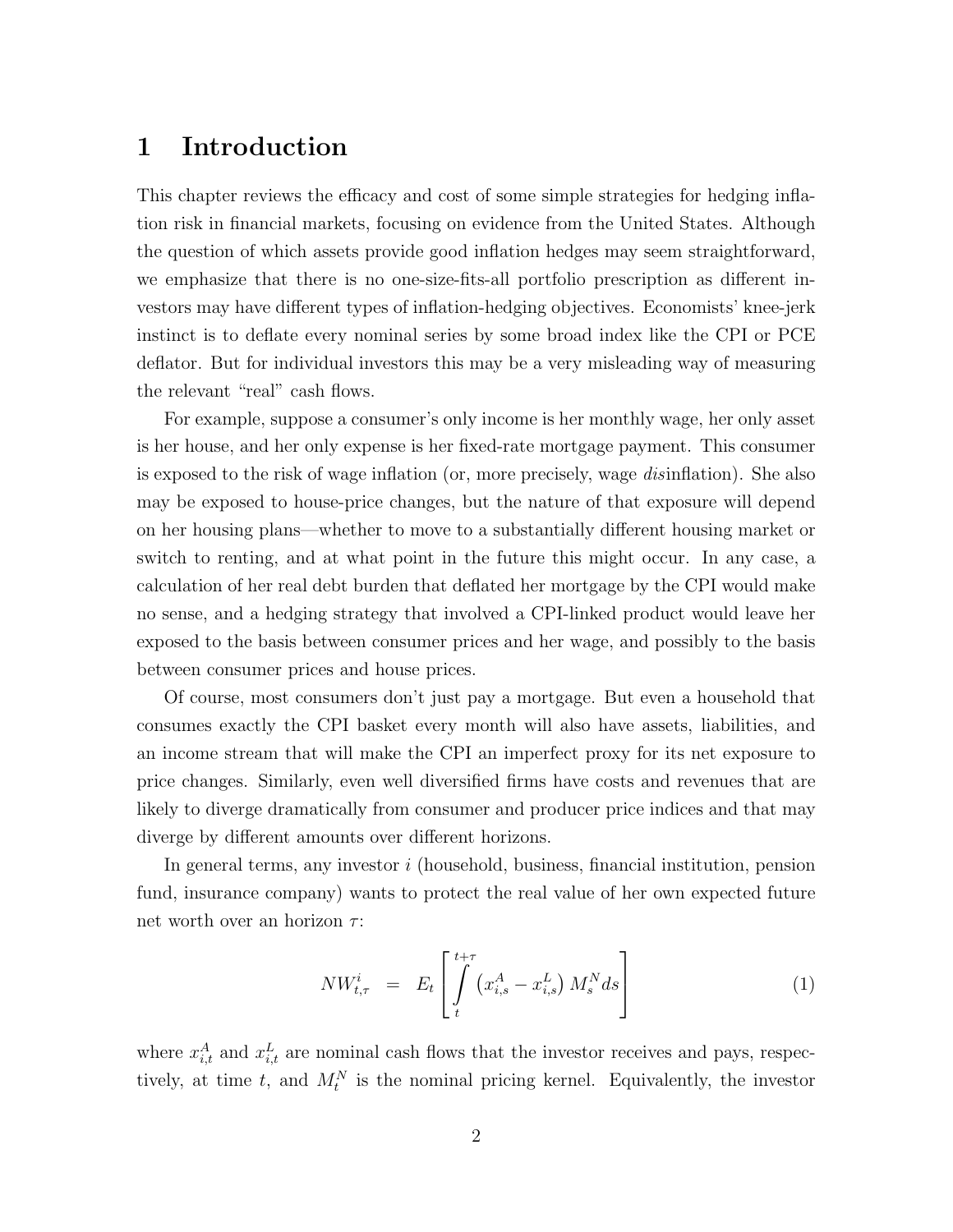# 1 Introduction

This chapter reviews the efficacy and cost of some simple strategies for hedging inflation risk in financial markets, focusing on evidence from the United States. Although the question of which assets provide good inflation hedges may seem straightforward, we emphasize that there is no one-size-fits-all portfolio prescription as different investors may have different types of inflation-hedging objectives. Economists' knee-jerk instinct is to deflate every nominal series by some broad index like the CPI or PCE deflator. But for individual investors this may be a very misleading way of measuring the relevant "real" cash flows.

For example, suppose a consumer's only income is her monthly wage, her only asset is her house, and her only expense is her fixed-rate mortgage payment. This consumer is exposed to the risk of wage inflation (or, more precisely, wage *dis*inflation). She also may be exposed to house-price changes, but the nature of that exposure will depend on her housing plans—whether to move to a substantially different housing market or switch to renting, and at what point in the future this might occur. In any case, a calculation of her real debt burden that deflated her mortgage by the CPI would make no sense, and a hedging strategy that involved a CPI-linked product would leave her exposed to the basis between consumer prices and her wage, and possibly to the basis between consumer prices and house prices.

Of course, most consumers don't just pay a mortgage. But even a household that consumes exactly the CPI basket every month will also have assets, liabilities, and an income stream that will make the CPI an imperfect proxy for its net exposure to price changes. Similarly, even well diversified firms have costs and revenues that are likely to diverge dramatically from consumer and producer price indices and that may diverge by different amounts over different horizons.

In general terms, any investor $i$ (household, business, financial institution, pension fund, insurance company) wants to protect the real value of her own expected future net worth over an horizon $\tau$:

$$NW_{t,\tau}^{i} = E_t \left[ \int_{t}^{t+\tau} \left( x_{i,s}^{A} - x_{i,s}^{L} \right) M_s^N ds \right] \tag{1}$$

where $x_{i,t}^{A}$ and $x_{i,t}^{L}$ are nominal cash flows that the investor receives and pays, respectively, at time $t$, and $M_t^N$ is the nominal pricing kernel. Equivalently, the investor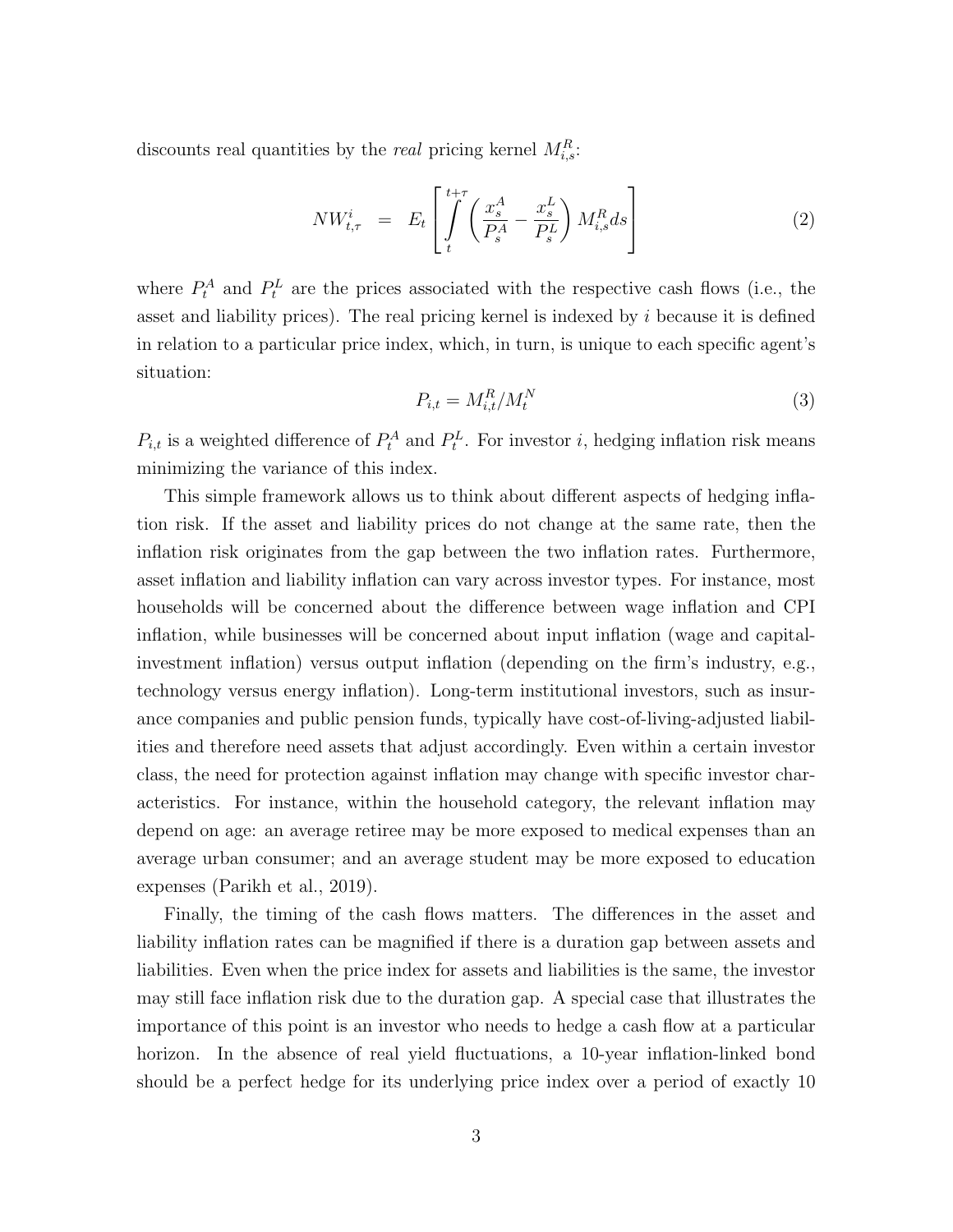discounts real quantities by the *real* pricing kernel $M_{i,s}^R$:

$$NW_{t,\tau}^i \;=\; E_t \left[ \int_t^{t+\tau} \left( \frac{x_s^A}{P_s^A} - \frac{x_s^L}{P_s^L} \right) M_{i,s}^R ds \right] \tag{2}$$

where $P_t^A$ and $P_t^L$ are the prices associated with the respective cash flows (i.e., the asset and liability prices). The real pricing kernel is indexed by $i$ because it is defined in relation to a particular price index, which, in turn, is unique to each specific agent's situation:

$$P_{i,t} = M_{i,t}^R / M_t^N \tag{3}$$

$P_{i,t}$ is a weighted difference of $P_t^A$ and $P_t^L$. For investor $i$, hedging inflation risk means minimizing the variance of this index.

This simple framework allows us to think about different aspects of hedging inflation risk. If the asset and liability prices do not change at the same rate, then the inflation risk originates from the gap between the two inflation rates. Furthermore, asset inflation and liability inflation can vary across investor types. For instance, most households will be concerned about the difference between wage inflation and CPI inflation, while businesses will be concerned about input inflation (wage and capital-investment inflation) versus output inflation (depending on the firm's industry, e.g., technology versus energy inflation). Long-term institutional investors, such as insurance companies and public pension funds, typically have cost-of-living-adjusted liabilities and therefore need assets that adjust accordingly. Even within a certain investor class, the need for protection against inflation may change with specific investor characteristics. For instance, within the household category, the relevant inflation may depend on age: an average retiree may be more exposed to medical expenses than an average urban consumer; and an average student may be more exposed to education expenses (Parikh et al., 2019).

Finally, the timing of the cash flows matters. The differences in the asset and liability inflation rates can be magnified if there is a duration gap between assets and liabilities. Even when the price index for assets and liabilities is the same, the investor may still face inflation risk due to the duration gap. A special case that illustrates the importance of this point is an investor who needs to hedge a cash flow at a particular horizon. In the absence of real yield fluctuations, a 10-year inflation-linked bond should be a perfect hedge for its underlying price index over a period of exactly 10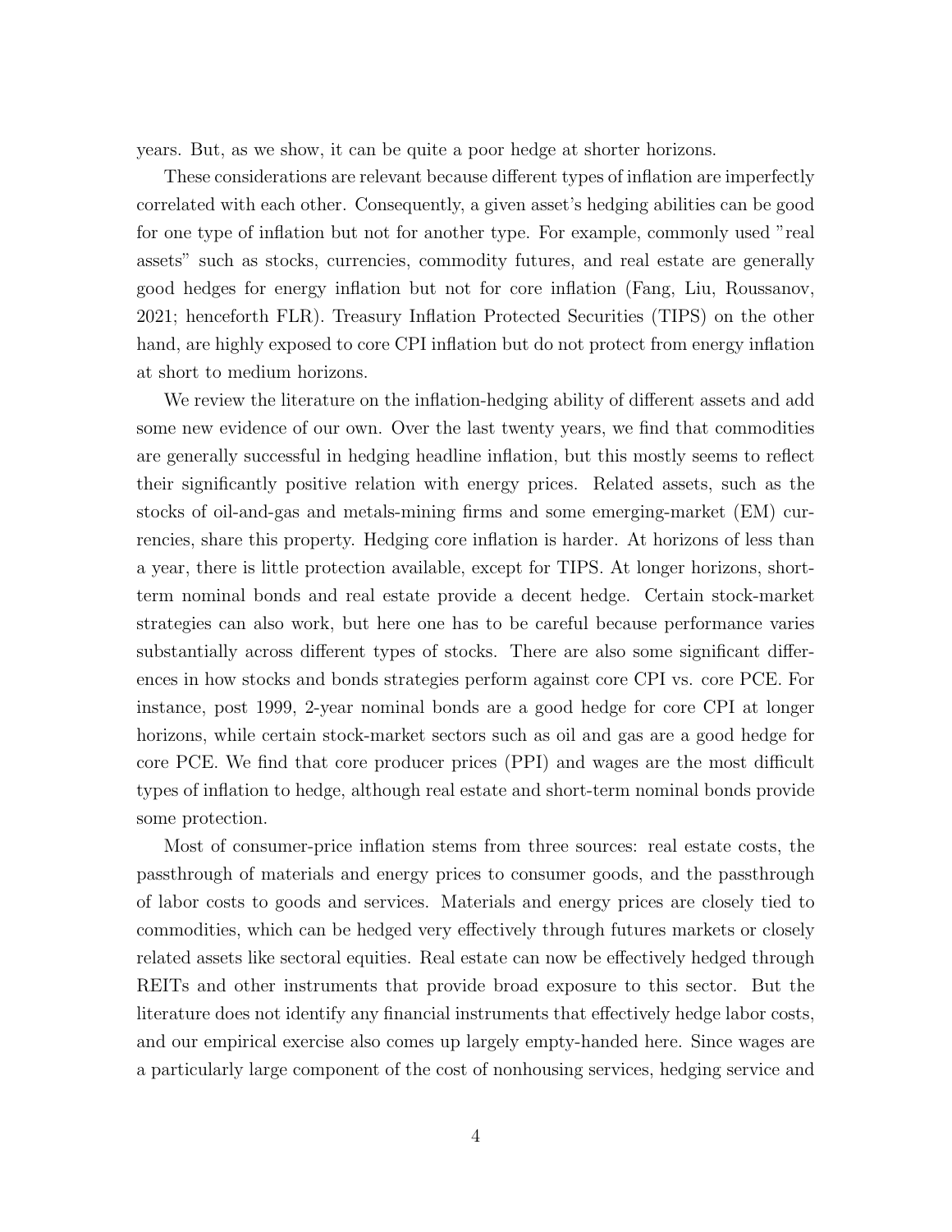years. But, as we show, it can be quite a poor hedge at shorter horizons.

These considerations are relevant because different types of inflation are imperfectly correlated with each other. Consequently, a given asset's hedging abilities can be good for one type of inflation but not for another type. For example, commonly used "real assets" such as stocks, currencies, commodity futures, and real estate are generally good hedges for energy inflation but not for core inflation (Fang, Liu, Roussanov, 2021; henceforth FLR). Treasury Inflation Protected Securities (TIPS) on the other hand, are highly exposed to core CPI inflation but do not protect from energy inflation at short to medium horizons.

We review the literature on the inflation-hedging ability of different assets and add some new evidence of our own. Over the last twenty years, we find that commodities are generally successful in hedging headline inflation, but this mostly seems to reflect their significantly positive relation with energy prices. Related assets, such as the stocks of oil-and-gas and metals-mining firms and some emerging-market (EM) currencies, share this property. Hedging core inflation is harder. At horizons of less than a year, there is little protection available, except for TIPS. At longer horizons, short-term nominal bonds and real estate provide a decent hedge. Certain stock-market strategies can also work, but here one has to be careful because performance varies substantially across different types of stocks. There are also some significant differences in how stocks and bonds strategies perform against core CPI vs. core PCE. For instance, post 1999, 2-year nominal bonds are a good hedge for core CPI at longer horizons, while certain stock-market sectors such as oil and gas are a good hedge for core PCE. We find that core producer prices (PPI) and wages are the most difficult types of inflation to hedge, although real estate and short-term nominal bonds provide some protection.

Most of consumer-price inflation stems from three sources: real estate costs, the passthrough of materials and energy prices to consumer goods, and the passthrough of labor costs to goods and services. Materials and energy prices are closely tied to commodities, which can be hedged very effectively through futures markets or closely related assets like sectoral equities. Real estate can now be effectively hedged through REITs and other instruments that provide broad exposure to this sector. But the literature does not identify any financial instruments that effectively hedge labor costs, and our empirical exercise also comes up largely empty-handed here. Since wages are a particularly large component of the cost of nonhousing services, hedging service and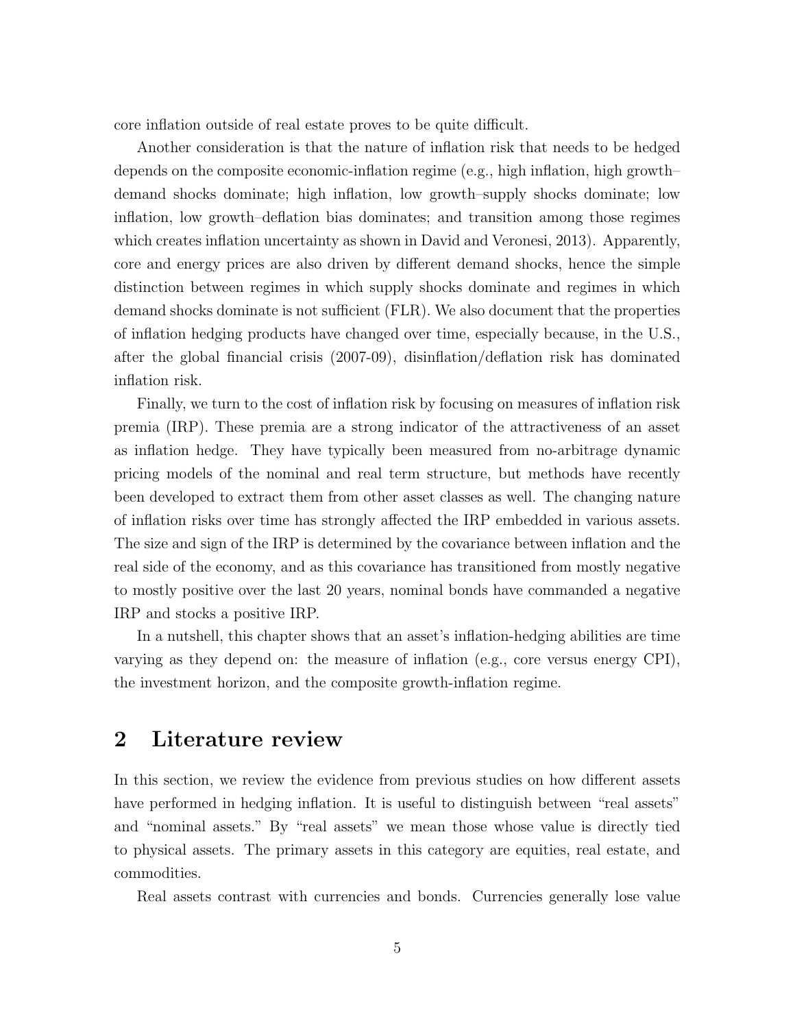core inflation outside of real estate proves to be quite difficult.

Another consideration is that the nature of inflation risk that needs to be hedged depends on the composite economic-inflation regime (e.g., high inflation, high growth–demand shocks dominate; high inflation, low growth–supply shocks dominate; low inflation, low growth–deflation bias dominates; and transition among those regimes which creates inflation uncertainty as shown in David and Veronesi, 2013). Apparently, core and energy prices are also driven by different demand shocks, hence the simple distinction between regimes in which supply shocks dominate and regimes in which demand shocks dominate is not sufficient (FLR). We also document that the properties of inflation hedging products have changed over time, especially because, in the U.S., after the global financial crisis (2007-09), disinflation/deflation risk has dominated inflation risk.

Finally, we turn to the cost of inflation risk by focusing on measures of inflation risk premia (IRP). These premia are a strong indicator of the attractiveness of an asset as inflation hedge. They have typically been measured from no-arbitrage dynamic pricing models of the nominal and real term structure, but methods have recently been developed to extract them from other asset classes as well. The changing nature of inflation risks over time has strongly affected the IRP embedded in various assets. The size and sign of the IRP is determined by the covariance between inflation and the real side of the economy, and as this covariance has transitioned from mostly negative to mostly positive over the last 20 years, nominal bonds have commanded a negative IRP and stocks a positive IRP.

In a nutshell, this chapter shows that an asset's inflation-hedging abilities are time varying as they depend on: the measure of inflation (e.g., core versus energy CPI), the investment horizon, and the composite growth-inflation regime.

## 2 Literature review

In this section, we review the evidence from previous studies on how different assets have performed in hedging inflation. It is useful to distinguish between "real assets" and "nominal assets." By "real assets" we mean those whose value is directly tied to physical assets. The primary assets in this category are equities, real estate, and commodities.

Real assets contrast with currencies and bonds. Currencies generally lose value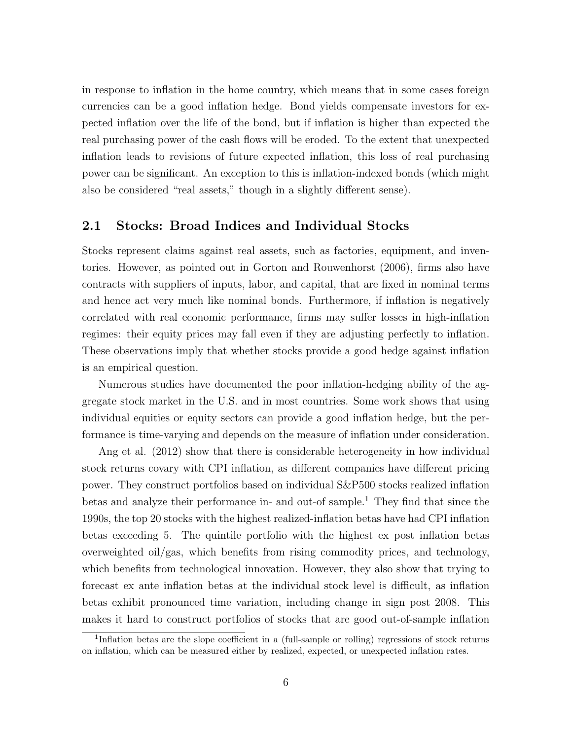in response to inflation in the home country, which means that in some cases foreign currencies can be a good inflation hedge. Bond yields compensate investors for expected inflation over the life of the bond, but if inflation is higher than expected the real purchasing power of the cash flows will be eroded. To the extent that unexpected inflation leads to revisions of future expected inflation, this loss of real purchasing power can be significant. An exception to this is inflation-indexed bonds (which might also be considered "real assets," though in a slightly different sense).

## 2.1 Stocks: Broad Indices and Individual Stocks

Stocks represent claims against real assets, such as factories, equipment, and inventories. However, as pointed out in Gorton and Rouwenhorst (2006), firms also have contracts with suppliers of inputs, labor, and capital, that are fixed in nominal terms and hence act very much like nominal bonds. Furthermore, if inflation is negatively correlated with real economic performance, firms may suffer losses in high-inflation regimes: their equity prices may fall even if they are adjusting perfectly to inflation. These observations imply that whether stocks provide a good hedge against inflation is an empirical question.

Numerous studies have documented the poor inflation-hedging ability of the aggregate stock market in the U.S. and in most countries. Some work shows that using individual equities or equity sectors can provide a good inflation hedge, but the performance is time-varying and depends on the measure of inflation under consideration.

Ang et al. (2012) show that there is considerable heterogeneity in how individual stock returns covary with CPI inflation, as different companies have different pricing power. They construct portfolios based on individual S&P500 stocks realized inflation betas and analyze their performance in- and out-of sample.[1] They find that since the 1990s, the top 20 stocks with the highest realized-inflation betas have had CPI inflation betas exceeding 5. The quintile portfolio with the highest ex post inflation betas overweighted oil/gas, which benefits from rising commodity prices, and technology, which benefits from technological innovation. However, they also show that trying to forecast ex ante inflation betas at the individual stock level is difficult, as inflation betas exhibit pronounced time variation, including change in sign post 2008. This makes it hard to construct portfolios of stocks that are good out-of-sample inflation

[1] Inflation betas are the slope coefficient in a (full-sample or rolling) regressions of stock returns on inflation, which can be measured either by realized, expected, or unexpected inflation rates.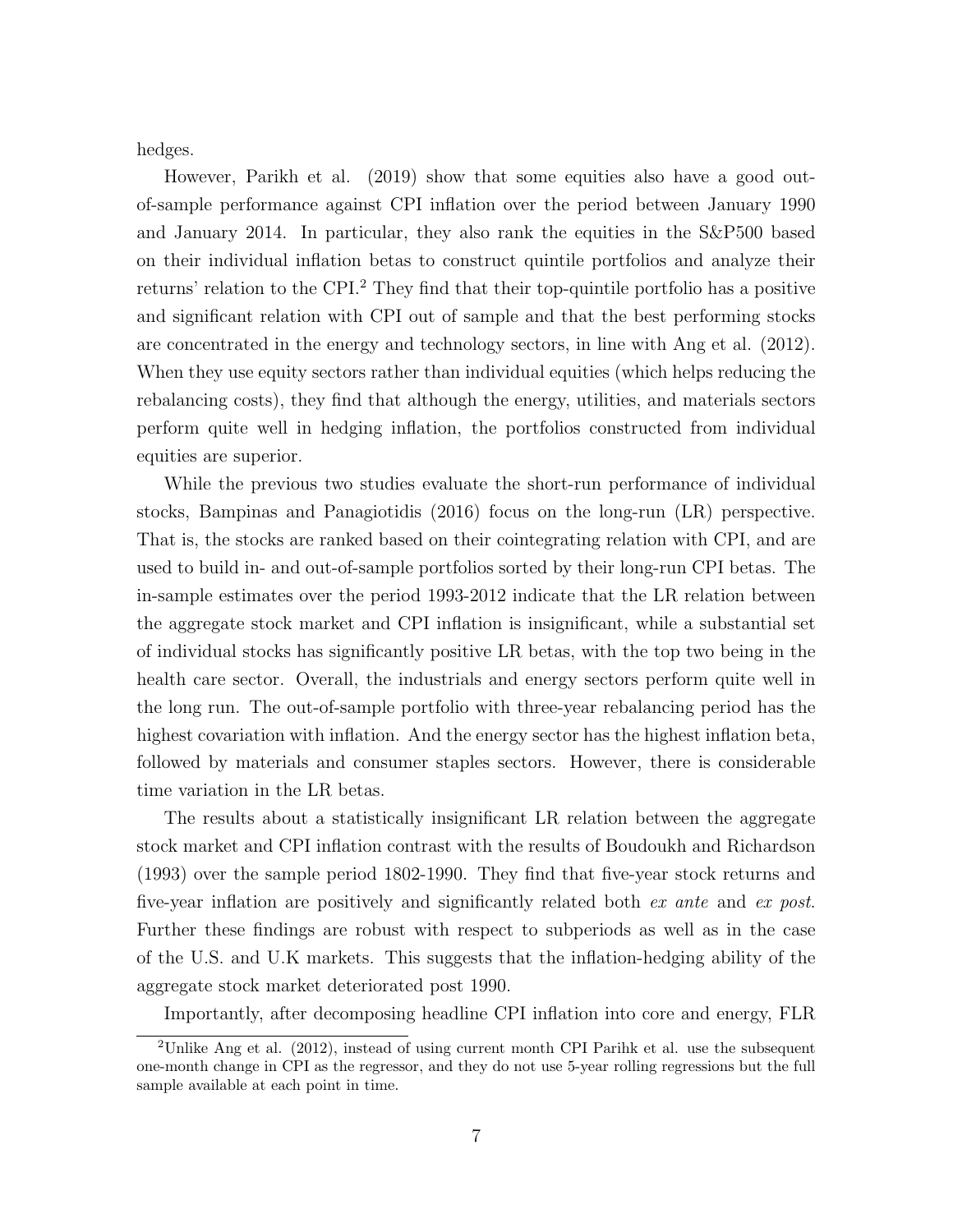hedges.

However, Parikh et al. (2019) show that some equities also have a good out-of-sample performance against CPI inflation over the period between January 1990 and January 2014. In particular, they also rank the equities in the S&P500 based on their individual inflation betas to construct quintile portfolios and analyze their returns' relation to the CPI.[2] They find that their top-quintile portfolio has a positive and significant relation with CPI out of sample and that the best performing stocks are concentrated in the energy and technology sectors, in line with Ang et al. (2012). When they use equity sectors rather than individual equities (which helps reducing the rebalancing costs), they find that although the energy, utilities, and materials sectors perform quite well in hedging inflation, the portfolios constructed from individual equities are superior.

While the previous two studies evaluate the short-run performance of individual stocks, Bampinas and Panagiotidis (2016) focus on the long-run (LR) perspective. That is, the stocks are ranked based on their cointegrating relation with CPI, and are used to build in- and out-of-sample portfolios sorted by their long-run CPI betas. The in-sample estimates over the period 1993-2012 indicate that the LR relation between the aggregate stock market and CPI inflation is insignificant, while a substantial set of individual stocks has significantly positive LR betas, with the top two being in the health care sector. Overall, the industrials and energy sectors perform quite well in the long run. The out-of-sample portfolio with three-year rebalancing period has the highest covariation with inflation. And the energy sector has the highest inflation beta, followed by materials and consumer staples sectors. However, there is considerable time variation in the LR betas.

The results about a statistically insignificant LR relation between the aggregate stock market and CPI inflation contrast with the results of Boudoukh and Richardson (1993) over the sample period 1802-1990. They find that five-year stock returns and five-year inflation are positively and significantly related both *ex ante* and *ex post*. Further these findings are robust with respect to subperiods as well as in the case of the U.S. and U.K markets. This suggests that the inflation-hedging ability of the aggregate stock market deteriorated post 1990.

Importantly, after decomposing headline CPI inflation into core and energy, FLR

[2] Unlike Ang et al. (2012), instead of using current month CPI Parihk et al. use the subsequent one-month change in CPI as the regressor, and they do not use 5-year rolling regressions but the full sample available at each point in time.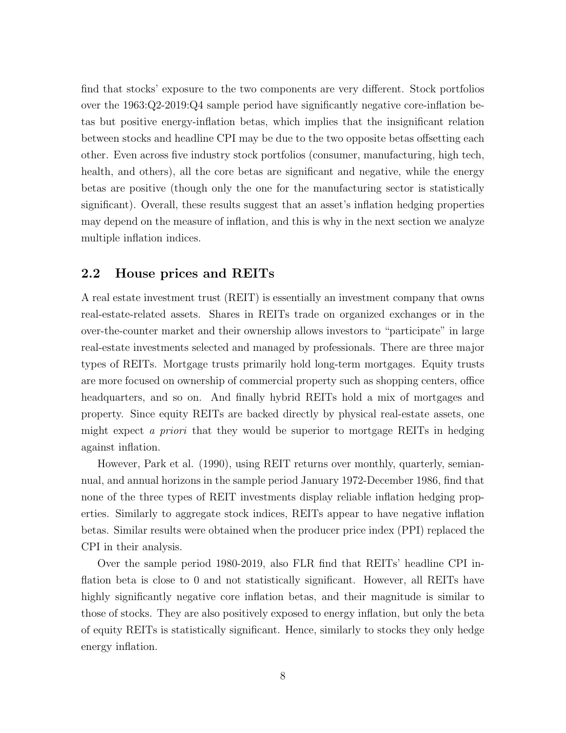find that stocks' exposure to the two components are very different. Stock portfolios over the 1963:Q2-2019:Q4 sample period have significantly negative core-inflation betas but positive energy-inflation betas, which implies that the insignificant relation between stocks and headline CPI may be due to the two opposite betas offsetting each other. Even across five industry stock portfolios (consumer, manufacturing, high tech, health, and others), all the core betas are significant and negative, while the energy betas are positive (though only the one for the manufacturing sector is statistically significant). Overall, these results suggest that an asset's inflation hedging properties may depend on the measure of inflation, and this is why in the next section we analyze multiple inflation indices.

## 2.2 House prices and REITs

A real estate investment trust (REIT) is essentially an investment company that owns real-estate-related assets. Shares in REITs trade on organized exchanges or in the over-the-counter market and their ownership allows investors to "participate" in large real-estate investments selected and managed by professionals. There are three major types of REITs. Mortgage trusts primarily hold long-term mortgages. Equity trusts are more focused on ownership of commercial property such as shopping centers, office headquarters, and so on. And finally hybrid REITs hold a mix of mortgages and property. Since equity REITs are backed directly by physical real-estate assets, one might expect *a priori* that they would be superior to mortgage REITs in hedging against inflation.

However, Park et al. (1990), using REIT returns over monthly, quarterly, semiannual, and annual horizons in the sample period January 1972-December 1986, find that none of the three types of REIT investments display reliable inflation hedging properties. Similarly to aggregate stock indices, REITs appear to have negative inflation betas. Similar results were obtained when the producer price index (PPI) replaced the CPI in their analysis.

Over the sample period 1980-2019, also FLR find that REITs' headline CPI inflation beta is close to 0 and not statistically significant. However, all REITs have highly significantly negative core inflation betas, and their magnitude is similar to those of stocks. They are also positively exposed to energy inflation, but only the beta of equity REITs is statistically significant. Hence, similarly to stocks they only hedge energy inflation.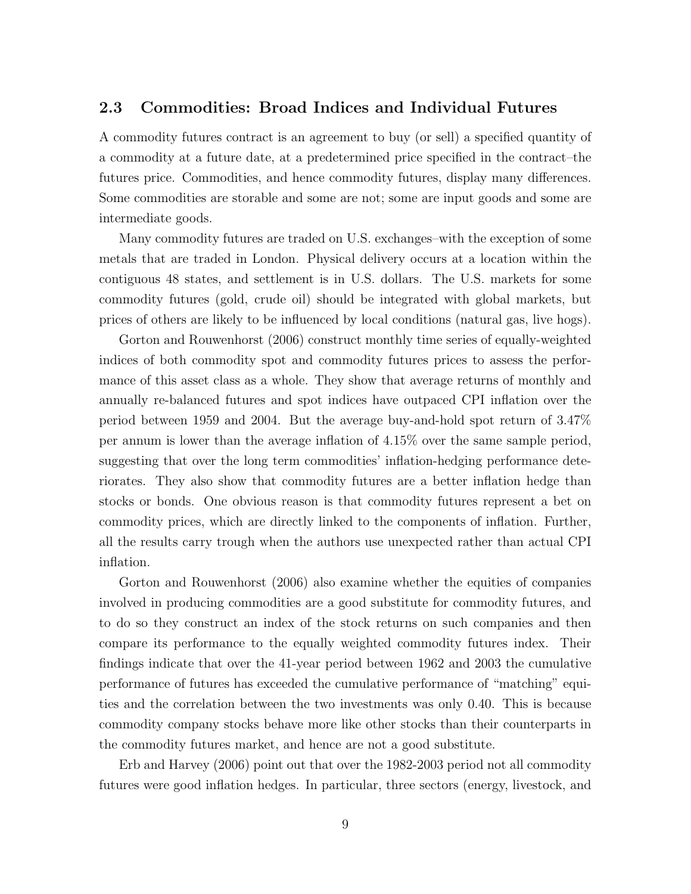## 2.3 Commodities: Broad Indices and Individual Futures

A commodity futures contract is an agreement to buy (or sell) a specified quantity of a commodity at a future date, at a predetermined price specified in the contract–the futures price. Commodities, and hence commodity futures, display many differences. Some commodities are storable and some are not; some are input goods and some are intermediate goods.

Many commodity futures are traded on U.S. exchanges–with the exception of some metals that are traded in London. Physical delivery occurs at a location within the contiguous 48 states, and settlement is in U.S. dollars. The U.S. markets for some commodity futures (gold, crude oil) should be integrated with global markets, but prices of others are likely to be influenced by local conditions (natural gas, live hogs).

Gorton and Rouwenhorst (2006) construct monthly time series of equally-weighted indices of both commodity spot and commodity futures prices to assess the performance of this asset class as a whole. They show that average returns of monthly and annually re-balanced futures and spot indices have outpaced CPI inflation over the period between 1959 and 2004. But the average buy-and-hold spot return of 3.47% per annum is lower than the average inflation of 4.15% over the same sample period, suggesting that over the long term commodities' inflation-hedging performance deteriorates. They also show that commodity futures are a better inflation hedge than stocks or bonds. One obvious reason is that commodity futures represent a bet on commodity prices, which are directly linked to the components of inflation. Further, all the results carry trough when the authors use unexpected rather than actual CPI inflation.

Gorton and Rouwenhorst (2006) also examine whether the equities of companies involved in producing commodities are a good substitute for commodity futures, and to do so they construct an index of the stock returns on such companies and then compare its performance to the equally weighted commodity futures index. Their findings indicate that over the 41-year period between 1962 and 2003 the cumulative performance of futures has exceeded the cumulative performance of "matching" equities and the correlation between the two investments was only 0.40. This is because commodity company stocks behave more like other stocks than their counterparts in the commodity futures market, and hence are not a good substitute.

Erb and Harvey (2006) point out that over the 1982-2003 period not all commodity futures were good inflation hedges. In particular, three sectors (energy, livestock, and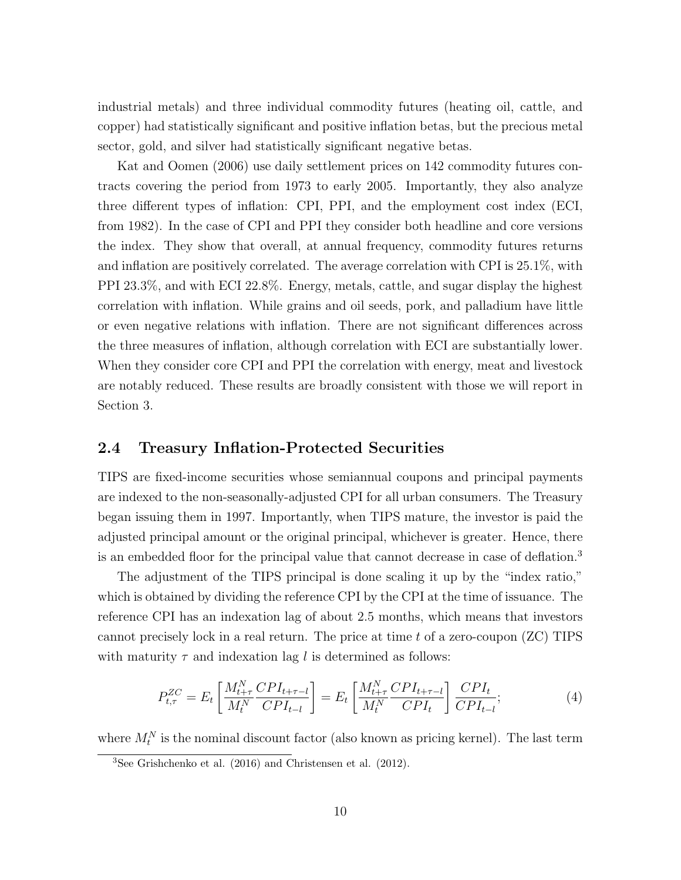industrial metals) and three individual commodity futures (heating oil, cattle, and copper) had statistically significant and positive inflation betas, but the precious metal sector, gold, and silver had statistically significant negative betas.

Kat and Oomen (2006) use daily settlement prices on 142 commodity futures contracts covering the period from 1973 to early 2005. Importantly, they also analyze three different types of inflation: CPI, PPI, and the employment cost index (ECI, from 1982). In the case of CPI and PPI they consider both headline and core versions the index. They show that overall, at annual frequency, commodity futures returns and inflation are positively correlated. The average correlation with CPI is 25.1%, with PPI 23.3%, and with ECI 22.8%. Energy, metals, cattle, and sugar display the highest correlation with inflation. While grains and oil seeds, pork, and palladium have little or even negative relations with inflation. There are not significant differences across the three measures of inflation, although correlation with ECI are substantially lower. When they consider core CPI and PPI the correlation with energy, meat and livestock are notably reduced. These results are broadly consistent with those we will report in Section 3.

## 2.4 Treasury Inflation-Protected Securities

TIPS are fixed-income securities whose semiannual coupons and principal payments are indexed to the non-seasonally-adjusted CPI for all urban consumers. The Treasury began issuing them in 1997. Importantly, when TIPS mature, the investor is paid the adjusted principal amount or the original principal, whichever is greater. Hence, there is an embedded floor for the principal value that cannot decrease in case of deflation.[3]

The adjustment of the TIPS principal is done scaling it up by the "index ratio," which is obtained by dividing the reference CPI by the CPI at the time of issuance. The reference CPI has an indexation lag of about 2.5 months, which means that investors cannot precisely lock in a real return. The price at time $t$ of a zero-coupon (ZC) TIPS with maturity $\tau$ and indexation lag $l$ is determined as follows:

$$P_{t,\tau}^{ZC} = E_t\left[\frac{M_{t+\tau}^N}{M_t^N}\frac{CPI_{t+\tau-l}}{CPI_{t-l}}\right] = E_t\left[\frac{M_{t+\tau}^N}{M_t^N}\frac{CPI_{t+\tau-l}}{CPI_t}\right]\frac{CPI_t}{CPI_{t-l}}; \tag{4}$$

where $M_t^N$ is the nominal discount factor (also known as pricing kernel). The last term

[3] See Grishchenko et al. (2016) and Christensen et al. (2012).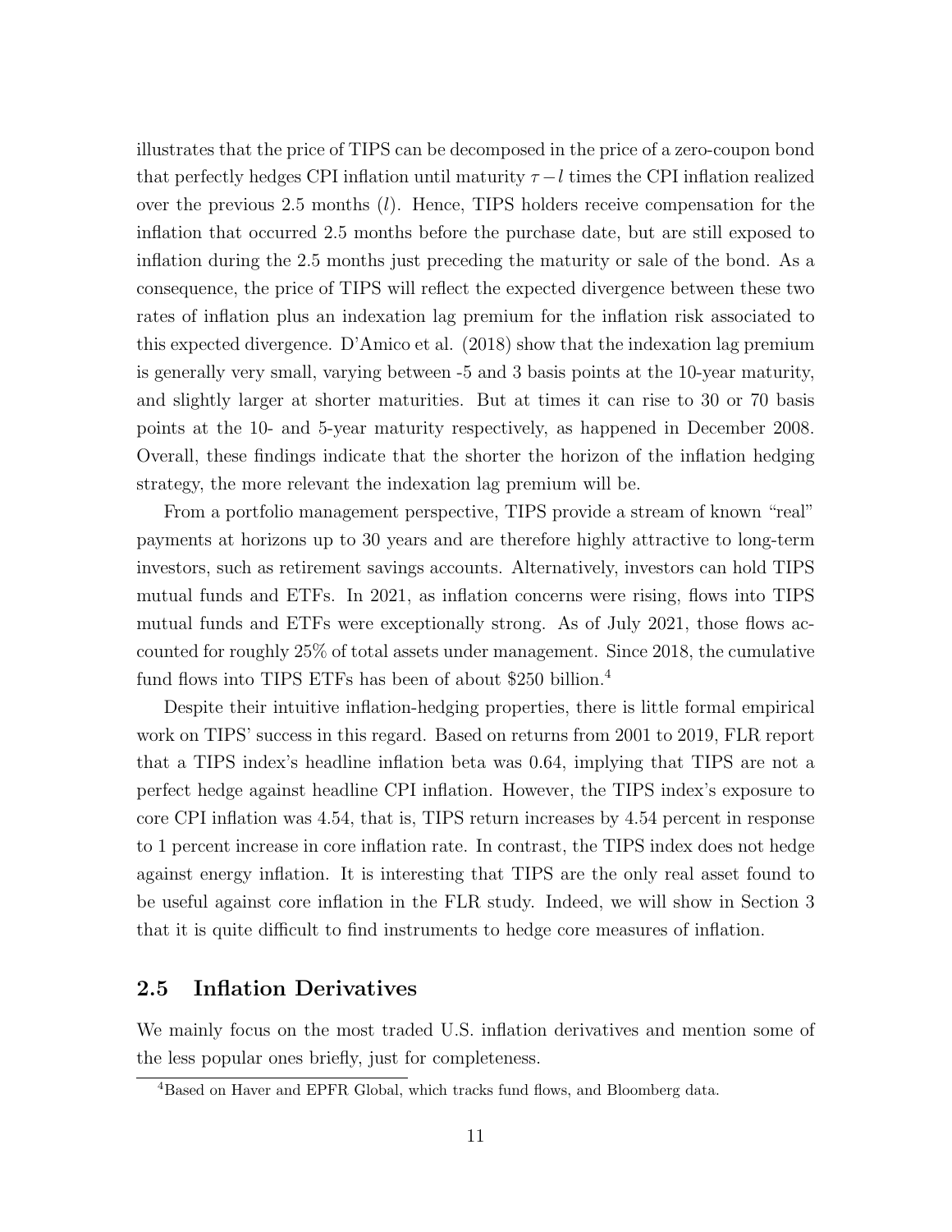illustrates that the price of TIPS can be decomposed in the price of a zero-coupon bond that perfectly hedges CPI inflation until maturity $\tau - l$ times the CPI inflation realized over the previous 2.5 months ($l$). Hence, TIPS holders receive compensation for the inflation that occurred 2.5 months before the purchase date, but are still exposed to inflation during the 2.5 months just preceding the maturity or sale of the bond. As a consequence, the price of TIPS will reflect the expected divergence between these two rates of inflation plus an indexation lag premium for the inflation risk associated to this expected divergence. D'Amico et al. (2018) show that the indexation lag premium is generally very small, varying between -5 and 3 basis points at the 10-year maturity, and slightly larger at shorter maturities. But at times it can rise to 30 or 70 basis points at the 10- and 5-year maturity respectively, as happened in December 2008. Overall, these findings indicate that the shorter the horizon of the inflation hedging strategy, the more relevant the indexation lag premium will be.

From a portfolio management perspective, TIPS provide a stream of known "real" payments at horizons up to 30 years and are therefore highly attractive to long-term investors, such as retirement savings accounts. Alternatively, investors can hold TIPS mutual funds and ETFs. In 2021, as inflation concerns were rising, flows into TIPS mutual funds and ETFs were exceptionally strong. As of July 2021, those flows accounted for roughly 25% of total assets under management. Since 2018, the cumulative fund flows into TIPS ETFs has been of about \$250 billion.[4]

Despite their intuitive inflation-hedging properties, there is little formal empirical work on TIPS' success in this regard. Based on returns from 2001 to 2019, FLR report that a TIPS index's headline inflation beta was 0.64, implying that TIPS are not a perfect hedge against headline CPI inflation. However, the TIPS index's exposure to core CPI inflation was 4.54, that is, TIPS return increases by 4.54 percent in response to 1 percent increase in core inflation rate. In contrast, the TIPS index does not hedge against energy inflation. It is interesting that TIPS are the only real asset found to be useful against core inflation in the FLR study. Indeed, we will show in Section 3 that it is quite difficult to find instruments to hedge core measures of inflation.

## 2.5 Inflation Derivatives

We mainly focus on the most traded U.S. inflation derivatives and mention some of the less popular ones briefly, just for completeness.

[4] Based on Haver and EPFR Global, which tracks fund flows, and Bloomberg data.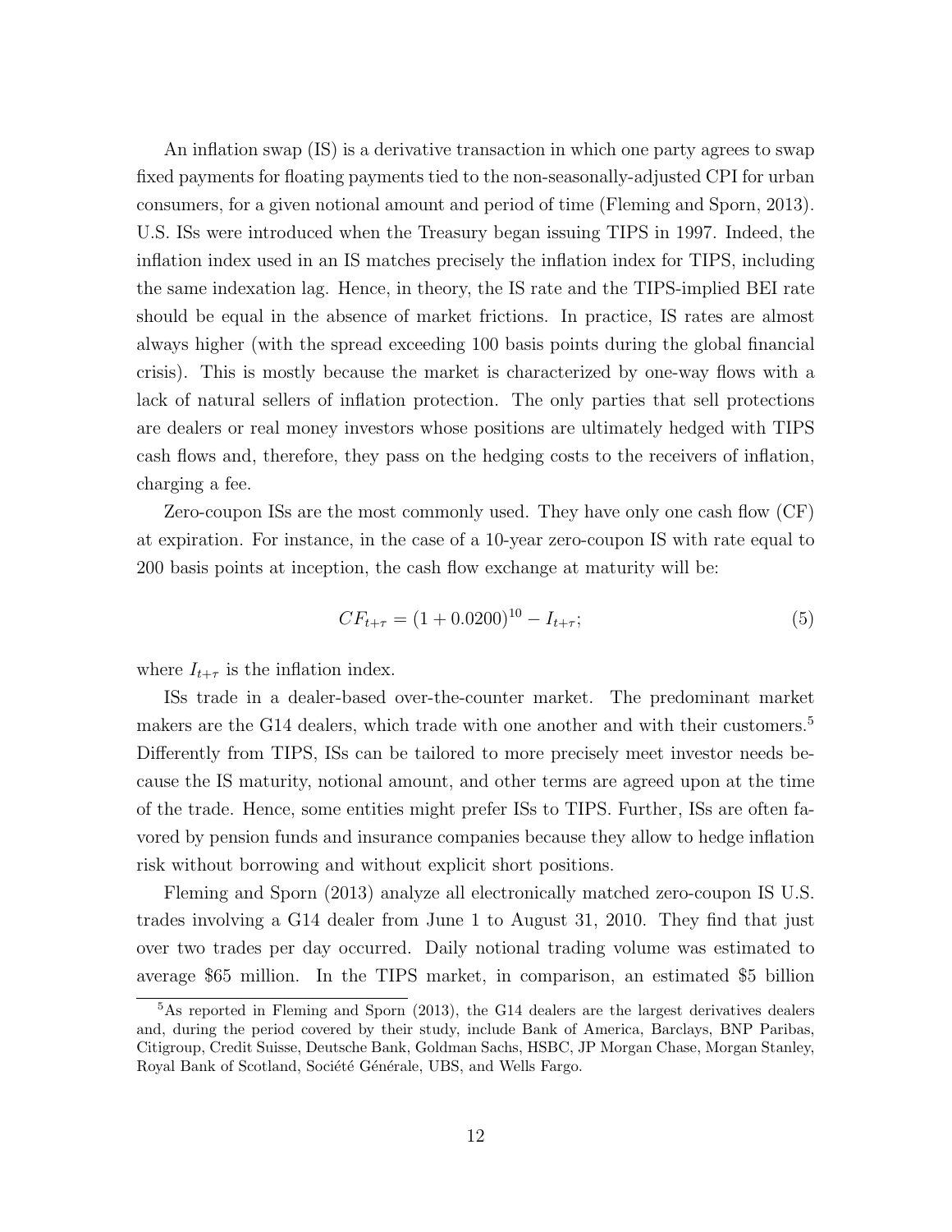An inflation swap (IS) is a derivative transaction in which one party agrees to swap fixed payments for floating payments tied to the non-seasonally-adjusted CPI for urban consumers, for a given notional amount and period of time (Fleming and Sporn, 2013). U.S. ISs were introduced when the Treasury began issuing TIPS in 1997. Indeed, the inflation index used in an IS matches precisely the inflation index for TIPS, including the same indexation lag. Hence, in theory, the IS rate and the TIPS-implied BEI rate should be equal in the absence of market frictions. In practice, IS rates are almost always higher (with the spread exceeding 100 basis points during the global financial crisis). This is mostly because the market is characterized by one-way flows with a lack of natural sellers of inflation protection. The only parties that sell protections are dealers or real money investors whose positions are ultimately hedged with TIPS cash flows and, therefore, they pass on the hedging costs to the receivers of inflation, charging a fee.

Zero-coupon ISs are the most commonly used. They have only one cash flow (CF) at expiration. For instance, in the case of a 10-year zero-coupon IS with rate equal to 200 basis points at inception, the cash flow exchange at maturity will be:

$$CF_{t+\tau} = (1 + 0.0200)^{10} - I_{t+\tau}; \tag{5}$$

where $I_{t+\tau}$ is the inflation index.

ISs trade in a dealer-based over-the-counter market. The predominant market makers are the G14 dealers, which trade with one another and with their customers.[5] Differently from TIPS, ISs can be tailored to more precisely meet investor needs because the IS maturity, notional amount, and other terms are agreed upon at the time of the trade. Hence, some entities might prefer ISs to TIPS. Further, ISs are often favored by pension funds and insurance companies because they allow to hedge inflation risk without borrowing and without explicit short positions.

Fleming and Sporn (2013) analyze all electronically matched zero-coupon IS U.S. trades involving a G14 dealer from June 1 to August 31, 2010. They find that just over two trades per day occurred. Daily notional trading volume was estimated to average \$65 million. In the TIPS market, in comparison, an estimated \$5 billion

[5] As reported in Fleming and Sporn (2013), the G14 dealers are the largest derivatives dealers and, during the period covered by their study, include Bank of America, Barclays, BNP Paribas, Citigroup, Credit Suisse, Deutsche Bank, Goldman Sachs, HSBC, JP Morgan Chase, Morgan Stanley, Royal Bank of Scotland, Société Générale, UBS, and Wells Fargo.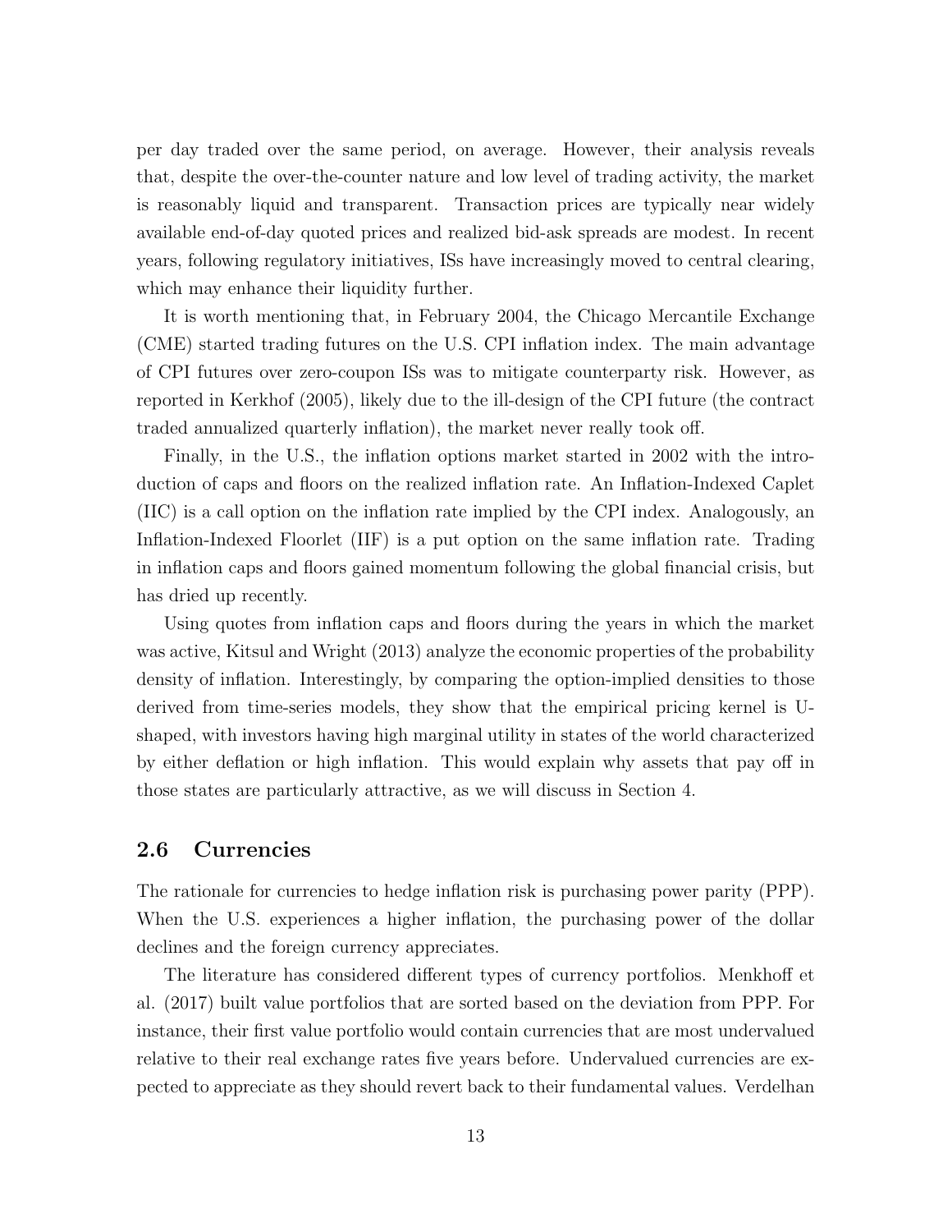per day traded over the same period, on average. However, their analysis reveals that, despite the over-the-counter nature and low level of trading activity, the market is reasonably liquid and transparent. Transaction prices are typically near widely available end-of-day quoted prices and realized bid-ask spreads are modest. In recent years, following regulatory initiatives, ISs have increasingly moved to central clearing, which may enhance their liquidity further.

It is worth mentioning that, in February 2004, the Chicago Mercantile Exchange (CME) started trading futures on the U.S. CPI inflation index. The main advantage of CPI futures over zero-coupon ISs was to mitigate counterparty risk. However, as reported in Kerkhof (2005), likely due to the ill-design of the CPI future (the contract traded annualized quarterly inflation), the market never really took off.

Finally, in the U.S., the inflation options market started in 2002 with the introduction of caps and floors on the realized inflation rate. An Inflation-Indexed Caplet (IIC) is a call option on the inflation rate implied by the CPI index. Analogously, an Inflation-Indexed Floorlet (IIF) is a put option on the same inflation rate. Trading in inflation caps and floors gained momentum following the global financial crisis, but has dried up recently.

Using quotes from inflation caps and floors during the years in which the market was active, Kitsul and Wright (2013) analyze the economic properties of the probability density of inflation. Interestingly, by comparing the option-implied densities to those derived from time-series models, they show that the empirical pricing kernel is U-shaped, with investors having high marginal utility in states of the world characterized by either deflation or high inflation. This would explain why assets that pay off in those states are particularly attractive, as we will discuss in Section 4.

## 2.6 Currencies

The rationale for currencies to hedge inflation risk is purchasing power parity (PPP). When the U.S. experiences a higher inflation, the purchasing power of the dollar declines and the foreign currency appreciates.

The literature has considered different types of currency portfolios. Menkhoff et al. (2017) built value portfolios that are sorted based on the deviation from PPP. For instance, their first value portfolio would contain currencies that are most undervalued relative to their real exchange rates five years before. Undervalued currencies are expected to appreciate as they should revert back to their fundamental values. Verdelhan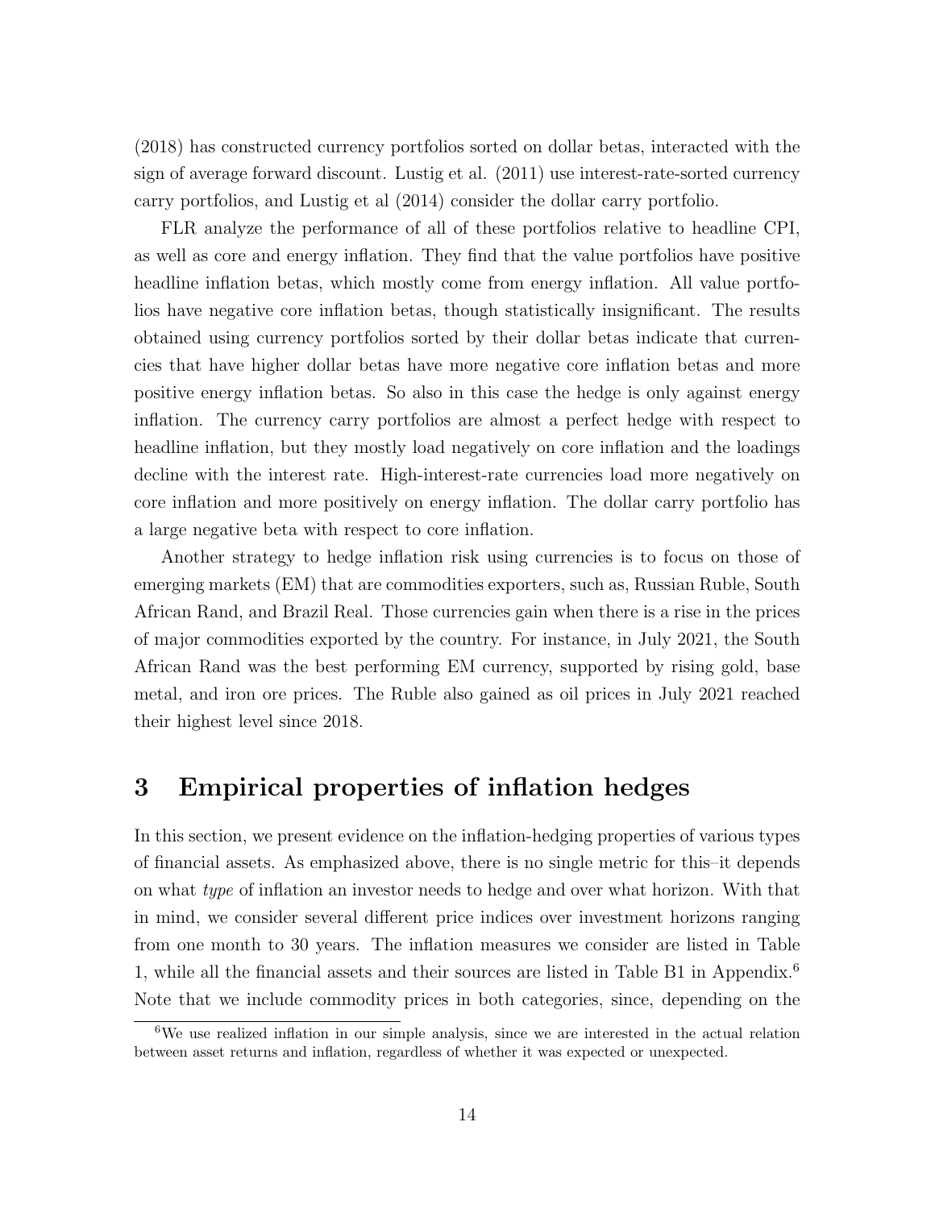(2018) has constructed currency portfolios sorted on dollar betas, interacted with the sign of average forward discount. Lustig et al. (2011) use interest-rate-sorted currency carry portfolios, and Lustig et al (2014) consider the dollar carry portfolio.

FLR analyze the performance of all of these portfolios relative to headline CPI, as well as core and energy inflation. They find that the value portfolios have positive headline inflation betas, which mostly come from energy inflation. All value portfolios have negative core inflation betas, though statistically insignificant. The results obtained using currency portfolios sorted by their dollar betas indicate that currencies that have higher dollar betas have more negative core inflation betas and more positive energy inflation betas. So also in this case the hedge is only against energy inflation. The currency carry portfolios are almost a perfect hedge with respect to headline inflation, but they mostly load negatively on core inflation and the loadings decline with the interest rate. High-interest-rate currencies load more negatively on core inflation and more positively on energy inflation. The dollar carry portfolio has a large negative beta with respect to core inflation.

Another strategy to hedge inflation risk using currencies is to focus on those of emerging markets (EM) that are commodities exporters, such as, Russian Ruble, South African Rand, and Brazil Real. Those currencies gain when there is a rise in the prices of major commodities exported by the country. For instance, in July 2021, the South African Rand was the best performing EM currency, supported by rising gold, base metal, and iron ore prices. The Ruble also gained as oil prices in July 2021 reached their highest level since 2018.

# 3 Empirical properties of inflation hedges

In this section, we present evidence on the inflation-hedging properties of various types of financial assets. As emphasized above, there is no single metric for this–it depends on what *type* of inflation an investor needs to hedge and over what horizon. With that in mind, we consider several different price indices over investment horizons ranging from one month to 30 years. The inflation measures we consider are listed in Table 1, while all the financial assets and their sources are listed in Table B1 in Appendix.[6] Note that we include commodity prices in both categories, since, depending on the

[6] We use realized inflation in our simple analysis, since we are interested in the actual relation between asset returns and inflation, regardless of whether it was expected or unexpected.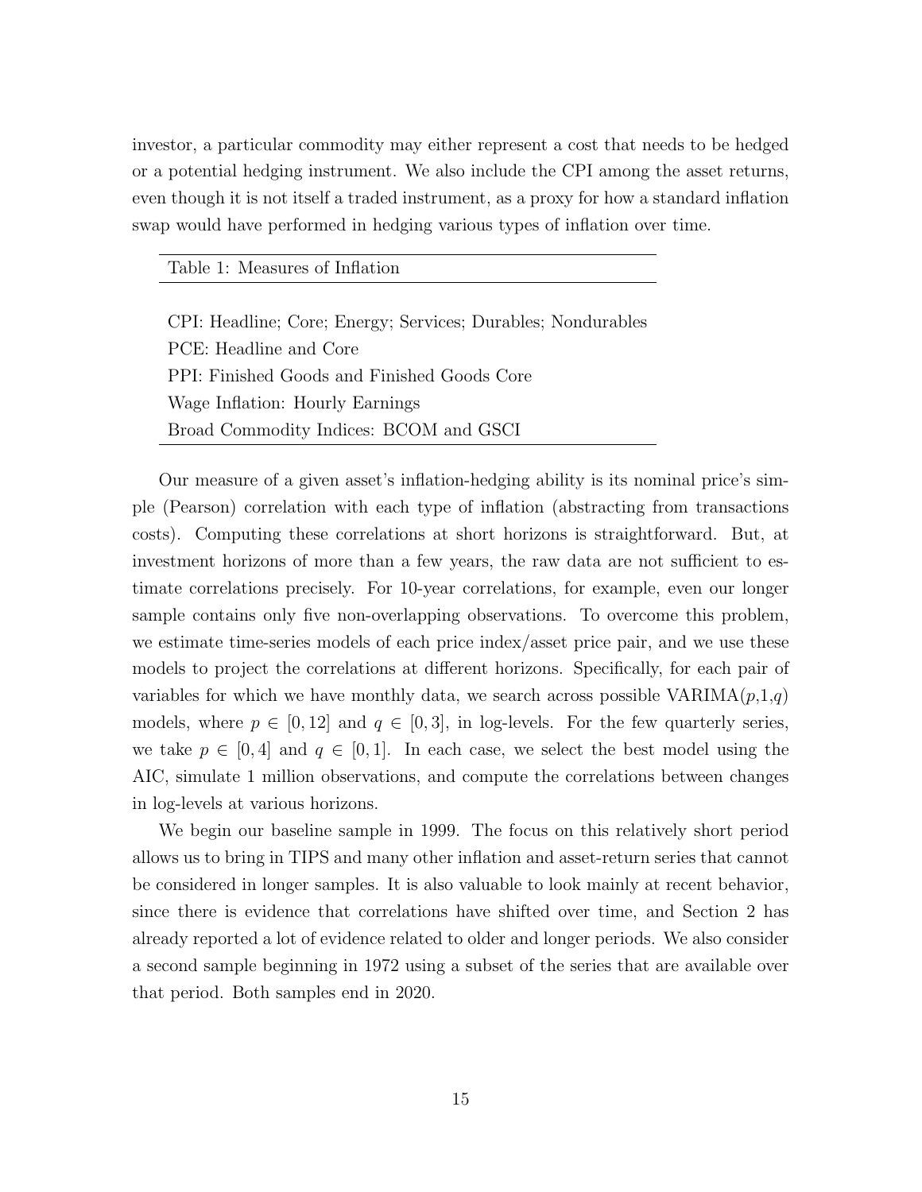investor, a particular commodity may either represent a cost that needs to be hedged or a potential hedging instrument. We also include the CPI among the asset returns, even though it is not itself a traded instrument, as a proxy for how a standard inflation swap would have performed in hedging various types of inflation over time.

| Table 1: Measures of Inflation |
|---|
| CPI: Headline; Core; Energy; Services; Durables; Nondurables |
| PCE: Headline and Core |
| PPI: Finished Goods and Finished Goods Core |
| Wage Inflation: Hourly Earnings |
| Broad Commodity Indices: BCOM and GSCI |

Our measure of a given asset's inflation-hedging ability is its nominal price's simple (Pearson) correlation with each type of inflation (abstracting from transactions costs). Computing these correlations at short horizons is straightforward. But, at investment horizons of more than a few years, the raw data are not sufficient to estimate correlations precisely. For 10-year correlations, for example, even our longer sample contains only five non-overlapping observations. To overcome this problem, we estimate time-series models of each price index/asset price pair, and we use these models to project the correlations at different horizons. Specifically, for each pair of variables for which we have monthly data, we search across possible VARIMA($p$,1,$q$) models, where $p \in [0, 12]$ and $q \in [0, 3]$, in log-levels. For the few quarterly series, we take $p \in [0, 4]$ and $q \in [0, 1]$. In each case, we select the best model using the AIC, simulate 1 million observations, and compute the correlations between changes in log-levels at various horizons.

We begin our baseline sample in 1999. The focus on this relatively short period allows us to bring in TIPS and many other inflation and asset-return series that cannot be considered in longer samples. It is also valuable to look mainly at recent behavior, since there is evidence that correlations have shifted over time, and Section 2 has already reported a lot of evidence related to older and longer periods. We also consider a second sample beginning in 1972 using a subset of the series that are available over that period. Both samples end in 2020.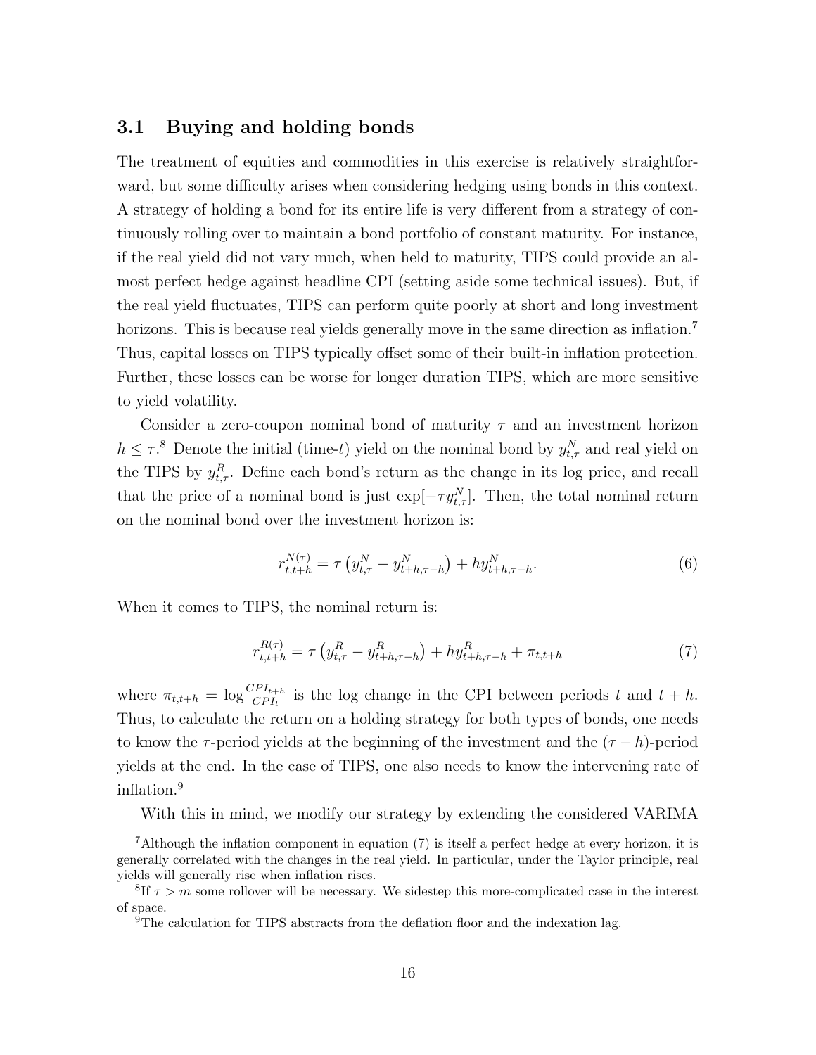### 3.1 Buying and holding bonds

The treatment of equities and commodities in this exercise is relatively straightforward, but some difficulty arises when considering hedging using bonds in this context. A strategy of holding a bond for its entire life is very different from a strategy of continuously rolling over to maintain a bond portfolio of constant maturity. For instance, if the real yield did not vary much, when held to maturity, TIPS could provide an almost perfect hedge against headline CPI (setting aside some technical issues). But, if the real yield fluctuates, TIPS can perform quite poorly at short and long investment horizons. This is because real yields generally move in the same direction as inflation.[7] Thus, capital losses on TIPS typically offset some of their built-in inflation protection. Further, these losses can be worse for longer duration TIPS, which are more sensitive to yield volatility.

Consider a zero-coupon nominal bond of maturity $\tau$ and an investment horizon $h \leq \tau$.[8] Denote the initial (time-$t$) yield on the nominal bond by $y^N_{t,\tau}$ and real yield on the TIPS by $y^R_{t,\tau}$. Define each bond's return as the change in its log price, and recall that the price of a nominal bond is just $\exp[-\tau y^N_{t,\tau}]$. Then, the total nominal return on the nominal bond over the investment horizon is:

$$r^{N(\tau)}_{t,t+h} = \tau \left( y^N_{t,\tau} - y^N_{t+h,\tau-h} \right) + h y^N_{t+h,\tau-h}. \tag{6}$$

When it comes to TIPS, the nominal return is:

$$r^{R(\tau)}_{t,t+h} = \tau \left( y^R_{t,\tau} - y^R_{t+h,\tau-h} \right) + h y^R_{t+h,\tau-h} + \pi_{t,t+h} \tag{7}$$

where $\pi_{t,t+h} = \log \frac{CPI_{t+h}}{CPI_t}$ is the log change in the CPI between periods $t$ and $t+h$. Thus, to calculate the return on a holding strategy for both types of bonds, one needs to know the $\tau$-period yields at the beginning of the investment and the $(\tau - h)$-period yields at the end. In the case of TIPS, one also needs to know the intervening rate of inflation.[9]

With this in mind, we modify our strategy by extending the considered VARIMA

---

[7] Although the inflation component in equation (7) is itself a perfect hedge at every horizon, it is generally correlated with the changes in the real yield. In particular, under the Taylor principle, real yields will generally rise when inflation rises.

[8] If $\tau > m$ some rollover will be necessary. We sidestep this more-complicated case in the interest of space.

[9] The calculation for TIPS abstracts from the deflation floor and the indexation lag.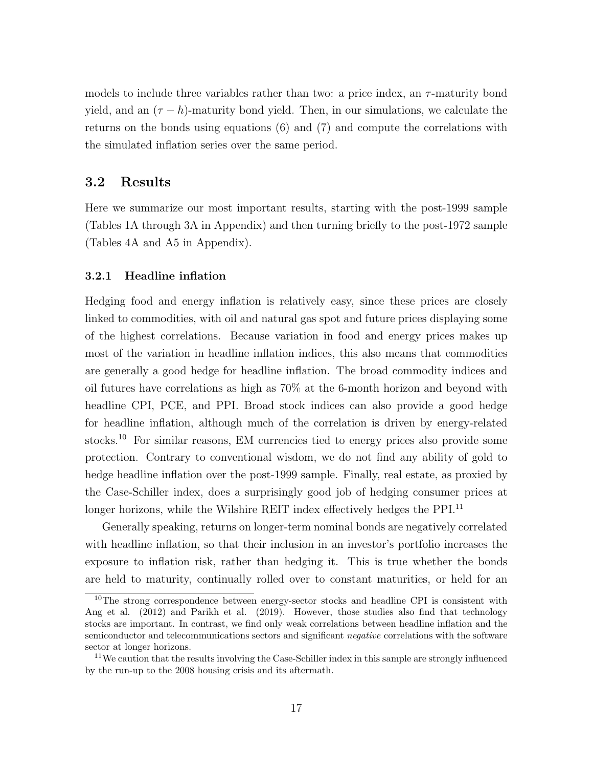models to include three variables rather than two: a price index, an $\tau$-maturity bond yield, and an $(\tau - h)$-maturity bond yield. Then, in our simulations, we calculate the returns on the bonds using equations (6) and (7) and compute the correlations with the simulated inflation series over the same period.

## 3.2 Results

Here we summarize our most important results, starting with the post-1999 sample (Tables 1A through 3A in Appendix) and then turning briefly to the post-1972 sample (Tables 4A and A5 in Appendix).

### 3.2.1 Headline inflation

Hedging food and energy inflation is relatively easy, since these prices are closely linked to commodities, with oil and natural gas spot and future prices displaying some of the highest correlations. Because variation in food and energy prices makes up most of the variation in headline inflation indices, this also means that commodities are generally a good hedge for headline inflation. The broad commodity indices and oil futures have correlations as high as 70% at the 6-month horizon and beyond with headline CPI, PCE, and PPI. Broad stock indices can also provide a good hedge for headline inflation, although much of the correlation is driven by energy-related stocks.[10] For similar reasons, EM currencies tied to energy prices also provide some protection. Contrary to conventional wisdom, we do not find any ability of gold to hedge headline inflation over the post-1999 sample. Finally, real estate, as proxied by the Case-Schiller index, does a surprisingly good job of hedging consumer prices at longer horizons, while the Wilshire REIT index effectively hedges the PPI.[11]

Generally speaking, returns on longer-term nominal bonds are negatively correlated with headline inflation, so that their inclusion in an investor's portfolio increases the exposure to inflation risk, rather than hedging it. This is true whether the bonds are held to maturity, continually rolled over to constant maturities, or held for an

[10] The strong correspondence between energy-sector stocks and headline CPI is consistent with Ang et al. (2012) and Parikh et al. (2019). However, those studies also find that technology stocks are important. In contrast, we find only weak correlations between headline inflation and the semiconductor and telecommunications sectors and significant *negative* correlations with the software sector at longer horizons.

[11] We caution that the results involving the Case-Schiller index in this sample are strongly influenced by the run-up to the 2008 housing crisis and its aftermath.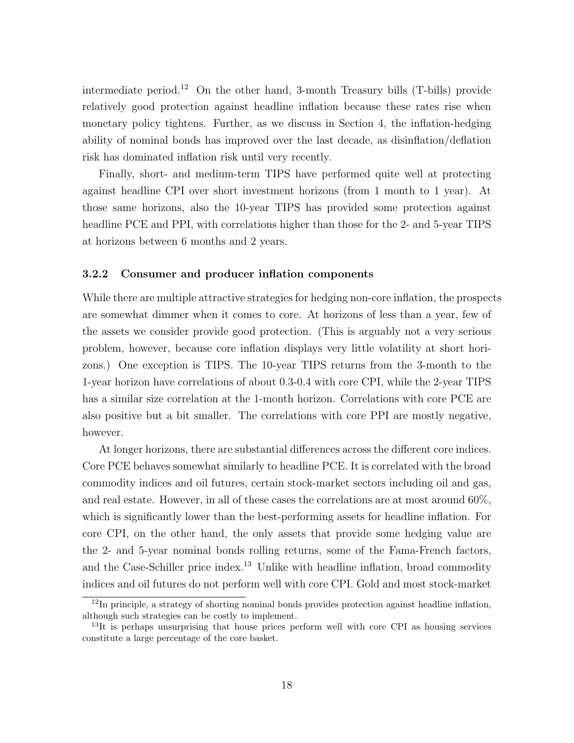intermediate period.[12] On the other hand, 3-month Treasury bills (T-bills) provide relatively good protection against headline inflation because these rates rise when monetary policy tightens. Further, as we discuss in Section 4, the inflation-hedging ability of nominal bonds has improved over the last decade, as disinflation/deflation risk has dominated inflation risk until very recently.

Finally, short- and medium-term TIPS have performed quite well at protecting against headline CPI over short investment horizons (from 1 month to 1 year). At those same horizons, also the 10-year TIPS has provided some protection against headline PCE and PPI, with correlations higher than those for the 2- and 5-year TIPS at horizons between 6 months and 2 years.

### 3.2.2 Consumer and producer inflation components

While there are multiple attractive strategies for hedging non-core inflation, the prospects are somewhat dimmer when it comes to core. At horizons of less than a year, few of the assets we consider provide good protection. (This is arguably not a very serious problem, however, because core inflation displays very little volatility at short horizons.) One exception is TIPS. The 10-year TIPS returns from the 3-month to the 1-year horizon have correlations of about 0.3-0.4 with core CPI, while the 2-year TIPS has a similar size correlation at the 1-month horizon. Correlations with core PCE are also positive but a bit smaller. The correlations with core PPI are mostly negative, however.

At longer horizons, there are substantial differences across the different core indices. Core PCE behaves somewhat similarly to headline PCE. It is correlated with the broad commodity indices and oil futures, certain stock-market sectors including oil and gas, and real estate. However, in all of these cases the correlations are at most around 60%, which is significantly lower than the best-performing assets for headline inflation. For core CPI, on the other hand, the only assets that provide some hedging value are the 2- and 5-year nominal bonds rolling returns, some of the Fama-French factors, and the Case-Schiller price index.[13] Unlike with headline inflation, broad commodity indices and oil futures do not perform well with core CPI. Gold and most stock-market

[12] In principle, a strategy of shorting nominal bonds provides protection against headline inflation, although such strategies can be costly to implement.

[13] It is perhaps unsurprising that house prices perform well with core CPI as housing services constitute a large percentage of the core basket.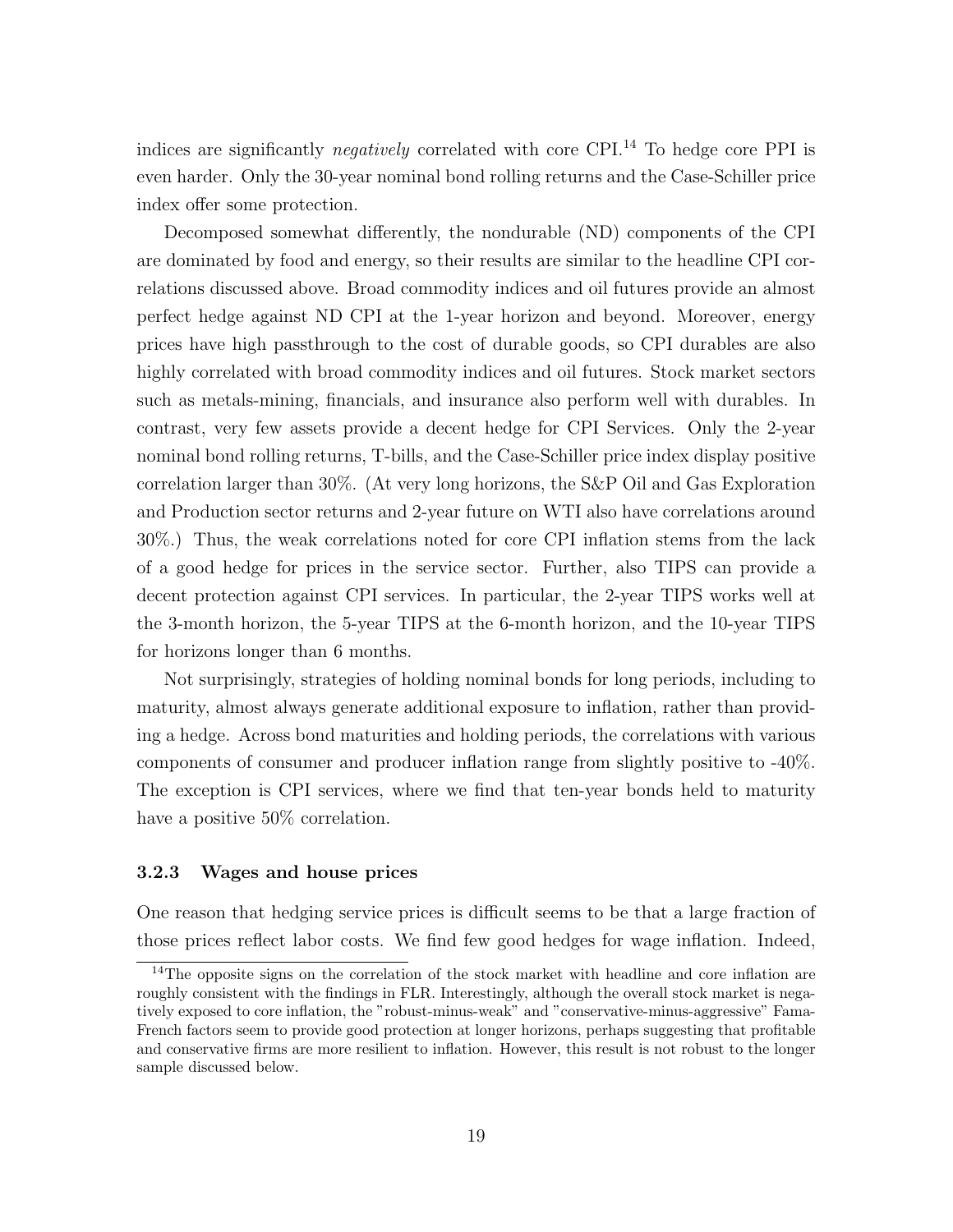indices are significantly *negatively* correlated with core CPI.[14] To hedge core PPI is even harder. Only the 30-year nominal bond rolling returns and the Case-Schiller price index offer some protection.

Decomposed somewhat differently, the nondurable (ND) components of the CPI are dominated by food and energy, so their results are similar to the headline CPI correlations discussed above. Broad commodity indices and oil futures provide an almost perfect hedge against ND CPI at the 1-year horizon and beyond. Moreover, energy prices have high passthrough to the cost of durable goods, so CPI durables are also highly correlated with broad commodity indices and oil futures. Stock market sectors such as metals-mining, financials, and insurance also perform well with durables. In contrast, very few assets provide a decent hedge for CPI Services. Only the 2-year nominal bond rolling returns, T-bills, and the Case-Schiller price index display positive correlation larger than 30%. (At very long horizons, the S&P Oil and Gas Exploration and Production sector returns and 2-year future on WTI also have correlations around 30%.) Thus, the weak correlations noted for core CPI inflation stems from the lack of a good hedge for prices in the service sector. Further, also TIPS can provide a decent protection against CPI services. In particular, the 2-year TIPS works well at the 3-month horizon, the 5-year TIPS at the 6-month horizon, and the 10-year TIPS for horizons longer than 6 months.

Not surprisingly, strategies of holding nominal bonds for long periods, including to maturity, almost always generate additional exposure to inflation, rather than providing a hedge. Across bond maturities and holding periods, the correlations with various components of consumer and producer inflation range from slightly positive to -40%. The exception is CPI services, where we find that ten-year bonds held to maturity have a positive 50% correlation.

### 3.2.3 Wages and house prices

One reason that hedging service prices is difficult seems to be that a large fraction of those prices reflect labor costs. We find few good hedges for wage inflation. Indeed,

[14]The opposite signs on the correlation of the stock market with headline and core inflation are roughly consistent with the findings in FLR. Interestingly, although the overall stock market is negatively exposed to core inflation, the "robust-minus-weak" and "conservative-minus-aggressive" Fama-French factors seem to provide good protection at longer horizons, perhaps suggesting that profitable and conservative firms are more resilient to inflation. However, this result is not robust to the longer sample discussed below.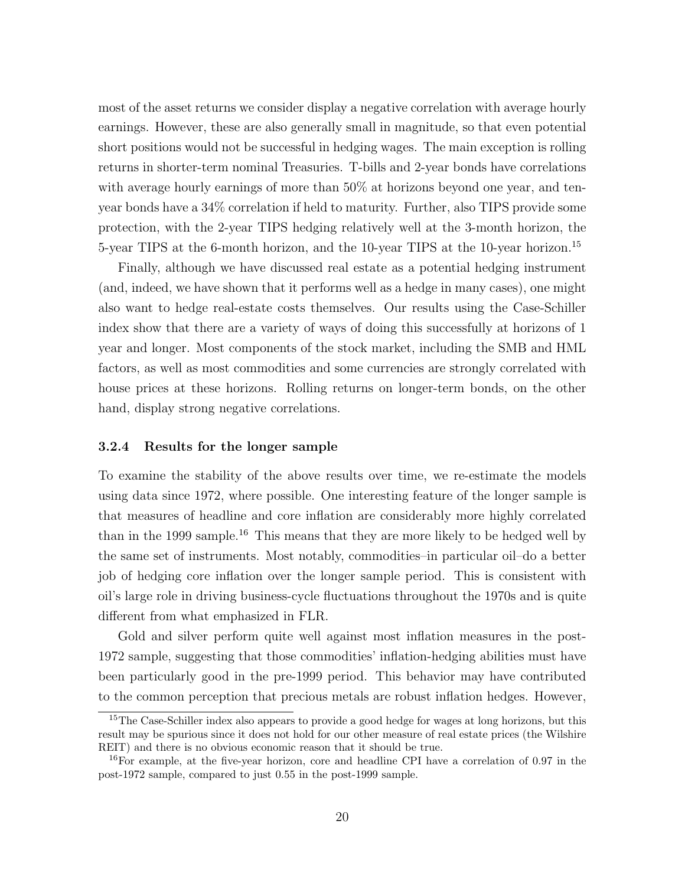most of the asset returns we consider display a negative correlation with average hourly earnings. However, these are also generally small in magnitude, so that even potential short positions would not be successful in hedging wages. The main exception is rolling returns in shorter-term nominal Treasuries. T-bills and 2-year bonds have correlations with average hourly earnings of more than 50% at horizons beyond one year, and ten-year bonds have a 34% correlation if held to maturity. Further, also TIPS provide some protection, with the 2-year TIPS hedging relatively well at the 3-month horizon, the 5-year TIPS at the 6-month horizon, and the 10-year TIPS at the 10-year horizon.[15]

Finally, although we have discussed real estate as a potential hedging instrument (and, indeed, we have shown that it performs well as a hedge in many cases), one might also want to hedge real-estate costs themselves. Our results using the Case-Schiller index show that there are a variety of ways of doing this successfully at horizons of 1 year and longer. Most components of the stock market, including the SMB and HML factors, as well as most commodities and some currencies are strongly correlated with house prices at these horizons. Rolling returns on longer-term bonds, on the other hand, display strong negative correlations.

### 3.2.4 Results for the longer sample

To examine the stability of the above results over time, we re-estimate the models using data since 1972, where possible. One interesting feature of the longer sample is that measures of headline and core inflation are considerably more highly correlated than in the 1999 sample.[16] This means that they are more likely to be hedged well by the same set of instruments. Most notably, commodities–in particular oil–do a better job of hedging core inflation over the longer sample period. This is consistent with oil's large role in driving business-cycle fluctuations throughout the 1970s and is quite different from what emphasized in FLR.

Gold and silver perform quite well against most inflation measures in the post-1972 sample, suggesting that those commodities' inflation-hedging abilities must have been particularly good in the pre-1999 period. This behavior may have contributed to the common perception that precious metals are robust inflation hedges. However,

[15] The Case-Schiller index also appears to provide a good hedge for wages at long horizons, but this result may be spurious since it does not hold for our other measure of real estate prices (the Wilshire REIT) and there is no obvious economic reason that it should be true.

[16] For example, at the five-year horizon, core and headline CPI have a correlation of 0.97 in the post-1972 sample, compared to just 0.55 in the post-1999 sample.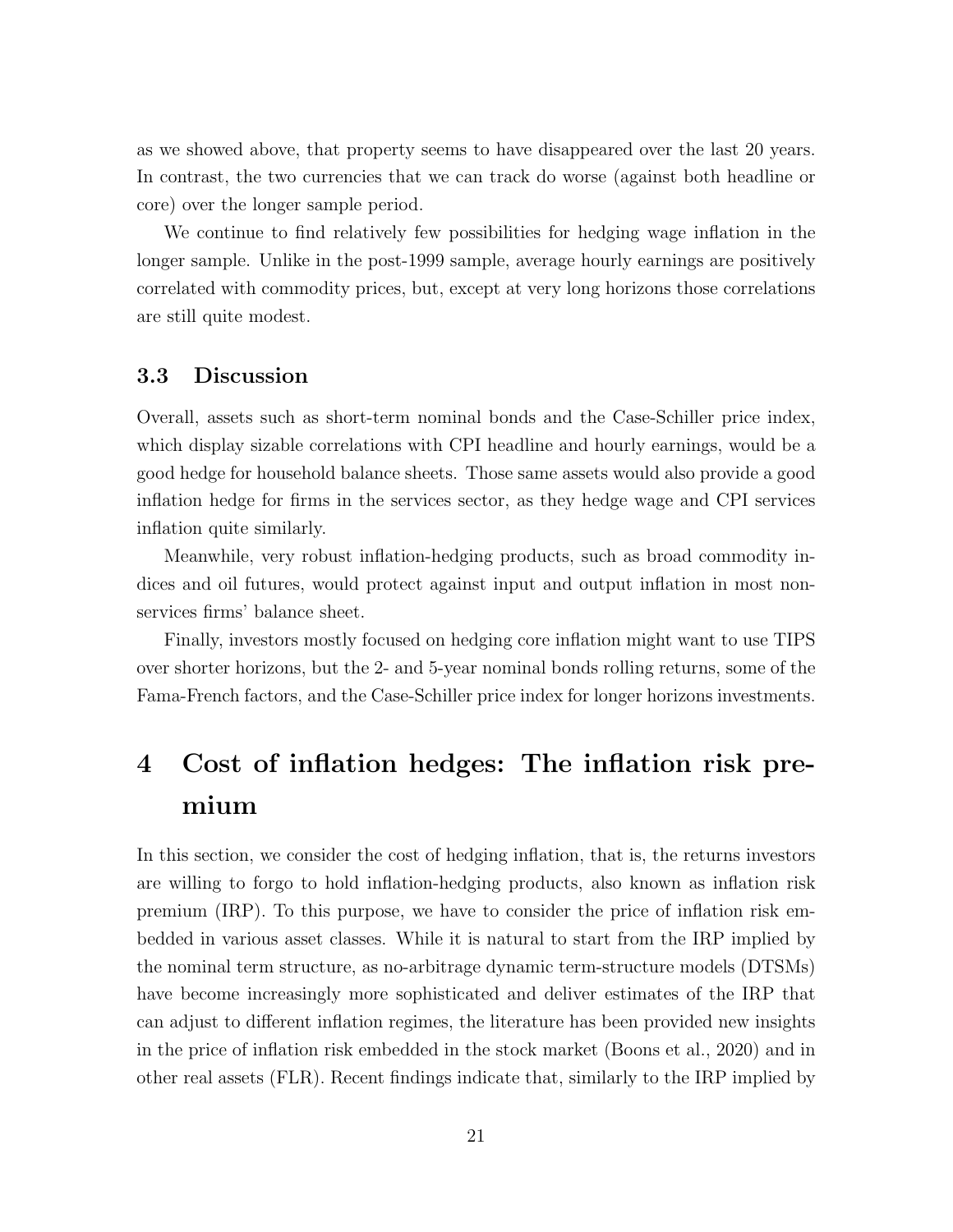as we showed above, that property seems to have disappeared over the last 20 years. In contrast, the two currencies that we can track do worse (against both headline or core) over the longer sample period.

We continue to find relatively few possibilities for hedging wage inflation in the longer sample. Unlike in the post-1999 sample, average hourly earnings are positively correlated with commodity prices, but, except at very long horizons those correlations are still quite modest.

### 3.3 Discussion

Overall, assets such as short-term nominal bonds and the Case-Schiller price index, which display sizable correlations with CPI headline and hourly earnings, would be a good hedge for household balance sheets. Those same assets would also provide a good inflation hedge for firms in the services sector, as they hedge wage and CPI services inflation quite similarly.

Meanwhile, very robust inflation-hedging products, such as broad commodity indices and oil futures, would protect against input and output inflation in most non-services firms' balance sheet.

Finally, investors mostly focused on hedging core inflation might want to use TIPS over shorter horizons, but the 2- and 5-year nominal bonds rolling returns, some of the Fama-French factors, and the Case-Schiller price index for longer horizons investments.

## 4 Cost of inflation hedges: The inflation risk premium

In this section, we consider the cost of hedging inflation, that is, the returns investors are willing to forgo to hold inflation-hedging products, also known as inflation risk premium (IRP). To this purpose, we have to consider the price of inflation risk embedded in various asset classes. While it is natural to start from the IRP implied by the nominal term structure, as no-arbitrage dynamic term-structure models (DTSMs) have become increasingly more sophisticated and deliver estimates of the IRP that can adjust to different inflation regimes, the literature has been provided new insights in the price of inflation risk embedded in the stock market (Boons et al., 2020) and in other real assets (FLR). Recent findings indicate that, similarly to the IRP implied by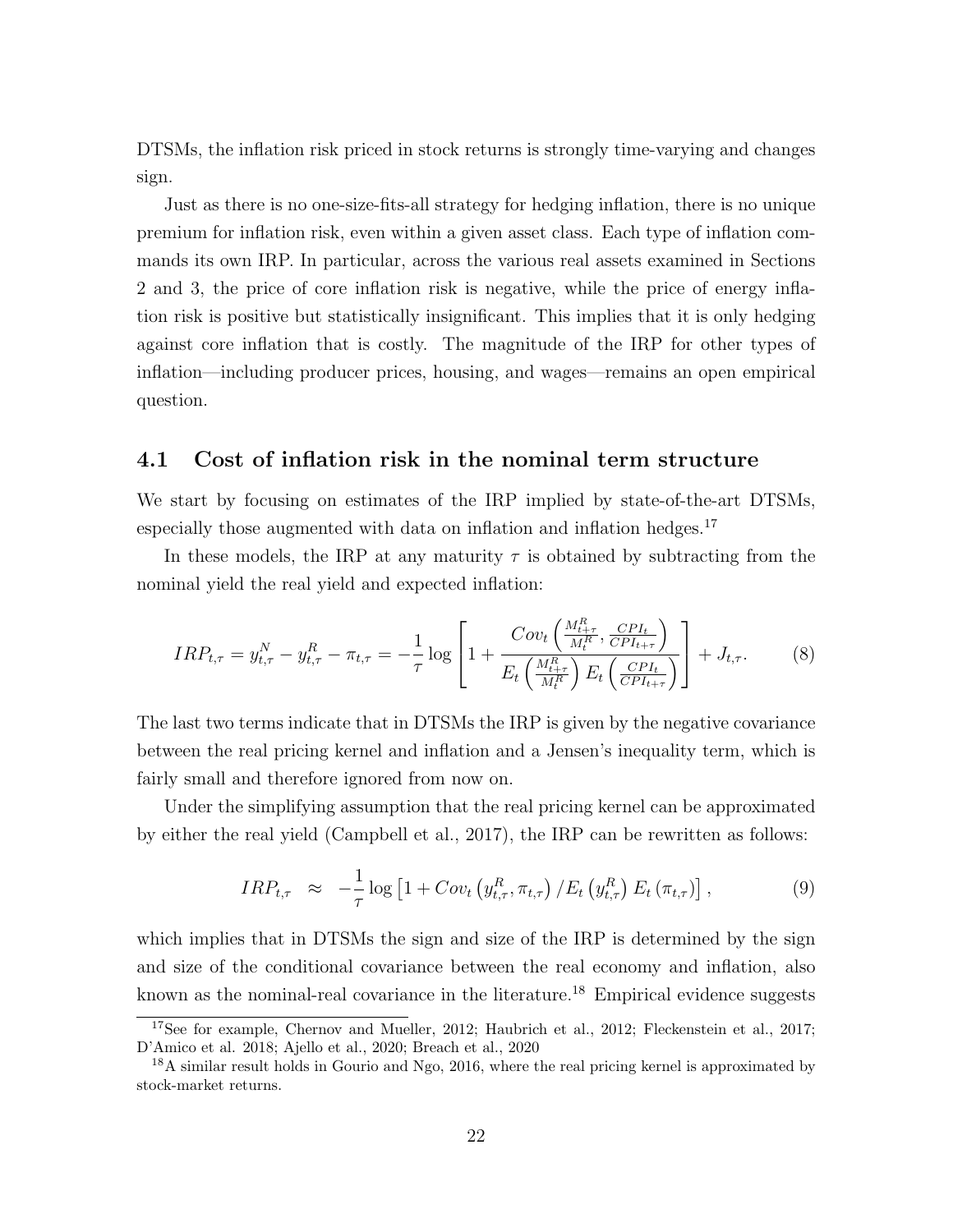DTSMs, the inflation risk priced in stock returns is strongly time-varying and changes sign.

Just as there is no one-size-fits-all strategy for hedging inflation, there is no unique premium for inflation risk, even within a given asset class. Each type of inflation commands its own IRP. In particular, across the various real assets examined in Sections 2 and 3, the price of core inflation risk is negative, while the price of energy inflation risk is positive but statistically insignificant. This implies that it is only hedging against core inflation that is costly. The magnitude of the IRP for other types of inflation—including producer prices, housing, and wages—remains an open empirical question.

## 4.1 Cost of inflation risk in the nominal term structure

We start by focusing on estimates of the IRP implied by state-of-the-art DTSMs, especially those augmented with data on inflation and inflation hedges.[17]

In these models, the IRP at any maturity $\tau$ is obtained by subtracting from the nominal yield the real yield and expected inflation:

$$IRP_{t,\tau} = y^N_{t,\tau} - y^R_{t,\tau} - \pi_{t,\tau} = -\frac{1}{\tau}\log\left[1 + \frac{Cov_t\left(\frac{M^R_{t+\tau}}{M^R_t}, \frac{CPI_t}{CPI_{t+\tau}}\right)}{E_t\left(\frac{M^R_{t+\tau}}{M^R_t}\right)E_t\left(\frac{CPI_t}{CPI_{t+\tau}}\right)}\right] + J_{t,\tau}. \tag{8}$$

The last two terms indicate that in DTSMs the IRP is given by the negative covariance between the real pricing kernel and inflation and a Jensen's inequality term, which is fairly small and therefore ignored from now on.

Under the simplifying assumption that the real pricing kernel can be approximated by either the real yield (Campbell et al., 2017), the IRP can be rewritten as follows:

$$IRP_{t,\tau} \approx -\frac{1}{\tau}\log\left[1 + Cov_t\left(y^R_{t,\tau}, \pi_{t,\tau}\right)/E_t\left(y^R_{t,\tau}\right)E_t\left(\pi_{t,\tau}\right)\right], \tag{9}$$

which implies that in DTSMs the sign and size of the IRP is determined by the sign and size of the conditional covariance between the real economy and inflation, also known as the nominal-real covariance in the literature.[18] Empirical evidence suggests

[17] See for example, Chernov and Mueller, 2012; Haubrich et al., 2012; Fleckenstein et al., 2017; D'Amico et al. 2018; Ajello et al., 2020; Breach et al., 2020

[18] A similar result holds in Gourio and Ngo, 2016, where the real pricing kernel is approximated by stock-market returns.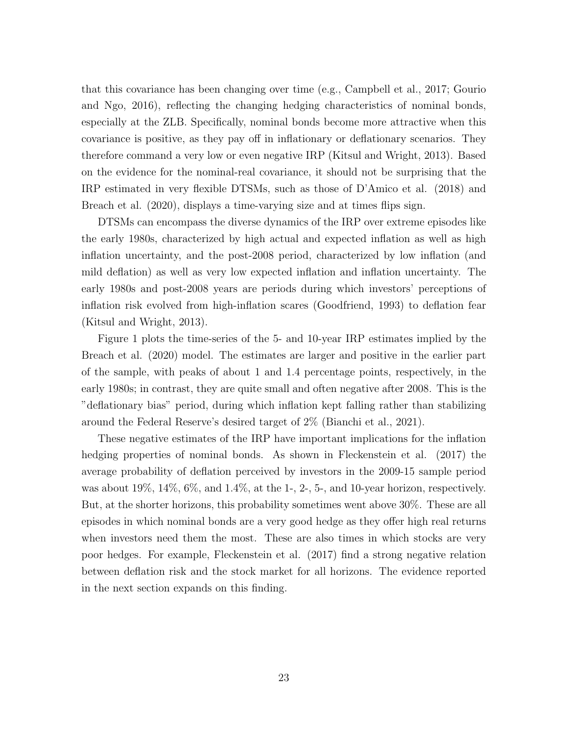that this covariance has been changing over time (e.g., Campbell et al., 2017; Gourio and Ngo, 2016), reflecting the changing hedging characteristics of nominal bonds, especially at the ZLB. Specifically, nominal bonds become more attractive when this covariance is positive, as they pay off in inflationary or deflationary scenarios. They therefore command a very low or even negative IRP (Kitsul and Wright, 2013). Based on the evidence for the nominal-real covariance, it should not be surprising that the IRP estimated in very flexible DTSMs, such as those of D'Amico et al. (2018) and Breach et al. (2020), displays a time-varying size and at times flips sign.

DTSMs can encompass the diverse dynamics of the IRP over extreme episodes like the early 1980s, characterized by high actual and expected inflation as well as high inflation uncertainty, and the post-2008 period, characterized by low inflation (and mild deflation) as well as very low expected inflation and inflation uncertainty. The early 1980s and post-2008 years are periods during which investors' perceptions of inflation risk evolved from high-inflation scares (Goodfriend, 1993) to deflation fear (Kitsul and Wright, 2013).

Figure 1 plots the time-series of the 5- and 10-year IRP estimates implied by the Breach et al. (2020) model. The estimates are larger and positive in the earlier part of the sample, with peaks of about 1 and 1.4 percentage points, respectively, in the early 1980s; in contrast, they are quite small and often negative after 2008. This is the "deflationary bias" period, during which inflation kept falling rather than stabilizing around the Federal Reserve's desired target of 2% (Bianchi et al., 2021).

These negative estimates of the IRP have important implications for the inflation hedging properties of nominal bonds. As shown in Fleckenstein et al. (2017) the average probability of deflation perceived by investors in the 2009-15 sample period was about 19%, 14%, 6%, and 1.4%, at the 1-, 2-, 5-, and 10-year horizon, respectively. But, at the shorter horizons, this probability sometimes went above 30%. These are all episodes in which nominal bonds are a very good hedge as they offer high real returns when investors need them the most. These are also times in which stocks are very poor hedges. For example, Fleckenstein et al. (2017) find a strong negative relation between deflation risk and the stock market for all horizons. The evidence reported in the next section expands on this finding.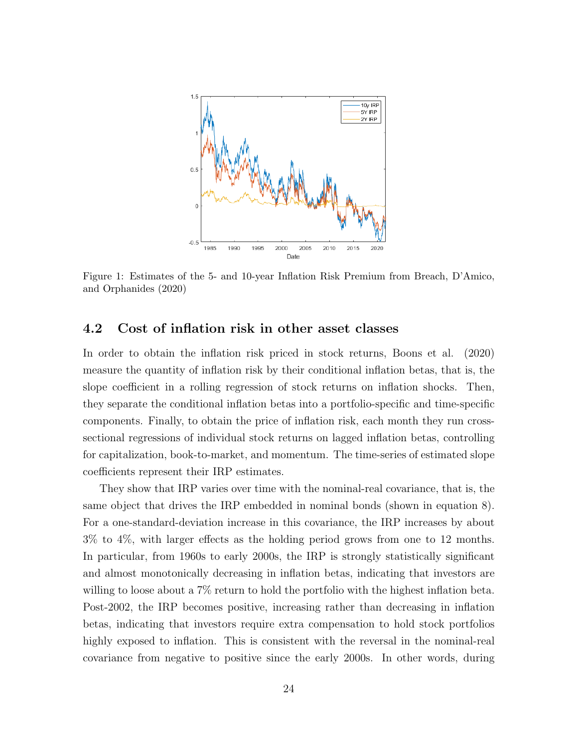Figure 1: Estimates of the 5- and 10-year Inflation Risk Premium from Breach, D'Amico, and Orphanides (2020)

## 4.2 Cost of inflation risk in other asset classes

In order to obtain the inflation risk priced in stock returns, Boons et al. (2020) measure the quantity of inflation risk by their conditional inflation betas, that is, the slope coefficient in a rolling regression of stock returns on inflation shocks. Then, they separate the conditional inflation betas into a portfolio-specific and time-specific components. Finally, to obtain the price of inflation risk, each month they run cross-sectional regressions of individual stock returns on lagged inflation betas, controlling for capitalization, book-to-market, and momentum. The time-series of estimated slope coefficients represent their IRP estimates.

They show that IRP varies over time with the nominal-real covariance, that is, the same object that drives the IRP embedded in nominal bonds (shown in equation 8). For a one-standard-deviation increase in this covariance, the IRP increases by about 3% to 4%, with larger effects as the holding period grows from one to 12 months. In particular, from 1960s to early 2000s, the IRP is strongly statistically significant and almost monotonically decreasing in inflation betas, indicating that investors are willing to loose about a 7% return to hold the portfolio with the highest inflation beta. Post-2002, the IRP becomes positive, increasing rather than decreasing in inflation betas, indicating that investors require extra compensation to hold stock portfolios highly exposed to inflation. This is consistent with the reversal in the nominal-real covariance from negative to positive since the early 2000s. In other words, during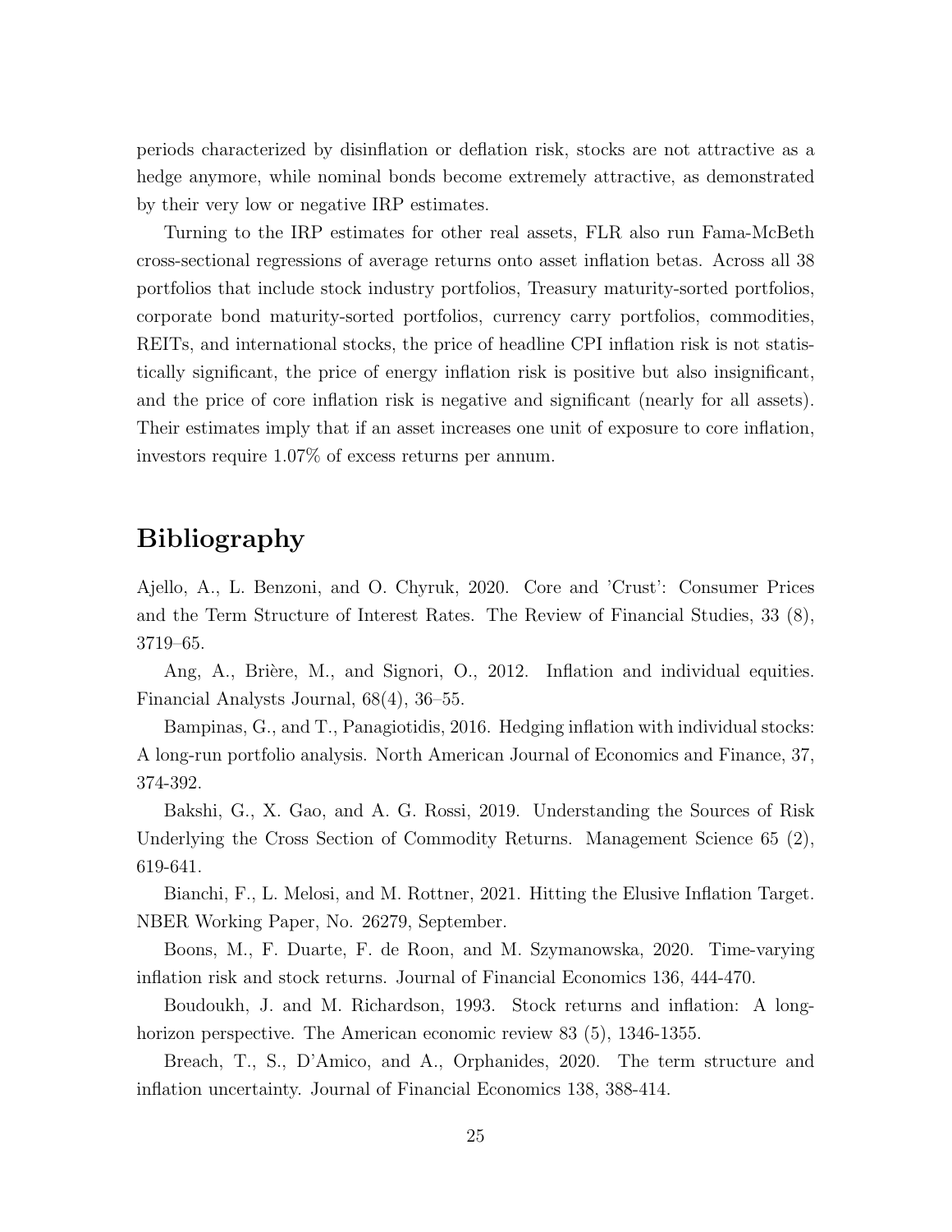periods characterized by disinflation or deflation risk, stocks are not attractive as a hedge anymore, while nominal bonds become extremely attractive, as demonstrated by their very low or negative IRP estimates.

Turning to the IRP estimates for other real assets, FLR also run Fama-McBeth cross-sectional regressions of average returns onto asset inflation betas. Across all 38 portfolios that include stock industry portfolios, Treasury maturity-sorted portfolios, corporate bond maturity-sorted portfolios, currency carry portfolios, commodities, REITs, and international stocks, the price of headline CPI inflation risk is not statistically significant, the price of energy inflation risk is positive but also insignificant, and the price of core inflation risk is negative and significant (nearly for all assets). Their estimates imply that if an asset increases one unit of exposure to core inflation, investors require 1.07% of excess returns per annum.

# Bibliography

Ajello, A., L. Benzoni, and O. Chyruk, 2020. Core and 'Crust': Consumer Prices and the Term Structure of Interest Rates. The Review of Financial Studies, 33 (8), 3719–65.

Ang, A., Brière, M., and Signori, O., 2012. Inflation and individual equities. Financial Analysts Journal, 68(4), 36–55.

Bampinas, G., and T., Panagiotidis, 2016. Hedging inflation with individual stocks: A long-run portfolio analysis. North American Journal of Economics and Finance, 37, 374-392.

Bakshi, G., X. Gao, and A. G. Rossi, 2019. Understanding the Sources of Risk Underlying the Cross Section of Commodity Returns. Management Science 65 (2), 619-641.

Bianchi, F., L. Melosi, and M. Rottner, 2021. Hitting the Elusive Inflation Target. NBER Working Paper, No. 26279, September.

Boons, M., F. Duarte, F. de Roon, and M. Szymanowska, 2020. Time-varying inflation risk and stock returns. Journal of Financial Economics 136, 444-470.

Boudoukh, J. and M. Richardson, 1993. Stock returns and inflation: A long-horizon perspective. The American economic review 83 (5), 1346-1355.

Breach, T., S., D'Amico, and A., Orphanides, 2020. The term structure and inflation uncertainty. Journal of Financial Economics 138, 388-414.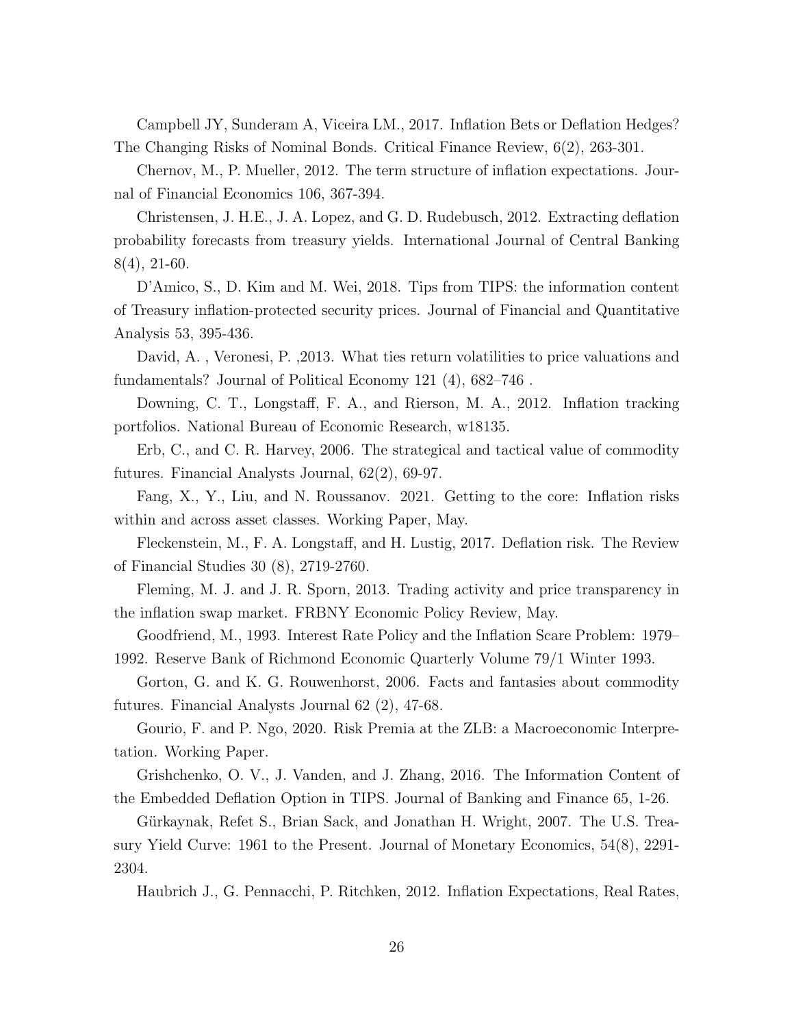Campbell JY, Sunderam A, Viceira LM., 2017. Inflation Bets or Deflation Hedges? The Changing Risks of Nominal Bonds. Critical Finance Review, 6(2), 263-301.

Chernov, M., P. Mueller, 2012. The term structure of inflation expectations. Journal of Financial Economics 106, 367-394.

Christensen, J. H.E., J. A. Lopez, and G. D. Rudebusch, 2012. Extracting deflation probability forecasts from treasury yields. International Journal of Central Banking 8(4), 21-60.

D'Amico, S., D. Kim and M. Wei, 2018. Tips from TIPS: the information content of Treasury inflation-protected security prices. Journal of Financial and Quantitative Analysis 53, 395-436.

David, A. , Veronesi, P. ,2013. What ties return volatilities to price valuations and fundamentals? Journal of Political Economy 121 (4), 682–746 .

Downing, C. T., Longstaff, F. A., and Rierson, M. A., 2012. Inflation tracking portfolios. National Bureau of Economic Research, w18135.

Erb, C., and C. R. Harvey, 2006. The strategical and tactical value of commodity futures. Financial Analysts Journal, 62(2), 69-97.

Fang, X., Y., Liu, and N. Roussanov. 2021. Getting to the core: Inflation risks within and across asset classes. Working Paper, May.

Fleckenstein, M., F. A. Longstaff, and H. Lustig, 2017. Deflation risk. The Review of Financial Studies 30 (8), 2719-2760.

Fleming, M. J. and J. R. Sporn, 2013. Trading activity and price transparency in the inflation swap market. FRBNY Economic Policy Review, May.

Goodfriend, M., 1993. Interest Rate Policy and the Inflation Scare Problem: 1979–1992. Reserve Bank of Richmond Economic Quarterly Volume 79/1 Winter 1993.

Gorton, G. and K. G. Rouwenhorst, 2006. Facts and fantasies about commodity futures. Financial Analysts Journal 62 (2), 47-68.

Gourio, F. and P. Ngo, 2020. Risk Premia at the ZLB: a Macroeconomic Interpretation. Working Paper.

Grishchenko, O. V., J. Vanden, and J. Zhang, 2016. The Information Content of the Embedded Deflation Option in TIPS. Journal of Banking and Finance 65, 1-26.

Gürkaynak, Refet S., Brian Sack, and Jonathan H. Wright, 2007. The U.S. Treasury Yield Curve: 1961 to the Present. Journal of Monetary Economics, 54(8), 2291-2304.

Haubrich J., G. Pennacchi, P. Ritchken, 2012. Inflation Expectations, Real Rates,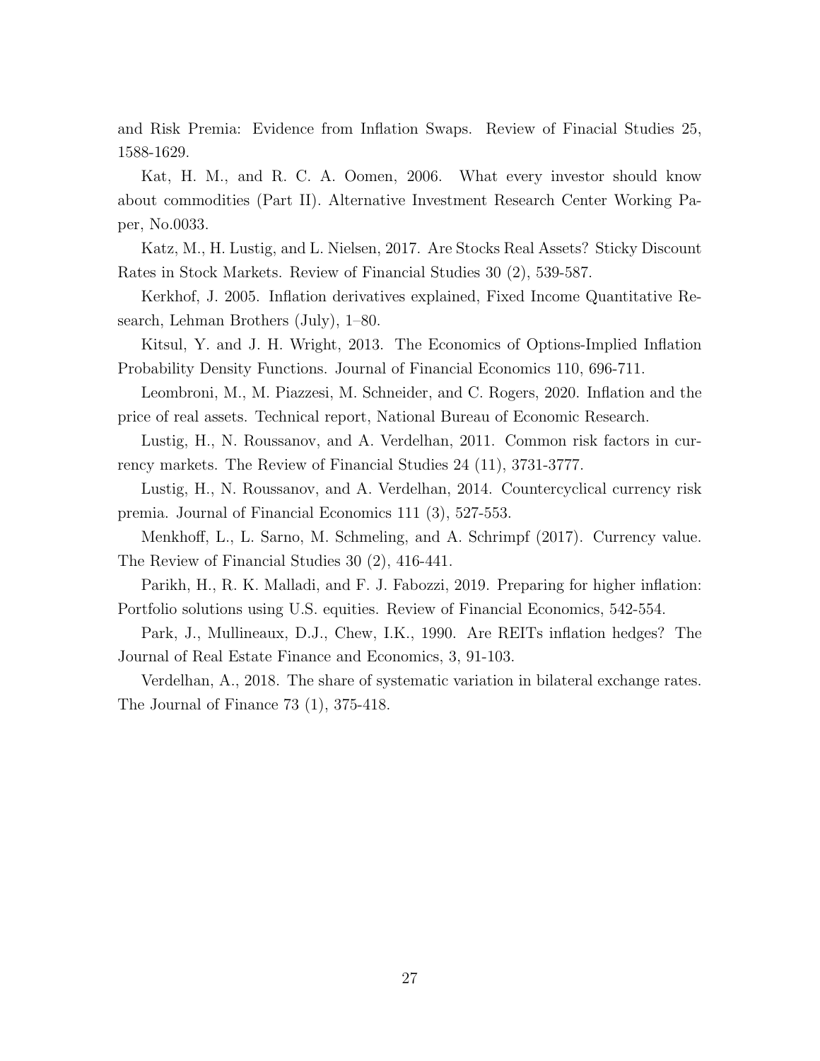and Risk Premia: Evidence from Inflation Swaps. Review of Finacial Studies 25, 1588-1629.

Kat, H. M., and R. C. A. Oomen, 2006. What every investor should know about commodities (Part II). Alternative Investment Research Center Working Paper, No.0033.

Katz, M., H. Lustig, and L. Nielsen, 2017. Are Stocks Real Assets? Sticky Discount Rates in Stock Markets. Review of Financial Studies 30 (2), 539-587.

Kerkhof, J. 2005. Inflation derivatives explained, Fixed Income Quantitative Research, Lehman Brothers (July), 1–80.

Kitsul, Y. and J. H. Wright, 2013. The Economics of Options-Implied Inflation Probability Density Functions. Journal of Financial Economics 110, 696-711.

Leombroni, M., M. Piazzesi, M. Schneider, and C. Rogers, 2020. Inflation and the price of real assets. Technical report, National Bureau of Economic Research.

Lustig, H., N. Roussanov, and A. Verdelhan, 2011. Common risk factors in currency markets. The Review of Financial Studies 24 (11), 3731-3777.

Lustig, H., N. Roussanov, and A. Verdelhan, 2014. Countercyclical currency risk premia. Journal of Financial Economics 111 (3), 527-553.

Menkhoff, L., L. Sarno, M. Schmeling, and A. Schrimpf (2017). Currency value. The Review of Financial Studies 30 (2), 416-441.

Parikh, H., R. K. Malladi, and F. J. Fabozzi, 2019. Preparing for higher inflation: Portfolio solutions using U.S. equities. Review of Financial Economics, 542-554.

Park, J., Mullineaux, D.J., Chew, I.K., 1990. Are REITs inflation hedges? The Journal of Real Estate Finance and Economics, 3, 91-103.

Verdelhan, A., 2018. The share of systematic variation in bilateral exchange rates. The Journal of Finance 73 (1), 375-418.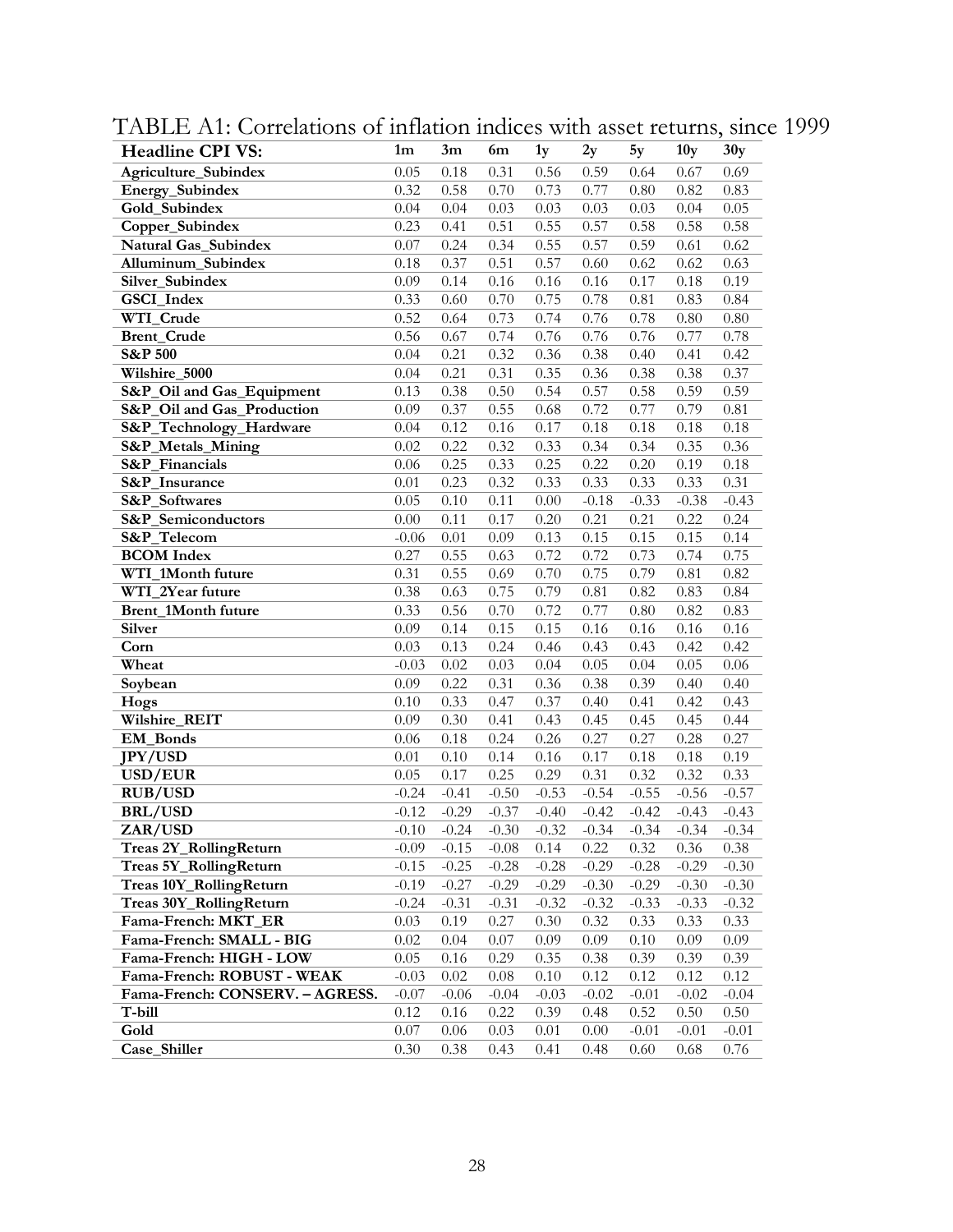TABLE A1: Correlations of inflation indices with asset returns, since 1999

| Headline CPI VS: | 1m | 3m | 6m | 1y | 2y | 5y | 10y | 30y |
|---|---|---|---|---|---|---|---|---|
| **Agriculture_Subindex** | 0.05 | 0.18 | 0.31 | 0.56 | 0.59 | 0.64 | 0.67 | 0.69 |
| **Energy_Subindex** | 0.32 | 0.58 | 0.70 | 0.73 | 0.77 | 0.80 | 0.82 | 0.83 |
| **Gold_Subindex** | 0.04 | 0.04 | 0.03 | 0.03 | 0.03 | 0.03 | 0.04 | 0.05 |
| **Copper_Subindex** | 0.23 | 0.41 | 0.51 | 0.55 | 0.57 | 0.58 | 0.58 | 0.58 |
| **Natural Gas_Subindex** | 0.07 | 0.24 | 0.34 | 0.55 | 0.57 | 0.59 | 0.61 | 0.62 |
| **Alluminum_Subindex** | 0.18 | 0.37 | 0.51 | 0.57 | 0.60 | 0.62 | 0.62 | 0.63 |
| **Silver_Subindex** | 0.09 | 0.14 | 0.16 | 0.16 | 0.16 | 0.17 | 0.18 | 0.19 |
| **GSCI_Index** | 0.33 | 0.60 | 0.70 | 0.75 | 0.78 | 0.81 | 0.83 | 0.84 |
| **WTI_Crude** | 0.52 | 0.64 | 0.73 | 0.74 | 0.76 | 0.78 | 0.80 | 0.80 |
| **Brent_Crude** | 0.56 | 0.67 | 0.74 | 0.76 | 0.76 | 0.76 | 0.77 | 0.78 |
| **S&P 500** | 0.04 | 0.21 | 0.32 | 0.36 | 0.38 | 0.40 | 0.41 | 0.42 |
| **Wilshire_5000** | 0.04 | 0.21 | 0.31 | 0.35 | 0.36 | 0.38 | 0.38 | 0.37 |
| **S&P_Oil and Gas_Equipment** | 0.13 | 0.38 | 0.50 | 0.54 | 0.57 | 0.58 | 0.59 | 0.59 |
| **S&P_Oil and Gas_Production** | 0.09 | 0.37 | 0.55 | 0.68 | 0.72 | 0.77 | 0.79 | 0.81 |
| **S&P_Technology_Hardware** | 0.04 | 0.12 | 0.16 | 0.17 | 0.18 | 0.18 | 0.18 | 0.18 |
| **S&P_Metals_Mining** | 0.02 | 0.22 | 0.32 | 0.33 | 0.34 | 0.34 | 0.35 | 0.36 |
| **S&P_Financials** | 0.06 | 0.25 | 0.33 | 0.25 | 0.22 | 0.20 | 0.19 | 0.18 |
| **S&P_Insurance** | 0.01 | 0.23 | 0.32 | 0.33 | 0.33 | 0.33 | 0.33 | 0.31 |
| **S&P_Softwares** | 0.05 | 0.10 | 0.11 | 0.00 | -0.18 | -0.33 | -0.38 | -0.43 |
| **S&P_Semiconductors** | 0.00 | 0.11 | 0.17 | 0.20 | 0.21 | 0.21 | 0.22 | 0.24 |
| **S&P_Telecom** | -0.06 | 0.01 | 0.09 | 0.13 | 0.15 | 0.15 | 0.15 | 0.14 |
| **BCOM Index** | 0.27 | 0.55 | 0.63 | 0.72 | 0.72 | 0.73 | 0.74 | 0.75 |
| **WTI_1Month future** | 0.31 | 0.55 | 0.69 | 0.70 | 0.75 | 0.79 | 0.81 | 0.82 |
| **WTI_2Year future** | 0.38 | 0.63 | 0.75 | 0.79 | 0.81 | 0.82 | 0.83 | 0.84 |
| **Brent_1Month future** | 0.33 | 0.56 | 0.70 | 0.72 | 0.77 | 0.80 | 0.82 | 0.83 |
| **Silver** | 0.09 | 0.14 | 0.15 | 0.15 | 0.16 | 0.16 | 0.16 | 0.16 |
| **Corn** | 0.03 | 0.13 | 0.24 | 0.46 | 0.43 | 0.43 | 0.42 | 0.42 |
| **Wheat** | -0.03 | 0.02 | 0.03 | 0.04 | 0.05 | 0.04 | 0.05 | 0.06 |
| **Soybean** | 0.09 | 0.22 | 0.31 | 0.36 | 0.38 | 0.39 | 0.40 | 0.40 |
| **Hogs** | 0.10 | 0.33 | 0.47 | 0.37 | 0.40 | 0.41 | 0.42 | 0.43 |
| **Wilshire_REIT** | 0.09 | 0.30 | 0.41 | 0.43 | 0.45 | 0.45 | 0.45 | 0.44 |
| **EM_Bonds** | 0.06 | 0.18 | 0.24 | 0.26 | 0.27 | 0.27 | 0.28 | 0.27 |
| **JPY/USD** | 0.01 | 0.10 | 0.14 | 0.16 | 0.17 | 0.18 | 0.18 | 0.19 |
| **USD/EUR** | 0.05 | 0.17 | 0.25 | 0.29 | 0.31 | 0.32 | 0.32 | 0.33 |
| **RUB/USD** | -0.24 | -0.41 | -0.50 | -0.53 | -0.54 | -0.55 | -0.56 | -0.57 |
| **BRL/USD** | -0.12 | -0.29 | -0.37 | -0.40 | -0.42 | -0.42 | -0.43 | -0.43 |
| **ZAR/USD** | -0.10 | -0.24 | -0.30 | -0.32 | -0.34 | -0.34 | -0.34 | -0.34 |
| **Treas 2Y_RollingReturn** | -0.09 | -0.15 | -0.08 | 0.14 | 0.22 | 0.32 | 0.36 | 0.38 |
| **Treas 5Y_RollingReturn** | -0.15 | -0.25 | -0.28 | -0.28 | -0.29 | -0.28 | -0.29 | -0.30 |
| **Treas 10Y_RollingReturn** | -0.19 | -0.27 | -0.29 | -0.29 | -0.30 | -0.29 | -0.30 | -0.30 |
| **Treas 30Y_RollingReturn** | -0.24 | -0.31 | -0.31 | -0.32 | -0.32 | -0.33 | -0.33 | -0.32 |
| **Fama-French: MKT_ER** | 0.03 | 0.19 | 0.27 | 0.30 | 0.32 | 0.33 | 0.33 | 0.33 |
| **Fama-French: SMALL - BIG** | 0.02 | 0.04 | 0.07 | 0.09 | 0.09 | 0.10 | 0.09 | 0.09 |
| **Fama-French: HIGH - LOW** | 0.05 | 0.16 | 0.29 | 0.35 | 0.38 | 0.39 | 0.39 | 0.39 |
| **Fama-French: ROBUST - WEAK** | -0.03 | 0.02 | 0.08 | 0.10 | 0.12 | 0.12 | 0.12 | 0.12 |
| **Fama-French: CONSERV. – AGRESS.** | -0.07 | -0.06 | -0.04 | -0.03 | -0.02 | -0.01 | -0.02 | -0.04 |
| **T-bill** | 0.12 | 0.16 | 0.22 | 0.39 | 0.48 | 0.52 | 0.50 | 0.50 |
| **Gold** | 0.07 | 0.06 | 0.03 | 0.01 | 0.00 | -0.01 | -0.01 | -0.01 |
| **Case_Shiller** | 0.30 | 0.38 | 0.43 | 0.41 | 0.48 | 0.60 | 0.68 | 0.76 |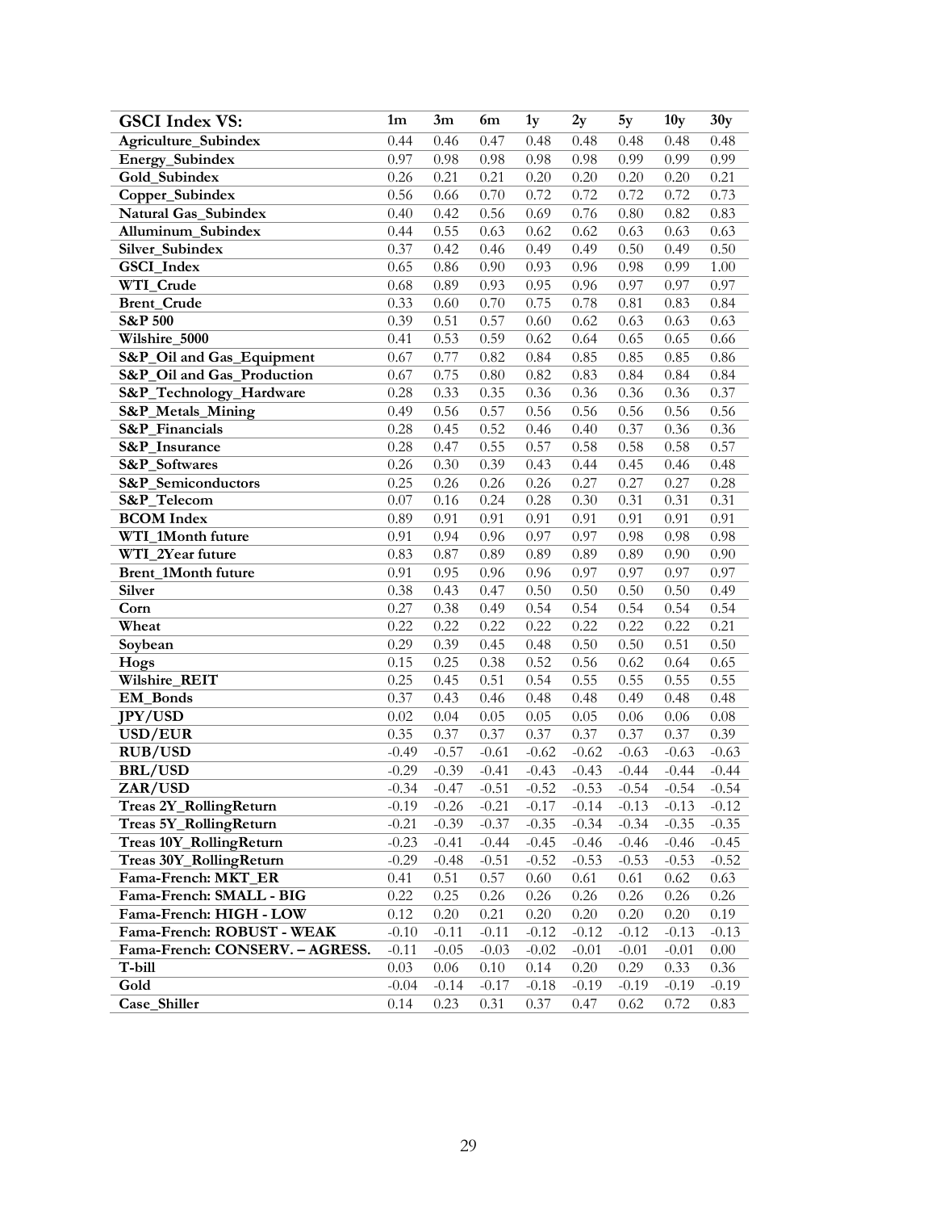| GSCI Index VS: | 1m | 3m | 6m | 1y | 2y | 5y | 10y | 30y |
|---|---|---|---|---|---|---|---|---|
| Agriculture_Subindex | 0.44 | 0.46 | 0.47 | 0.48 | 0.48 | 0.48 | 0.48 | 0.48 |
| Energy_Subindex | 0.97 | 0.98 | 0.98 | 0.98 | 0.98 | 0.99 | 0.99 | 0.99 |
| Gold_Subindex | 0.26 | 0.21 | 0.21 | 0.20 | 0.20 | 0.20 | 0.20 | 0.21 |
| Copper_Subindex | 0.56 | 0.66 | 0.70 | 0.72 | 0.72 | 0.72 | 0.72 | 0.73 |
| Natural Gas_Subindex | 0.40 | 0.42 | 0.56 | 0.69 | 0.76 | 0.80 | 0.82 | 0.83 |
| Alluminum_Subindex | 0.44 | 0.55 | 0.63 | 0.62 | 0.62 | 0.63 | 0.63 | 0.63 |
| Silver_Subindex | 0.37 | 0.42 | 0.46 | 0.49 | 0.49 | 0.50 | 0.49 | 0.50 |
| GSCI_Index | 0.65 | 0.86 | 0.90 | 0.93 | 0.96 | 0.98 | 0.99 | 1.00 |
| WTI_Crude | 0.68 | 0.89 | 0.93 | 0.95 | 0.96 | 0.97 | 0.97 | 0.97 |
| Brent_Crude | 0.33 | 0.60 | 0.70 | 0.75 | 0.78 | 0.81 | 0.83 | 0.84 |
| S&P 500 | 0.39 | 0.51 | 0.57 | 0.60 | 0.62 | 0.63 | 0.63 | 0.63 |
| Wilshire_5000 | 0.41 | 0.53 | 0.59 | 0.62 | 0.64 | 0.65 | 0.65 | 0.66 |
| S&P_Oil and Gas_Equipment | 0.67 | 0.77 | 0.82 | 0.84 | 0.85 | 0.85 | 0.85 | 0.86 |
| S&P_Oil and Gas_Production | 0.67 | 0.75 | 0.80 | 0.82 | 0.83 | 0.84 | 0.84 | 0.84 |
| S&P_Technology_Hardware | 0.28 | 0.33 | 0.35 | 0.36 | 0.36 | 0.36 | 0.36 | 0.37 |
| S&P_Metals_Mining | 0.49 | 0.56 | 0.57 | 0.56 | 0.56 | 0.56 | 0.56 | 0.56 |
| S&P_Financials | 0.28 | 0.45 | 0.52 | 0.46 | 0.40 | 0.37 | 0.36 | 0.36 |
| S&P_Insurance | 0.28 | 0.47 | 0.55 | 0.57 | 0.58 | 0.58 | 0.58 | 0.57 |
| S&P_Softwares | 0.26 | 0.30 | 0.39 | 0.43 | 0.44 | 0.45 | 0.46 | 0.48 |
| S&P_Semiconductors | 0.25 | 0.26 | 0.26 | 0.26 | 0.27 | 0.27 | 0.27 | 0.28 |
| S&P_Telecom | 0.07 | 0.16 | 0.24 | 0.28 | 0.30 | 0.31 | 0.31 | 0.31 |
| BCOM Index | 0.89 | 0.91 | 0.91 | 0.91 | 0.91 | 0.91 | 0.91 | 0.91 |
| WTI_1Month future | 0.91 | 0.94 | 0.96 | 0.97 | 0.97 | 0.98 | 0.98 | 0.98 |
| WTI_2Year future | 0.83 | 0.87 | 0.89 | 0.89 | 0.89 | 0.89 | 0.90 | 0.90 |
| Brent_1Month future | 0.91 | 0.95 | 0.96 | 0.96 | 0.97 | 0.97 | 0.97 | 0.97 |
| Silver | 0.38 | 0.43 | 0.47 | 0.50 | 0.50 | 0.50 | 0.50 | 0.49 |
| Corn | 0.27 | 0.38 | 0.49 | 0.54 | 0.54 | 0.54 | 0.54 | 0.54 |
| Wheat | 0.22 | 0.22 | 0.22 | 0.22 | 0.22 | 0.22 | 0.22 | 0.21 |
| Soybean | 0.29 | 0.39 | 0.45 | 0.48 | 0.50 | 0.50 | 0.51 | 0.50 |
| Hogs | 0.15 | 0.25 | 0.38 | 0.52 | 0.56 | 0.62 | 0.64 | 0.65 |
| Wilshire_REIT | 0.25 | 0.45 | 0.51 | 0.54 | 0.55 | 0.55 | 0.55 | 0.55 |
| EM_Bonds | 0.37 | 0.43 | 0.46 | 0.48 | 0.48 | 0.49 | 0.48 | 0.48 |
| JPY/USD | 0.02 | 0.04 | 0.05 | 0.05 | 0.05 | 0.06 | 0.06 | 0.08 |
| USD/EUR | 0.35 | 0.37 | 0.37 | 0.37 | 0.37 | 0.37 | 0.37 | 0.39 |
| RUB/USD | -0.49 | -0.57 | -0.61 | -0.62 | -0.62 | -0.63 | -0.63 | -0.63 |
| BRL/USD | -0.29 | -0.39 | -0.41 | -0.43 | -0.43 | -0.44 | -0.44 | -0.44 |
| ZAR/USD | -0.34 | -0.47 | -0.51 | -0.52 | -0.53 | -0.54 | -0.54 | -0.54 |
| Treas 2Y_RollingReturn | -0.19 | -0.26 | -0.21 | -0.17 | -0.14 | -0.13 | -0.13 | -0.12 |
| Treas 5Y_RollingReturn | -0.21 | -0.39 | -0.37 | -0.35 | -0.34 | -0.34 | -0.35 | -0.35 |
| Treas 10Y_RollingReturn | -0.23 | -0.41 | -0.44 | -0.45 | -0.46 | -0.46 | -0.46 | -0.45 |
| Treas 30Y_RollingReturn | -0.29 | -0.48 | -0.51 | -0.52 | -0.53 | -0.53 | -0.53 | -0.52 |
| Fama-French: MKT_ER | 0.41 | 0.51 | 0.57 | 0.60 | 0.61 | 0.61 | 0.62 | 0.63 |
| Fama-French: SMALL - BIG | 0.22 | 0.25 | 0.26 | 0.26 | 0.26 | 0.26 | 0.26 | 0.26 |
| Fama-French: HIGH - LOW | 0.12 | 0.20 | 0.21 | 0.20 | 0.20 | 0.20 | 0.20 | 0.19 |
| Fama-French: ROBUST - WEAK | -0.10 | -0.11 | -0.11 | -0.12 | -0.12 | -0.12 | -0.13 | -0.13 |
| Fama-French: CONSERV. – AGRESS. | -0.11 | -0.05 | -0.03 | -0.02 | -0.01 | -0.01 | -0.01 | 0.00 |
| T-bill | 0.03 | 0.06 | 0.10 | 0.14 | 0.20 | 0.29 | 0.33 | 0.36 |
| Gold | -0.04 | -0.14 | -0.17 | -0.18 | -0.19 | -0.19 | -0.19 | -0.19 |
| Case_Shiller | 0.14 | 0.23 | 0.31 | 0.37 | 0.47 | 0.62 | 0.72 | 0.83 |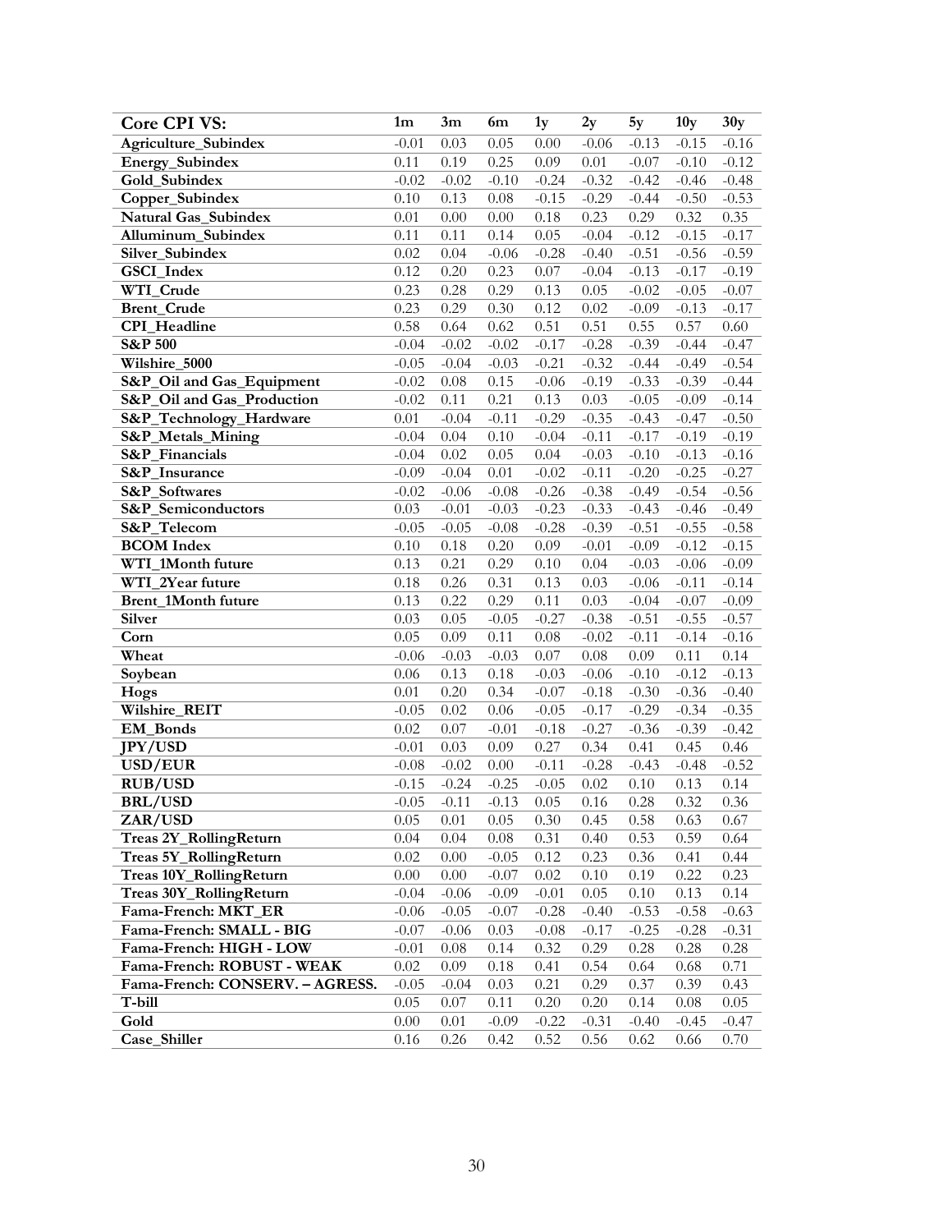| Core CPI VS: | 1m | 3m | 6m | 1y | 2y | 5y | 10y | 30y |
|---|---|---|---|---|---|---|---|---|
| **Agriculture_Subindex** | -0.01 | 0.03 | 0.05 | 0.00 | -0.06 | -0.13 | -0.15 | -0.16 |
| **Energy_Subindex** | 0.11 | 0.19 | 0.25 | 0.09 | 0.01 | -0.07 | -0.10 | -0.12 |
| **Gold_Subindex** | -0.02 | -0.02 | -0.10 | -0.24 | -0.32 | -0.42 | -0.46 | -0.48 |
| **Copper_Subindex** | 0.10 | 0.13 | 0.08 | -0.15 | -0.29 | -0.44 | -0.50 | -0.53 |
| **Natural Gas_Subindex** | 0.01 | 0.00 | 0.00 | 0.18 | 0.23 | 0.29 | 0.32 | 0.35 |
| **Alluminum_Subindex** | 0.11 | 0.11 | 0.14 | 0.05 | -0.04 | -0.12 | -0.15 | -0.17 |
| **Silver_Subindex** | 0.02 | 0.04 | -0.06 | -0.28 | -0.40 | -0.51 | -0.56 | -0.59 |
| **GSCI_Index** | 0.12 | 0.20 | 0.23 | 0.07 | -0.04 | -0.13 | -0.17 | -0.19 |
| **WTI_Crude** | 0.23 | 0.28 | 0.29 | 0.13 | 0.05 | -0.02 | -0.05 | -0.07 |
| **Brent_Crude** | 0.23 | 0.29 | 0.30 | 0.12 | 0.02 | -0.09 | -0.13 | -0.17 |
| **CPI_Headline** | 0.58 | 0.64 | 0.62 | 0.51 | 0.51 | 0.55 | 0.57 | 0.60 |
| **S&P 500** | -0.04 | -0.02 | -0.02 | -0.17 | -0.28 | -0.39 | -0.44 | -0.47 |
| **Wilshire_5000** | -0.05 | -0.04 | -0.03 | -0.21 | -0.32 | -0.44 | -0.49 | -0.54 |
| **S&P_Oil and Gas_Equipment** | -0.02 | 0.08 | 0.15 | -0.06 | -0.19 | -0.33 | -0.39 | -0.44 |
| **S&P_Oil and Gas_Production** | -0.02 | 0.11 | 0.21 | 0.13 | 0.03 | -0.05 | -0.09 | -0.14 |
| **S&P_Technology_Hardware** | 0.01 | -0.04 | -0.11 | -0.29 | -0.35 | -0.43 | -0.47 | -0.50 |
| **S&P_Metals_Mining** | -0.04 | 0.04 | 0.10 | -0.04 | -0.11 | -0.17 | -0.19 | -0.19 |
| **S&P_Financials** | -0.04 | 0.02 | 0.05 | 0.04 | -0.03 | -0.10 | -0.13 | -0.16 |
| **S&P_Insurance** | -0.09 | -0.04 | 0.01 | -0.02 | -0.11 | -0.20 | -0.25 | -0.27 |
| **S&P_Softwares** | -0.02 | -0.06 | -0.08 | -0.26 | -0.38 | -0.49 | -0.54 | -0.56 |
| **S&P_Semiconductors** | 0.03 | -0.01 | -0.03 | -0.23 | -0.33 | -0.43 | -0.46 | -0.49 |
| **S&P_Telecom** | -0.05 | -0.05 | -0.08 | -0.28 | -0.39 | -0.51 | -0.55 | -0.58 |
| **BCOM Index** | 0.10 | 0.18 | 0.20 | 0.09 | -0.01 | -0.09 | -0.12 | -0.15 |
| **WTI_1Month future** | 0.13 | 0.21 | 0.29 | 0.10 | 0.04 | -0.03 | -0.06 | -0.09 |
| **WTI_2Year future** | 0.18 | 0.26 | 0.31 | 0.13 | 0.03 | -0.06 | -0.11 | -0.14 |
| **Brent_1Month future** | 0.13 | 0.22 | 0.29 | 0.11 | 0.03 | -0.04 | -0.07 | -0.09 |
| **Silver** | 0.03 | 0.05 | -0.05 | -0.27 | -0.38 | -0.51 | -0.55 | -0.57 |
| **Corn** | 0.05 | 0.09 | 0.11 | 0.08 | -0.02 | -0.11 | -0.14 | -0.16 |
| **Wheat** | -0.06 | -0.03 | -0.03 | 0.07 | 0.08 | 0.09 | 0.11 | 0.14 |
| **Soybean** | 0.06 | 0.13 | 0.18 | -0.03 | -0.06 | -0.10 | -0.12 | -0.13 |
| **Hogs** | 0.01 | 0.20 | 0.34 | -0.07 | -0.18 | -0.30 | -0.36 | -0.40 |
| **Wilshire_REIT** | -0.05 | 0.02 | 0.06 | -0.05 | -0.17 | -0.29 | -0.34 | -0.35 |
| **EM_Bonds** | 0.02 | 0.07 | -0.01 | -0.18 | -0.27 | -0.36 | -0.39 | -0.42 |
| **JPY/USD** | -0.01 | 0.03 | 0.09 | 0.27 | 0.34 | 0.41 | 0.45 | 0.46 |
| **USD/EUR** | -0.08 | -0.02 | 0.00 | -0.11 | -0.28 | -0.43 | -0.48 | -0.52 |
| **RUB/USD** | -0.15 | -0.24 | -0.25 | -0.05 | 0.02 | 0.10 | 0.13 | 0.14 |
| **BRL/USD** | -0.05 | -0.11 | -0.13 | 0.05 | 0.16 | 0.28 | 0.32 | 0.36 |
| **ZAR/USD** | 0.05 | 0.01 | 0.05 | 0.30 | 0.45 | 0.58 | 0.63 | 0.67 |
| **Treas 2Y_RollingReturn** | 0.04 | 0.04 | 0.08 | 0.31 | 0.40 | 0.53 | 0.59 | 0.64 |
| **Treas 5Y_RollingReturn** | 0.02 | 0.00 | -0.05 | 0.12 | 0.23 | 0.36 | 0.41 | 0.44 |
| **Treas 10Y_RollingReturn** | 0.00 | 0.00 | -0.07 | 0.02 | 0.10 | 0.19 | 0.22 | 0.23 |
| **Treas 30Y_RollingReturn** | -0.04 | -0.06 | -0.09 | -0.01 | 0.05 | 0.10 | 0.13 | 0.14 |
| **Fama-French: MKT_ER** | -0.06 | -0.05 | -0.07 | -0.28 | -0.40 | -0.53 | -0.58 | -0.63 |
| **Fama-French: SMALL - BIG** | -0.07 | -0.06 | 0.03 | -0.08 | -0.17 | -0.25 | -0.28 | -0.31 |
| **Fama-French: HIGH - LOW** | -0.01 | 0.08 | 0.14 | 0.32 | 0.29 | 0.28 | 0.28 | 0.28 |
| **Fama-French: ROBUST - WEAK** | 0.02 | 0.09 | 0.18 | 0.41 | 0.54 | 0.64 | 0.68 | 0.71 |
| **Fama-French: CONSERV. – AGRESS.** | -0.05 | -0.04 | 0.03 | 0.21 | 0.29 | 0.37 | 0.39 | 0.43 |
| **T-bill** | 0.05 | 0.07 | 0.11 | 0.20 | 0.20 | 0.14 | 0.08 | 0.05 |
| **Gold** | 0.00 | 0.01 | -0.09 | -0.22 | -0.31 | -0.40 | -0.45 | -0.47 |
| **Case_Shiller** | 0.16 | 0.26 | 0.42 | 0.52 | 0.56 | 0.62 | 0.66 | 0.70 |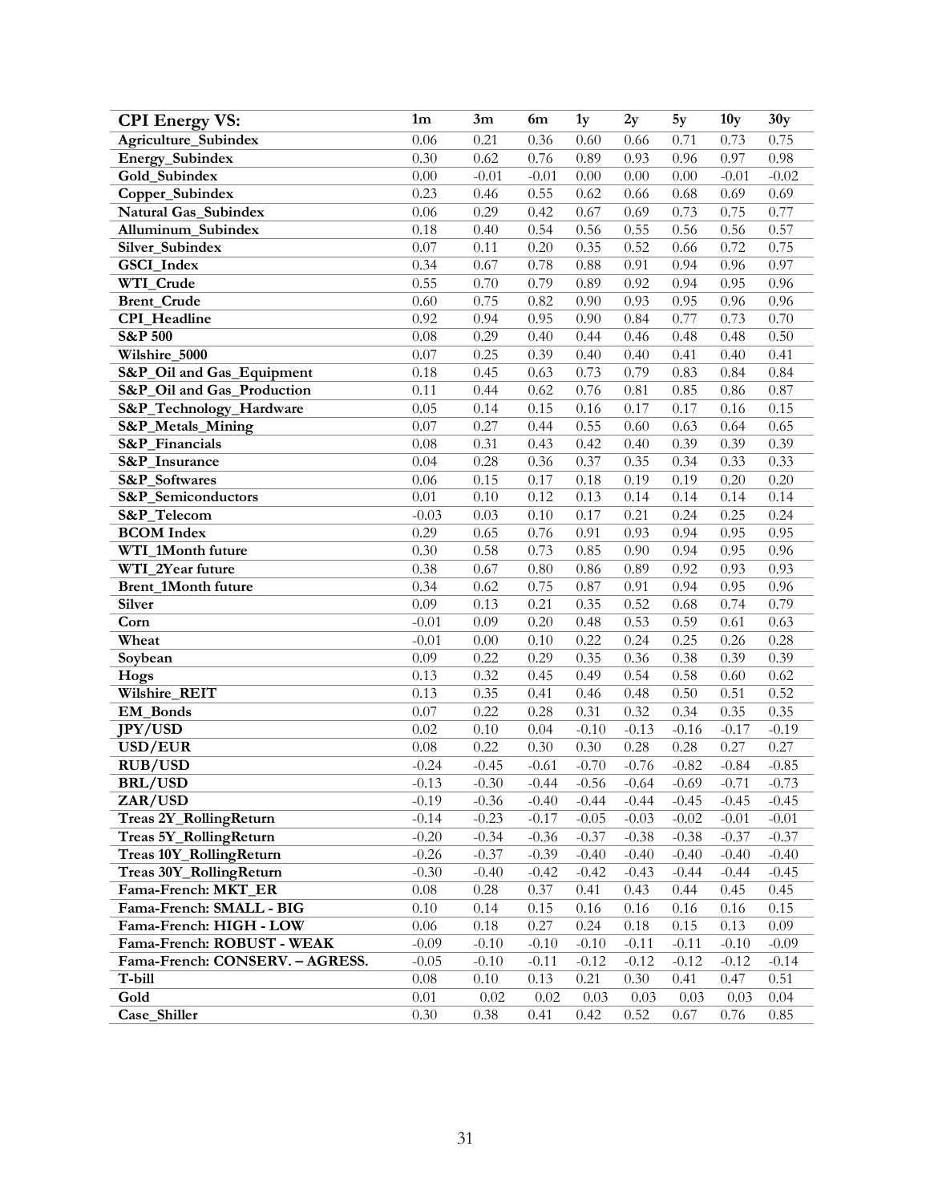| CPI Energy VS: | 1m | 3m | 6m | 1y | 2y | 5y | 10y | 30y |
|---|---|---|---|---|---|---|---|---|
| Agriculture_Subindex | 0.06 | 0.21 | 0.36 | 0.60 | 0.66 | 0.71 | 0.73 | 0.75 |
| Energy_Subindex | 0.30 | 0.62 | 0.76 | 0.89 | 0.93 | 0.96 | 0.97 | 0.98 |
| Gold_Subindex | 0.00 | -0.01 | -0.01 | 0.00 | 0.00 | 0.00 | -0.01 | -0.02 |
| Copper_Subindex | 0.23 | 0.46 | 0.55 | 0.62 | 0.66 | 0.68 | 0.69 | 0.69 |
| Natural Gas_Subindex | 0.06 | 0.29 | 0.42 | 0.67 | 0.69 | 0.73 | 0.75 | 0.77 |
| Alluminum_Subindex | 0.18 | 0.40 | 0.54 | 0.56 | 0.55 | 0.56 | 0.56 | 0.57 |
| Silver_Subindex | 0.07 | 0.11 | 0.20 | 0.35 | 0.52 | 0.66 | 0.72 | 0.75 |
| GSCI_Index | 0.34 | 0.67 | 0.78 | 0.88 | 0.91 | 0.94 | 0.96 | 0.97 |
| WTI_Crude | 0.55 | 0.70 | 0.79 | 0.89 | 0.92 | 0.94 | 0.95 | 0.96 |
| Brent_Crude | 0.60 | 0.75 | 0.82 | 0.90 | 0.93 | 0.95 | 0.96 | 0.96 |
| CPI_Headline | 0.92 | 0.94 | 0.95 | 0.90 | 0.84 | 0.77 | 0.73 | 0.70 |
| S&P 500 | 0.08 | 0.29 | 0.40 | 0.44 | 0.46 | 0.48 | 0.48 | 0.50 |
| Wilshire_5000 | 0.07 | 0.25 | 0.39 | 0.40 | 0.40 | 0.41 | 0.40 | 0.41 |
| S&P_Oil and Gas_Equipment | 0.18 | 0.45 | 0.63 | 0.73 | 0.79 | 0.83 | 0.84 | 0.84 |
| S&P_Oil and Gas_Production | 0.11 | 0.44 | 0.62 | 0.76 | 0.81 | 0.85 | 0.86 | 0.87 |
| S&P_Technology_Hardware | 0.05 | 0.14 | 0.15 | 0.16 | 0.17 | 0.17 | 0.16 | 0.15 |
| S&P_Metals_Mining | 0.07 | 0.27 | 0.44 | 0.55 | 0.60 | 0.63 | 0.64 | 0.65 |
| S&P_Financials | 0.08 | 0.31 | 0.43 | 0.42 | 0.40 | 0.39 | 0.39 | 0.39 |
| S&P_Insurance | 0.04 | 0.28 | 0.36 | 0.37 | 0.35 | 0.34 | 0.33 | 0.33 |
| S&P_Softwares | 0.06 | 0.15 | 0.17 | 0.18 | 0.19 | 0.19 | 0.20 | 0.20 |
| S&P_Semiconductors | 0.01 | 0.10 | 0.12 | 0.13 | 0.14 | 0.14 | 0.14 | 0.14 |
| S&P_Telecom | -0.03 | 0.03 | 0.10 | 0.17 | 0.21 | 0.24 | 0.25 | 0.24 |
| BCOM Index | 0.29 | 0.65 | 0.76 | 0.91 | 0.93 | 0.94 | 0.95 | 0.95 |
| WTI_1Month future | 0.30 | 0.58 | 0.73 | 0.85 | 0.90 | 0.94 | 0.95 | 0.96 |
| WTI_2Year future | 0.38 | 0.67 | 0.80 | 0.86 | 0.89 | 0.92 | 0.93 | 0.93 |
| Brent_1Month future | 0.34 | 0.62 | 0.75 | 0.87 | 0.91 | 0.94 | 0.95 | 0.96 |
| Silver | 0.09 | 0.13 | 0.21 | 0.35 | 0.52 | 0.68 | 0.74 | 0.79 |
| Corn | -0.01 | 0.09 | 0.20 | 0.48 | 0.53 | 0.59 | 0.61 | 0.63 |
| Wheat | -0.01 | 0.00 | 0.10 | 0.22 | 0.24 | 0.25 | 0.26 | 0.28 |
| Soybean | 0.09 | 0.22 | 0.29 | 0.35 | 0.36 | 0.38 | 0.39 | 0.39 |
| Hogs | 0.13 | 0.32 | 0.45 | 0.49 | 0.54 | 0.58 | 0.60 | 0.62 |
| Wilshire_REIT | 0.13 | 0.35 | 0.41 | 0.46 | 0.48 | 0.50 | 0.51 | 0.52 |
| EM_Bonds | 0.07 | 0.22 | 0.28 | 0.31 | 0.32 | 0.34 | 0.35 | 0.35 |
| JPY/USD | 0.02 | 0.10 | 0.04 | -0.10 | -0.13 | -0.16 | -0.17 | -0.19 |
| USD/EUR | 0.08 | 0.22 | 0.30 | 0.30 | 0.28 | 0.28 | 0.27 | 0.27 |
| RUB/USD | -0.24 | -0.45 | -0.61 | -0.70 | -0.76 | -0.82 | -0.84 | -0.85 |
| BRL/USD | -0.13 | -0.30 | -0.44 | -0.56 | -0.64 | -0.69 | -0.71 | -0.73 |
| ZAR/USD | -0.19 | -0.36 | -0.40 | -0.44 | -0.44 | -0.45 | -0.45 | -0.45 |
| Treas 2Y_RollingReturn | -0.14 | -0.23 | -0.17 | -0.05 | -0.03 | -0.02 | -0.01 | -0.01 |
| Treas 5Y_RollingReturn | -0.20 | -0.34 | -0.36 | -0.37 | -0.38 | -0.38 | -0.37 | -0.37 |
| Treas 10Y_RollingReturn | -0.26 | -0.37 | -0.39 | -0.40 | -0.40 | -0.40 | -0.40 | -0.40 |
| Treas 30Y_RollingReturn | -0.30 | -0.40 | -0.42 | -0.42 | -0.43 | -0.44 | -0.44 | -0.45 |
| Fama-French: MKT_ER | 0.08 | 0.28 | 0.37 | 0.41 | 0.43 | 0.44 | 0.45 | 0.45 |
| Fama-French: SMALL - BIG | 0.10 | 0.14 | 0.15 | 0.16 | 0.16 | 0.16 | 0.16 | 0.15 |
| Fama-French: HIGH - LOW | 0.06 | 0.18 | 0.27 | 0.24 | 0.18 | 0.15 | 0.13 | 0.09 |
| Fama-French: ROBUST - WEAK | -0.09 | -0.10 | -0.10 | -0.10 | -0.11 | -0.11 | -0.10 | -0.09 |
| Fama-French: CONSERV. – AGRESS. | -0.05 | -0.10 | -0.11 | -0.12 | -0.12 | -0.12 | -0.12 | -0.14 |
| T-bill | 0.08 | 0.10 | 0.13 | 0.21 | 0.30 | 0.41 | 0.47 | 0.51 |
| Gold | 0.01 | 0.02 | 0.02 | 0.03 | 0.03 | 0.03 | 0.03 | 0.04 |
| Case_Shiller | 0.30 | 0.38 | 0.41 | 0.42 | 0.52 | 0.67 | 0.76 | 0.85 |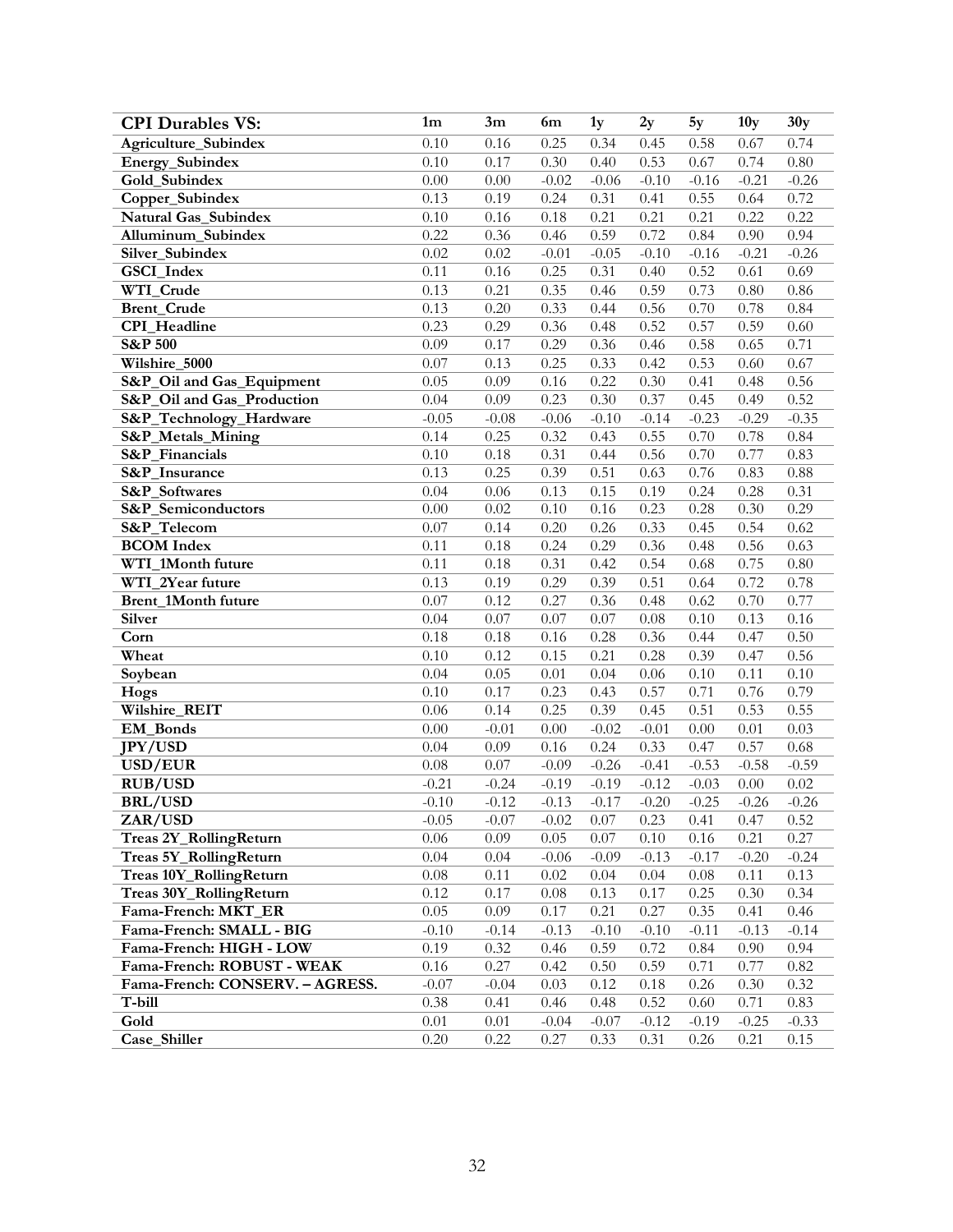| CPI Durables VS: | 1m | 3m | 6m | 1y | 2y | 5y | 10y | 30y |
|---|---|---|---|---|---|---|---|---|
| Agriculture_Subindex | 0.10 | 0.16 | 0.25 | 0.34 | 0.45 | 0.58 | 0.67 | 0.74 |
| Energy_Subindex | 0.10 | 0.17 | 0.30 | 0.40 | 0.53 | 0.67 | 0.74 | 0.80 |
| Gold_Subindex | 0.00 | 0.00 | -0.02 | -0.06 | -0.10 | -0.16 | -0.21 | -0.26 |
| Copper_Subindex | 0.13 | 0.19 | 0.24 | 0.31 | 0.41 | 0.55 | 0.64 | 0.72 |
| Natural Gas_Subindex | 0.10 | 0.16 | 0.18 | 0.21 | 0.21 | 0.21 | 0.22 | 0.22 |
| Alluminum_Subindex | 0.22 | 0.36 | 0.46 | 0.59 | 0.72 | 0.84 | 0.90 | 0.94 |
| Silver_Subindex | 0.02 | 0.02 | -0.01 | -0.05 | -0.10 | -0.16 | -0.21 | -0.26 |
| GSCI_Index | 0.11 | 0.16 | 0.25 | 0.31 | 0.40 | 0.52 | 0.61 | 0.69 |
| WTI_Crude | 0.13 | 0.21 | 0.35 | 0.46 | 0.59 | 0.73 | 0.80 | 0.86 |
| Brent_Crude | 0.13 | 0.20 | 0.33 | 0.44 | 0.56 | 0.70 | 0.78 | 0.84 |
| CPI_Headline | 0.23 | 0.29 | 0.36 | 0.48 | 0.52 | 0.57 | 0.59 | 0.60 |
| S&P 500 | 0.09 | 0.17 | 0.29 | 0.36 | 0.46 | 0.58 | 0.65 | 0.71 |
| Wilshire_5000 | 0.07 | 0.13 | 0.25 | 0.33 | 0.42 | 0.53 | 0.60 | 0.67 |
| S&P_Oil and Gas_Equipment | 0.05 | 0.09 | 0.16 | 0.22 | 0.30 | 0.41 | 0.48 | 0.56 |
| S&P_Oil and Gas_Production | 0.04 | 0.09 | 0.23 | 0.30 | 0.37 | 0.45 | 0.49 | 0.52 |
| S&P_Technology_Hardware | -0.05 | -0.08 | -0.06 | -0.10 | -0.14 | -0.23 | -0.29 | -0.35 |
| S&P_Metals_Mining | 0.14 | 0.25 | 0.32 | 0.43 | 0.55 | 0.70 | 0.78 | 0.84 |
| S&P_Financials | 0.10 | 0.18 | 0.31 | 0.44 | 0.56 | 0.70 | 0.77 | 0.83 |
| S&P_Insurance | 0.13 | 0.25 | 0.39 | 0.51 | 0.63 | 0.76 | 0.83 | 0.88 |
| S&P_Softwares | 0.04 | 0.06 | 0.13 | 0.15 | 0.19 | 0.24 | 0.28 | 0.31 |
| S&P_Semiconductors | 0.00 | 0.02 | 0.10 | 0.16 | 0.23 | 0.28 | 0.30 | 0.29 |
| S&P_Telecom | 0.07 | 0.14 | 0.20 | 0.26 | 0.33 | 0.45 | 0.54 | 0.62 |
| BCOM Index | 0.11 | 0.18 | 0.24 | 0.29 | 0.36 | 0.48 | 0.56 | 0.63 |
| WTI_1Month future | 0.11 | 0.18 | 0.31 | 0.42 | 0.54 | 0.68 | 0.75 | 0.80 |
| WTI_2Year future | 0.13 | 0.19 | 0.29 | 0.39 | 0.51 | 0.64 | 0.72 | 0.78 |
| Brent_1Month future | 0.07 | 0.12 | 0.27 | 0.36 | 0.48 | 0.62 | 0.70 | 0.77 |
| Silver | 0.04 | 0.07 | 0.07 | 0.07 | 0.08 | 0.10 | 0.13 | 0.16 |
| Corn | 0.18 | 0.18 | 0.16 | 0.28 | 0.36 | 0.44 | 0.47 | 0.50 |
| Wheat | 0.10 | 0.12 | 0.15 | 0.21 | 0.28 | 0.39 | 0.47 | 0.56 |
| Soybean | 0.04 | 0.05 | 0.01 | 0.04 | 0.06 | 0.10 | 0.11 | 0.10 |
| Hogs | 0.10 | 0.17 | 0.23 | 0.43 | 0.57 | 0.71 | 0.76 | 0.79 |
| Wilshire_REIT | 0.06 | 0.14 | 0.25 | 0.39 | 0.45 | 0.51 | 0.53 | 0.55 |
| EM_Bonds | 0.00 | -0.01 | 0.00 | -0.02 | -0.01 | 0.00 | 0.01 | 0.03 |
| JPY/USD | 0.04 | 0.09 | 0.16 | 0.24 | 0.33 | 0.47 | 0.57 | 0.68 |
| USD/EUR | 0.08 | 0.07 | -0.09 | -0.26 | -0.41 | -0.53 | -0.58 | -0.59 |
| RUB/USD | -0.21 | -0.24 | -0.19 | -0.19 | -0.12 | -0.03 | 0.00 | 0.02 |
| BRL/USD | -0.10 | -0.12 | -0.13 | -0.17 | -0.20 | -0.25 | -0.26 | -0.26 |
| ZAR/USD | -0.05 | -0.07 | -0.02 | 0.07 | 0.23 | 0.41 | 0.47 | 0.52 |
| Treas 2Y_RollingReturn | 0.06 | 0.09 | 0.05 | 0.07 | 0.10 | 0.16 | 0.21 | 0.27 |
| Treas 5Y_RollingReturn | 0.04 | 0.04 | -0.06 | -0.09 | -0.13 | -0.17 | -0.20 | -0.24 |
| Treas 10Y_RollingReturn | 0.08 | 0.11 | 0.02 | 0.04 | 0.04 | 0.08 | 0.11 | 0.13 |
| Treas 30Y_RollingReturn | 0.12 | 0.17 | 0.08 | 0.13 | 0.17 | 0.25 | 0.30 | 0.34 |
| Fama-French: MKT_ER | 0.05 | 0.09 | 0.17 | 0.21 | 0.27 | 0.35 | 0.41 | 0.46 |
| Fama-French: SMALL - BIG | -0.10 | -0.14 | -0.13 | -0.10 | -0.10 | -0.11 | -0.13 | -0.14 |
| Fama-French: HIGH - LOW | 0.19 | 0.32 | 0.46 | 0.59 | 0.72 | 0.84 | 0.90 | 0.94 |
| Fama-French: ROBUST - WEAK | 0.16 | 0.27 | 0.42 | 0.50 | 0.59 | 0.71 | 0.77 | 0.82 |
| Fama-French: CONSERV. – AGRESS. | -0.07 | -0.04 | 0.03 | 0.12 | 0.18 | 0.26 | 0.30 | 0.32 |
| T-bill | 0.38 | 0.41 | 0.46 | 0.48 | 0.52 | 0.60 | 0.71 | 0.83 |
| Gold | 0.01 | 0.01 | -0.04 | -0.07 | -0.12 | -0.19 | -0.25 | -0.33 |
| Case_Shiller | 0.20 | 0.22 | 0.27 | 0.33 | 0.31 | 0.26 | 0.21 | 0.15 |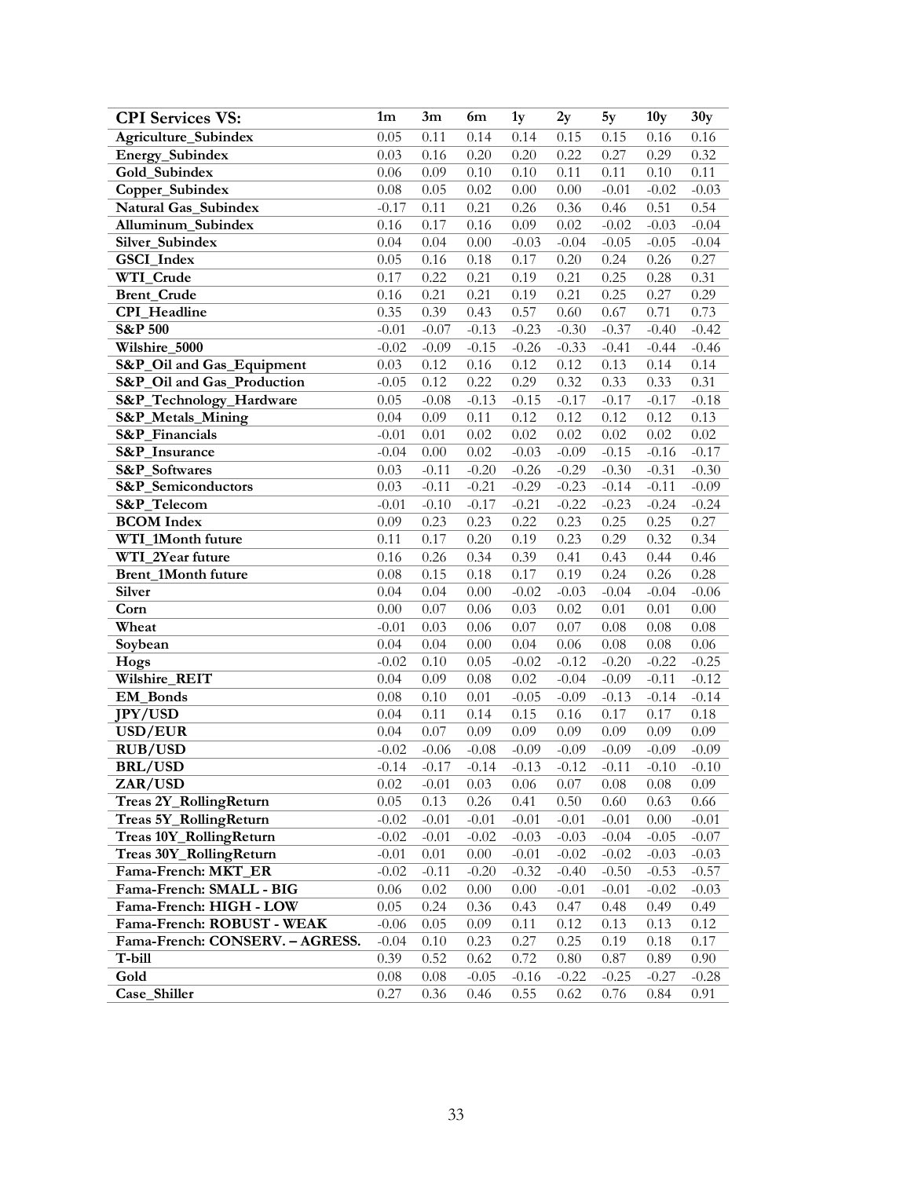| CPI Services VS: | 1m | 3m | 6m | 1y | 2y | 5y | 10y | 30y |
|---|---|---|---|---|---|---|---|---|
| Agriculture_Subindex | 0.05 | 0.11 | 0.14 | 0.14 | 0.15 | 0.15 | 0.16 | 0.16 |
| Energy_Subindex | 0.03 | 0.16 | 0.20 | 0.20 | 0.22 | 0.27 | 0.29 | 0.32 |
| Gold_Subindex | 0.06 | 0.09 | 0.10 | 0.10 | 0.11 | 0.11 | 0.10 | 0.11 |
| Copper_Subindex | 0.08 | 0.05 | 0.02 | 0.00 | 0.00 | -0.01 | -0.02 | -0.03 |
| Natural Gas_Subindex | -0.17 | 0.11 | 0.21 | 0.26 | 0.36 | 0.46 | 0.51 | 0.54 |
| Alluminum_Subindex | 0.16 | 0.17 | 0.16 | 0.09 | 0.02 | -0.02 | -0.03 | -0.04 |
| Silver_Subindex | 0.04 | 0.04 | 0.00 | -0.03 | -0.04 | -0.05 | -0.05 | -0.04 |
| GSCI_Index | 0.05 | 0.16 | 0.18 | 0.17 | 0.20 | 0.24 | 0.26 | 0.27 |
| WTI_Crude | 0.17 | 0.22 | 0.21 | 0.19 | 0.21 | 0.25 | 0.28 | 0.31 |
| Brent_Crude | 0.16 | 0.21 | 0.21 | 0.19 | 0.21 | 0.25 | 0.27 | 0.29 |
| CPI_Headline | 0.35 | 0.39 | 0.43 | 0.57 | 0.60 | 0.67 | 0.71 | 0.73 |
| S&P 500 | -0.01 | -0.07 | -0.13 | -0.23 | -0.30 | -0.37 | -0.40 | -0.42 |
| Wilshire_5000 | -0.02 | -0.09 | -0.15 | -0.26 | -0.33 | -0.41 | -0.44 | -0.46 |
| S&P_Oil and Gas_Equipment | 0.03 | 0.12 | 0.16 | 0.12 | 0.12 | 0.13 | 0.14 | 0.14 |
| S&P_Oil and Gas_Production | -0.05 | 0.12 | 0.22 | 0.29 | 0.32 | 0.33 | 0.33 | 0.31 |
| S&P_Technology_Hardware | 0.05 | -0.08 | -0.13 | -0.15 | -0.17 | -0.17 | -0.17 | -0.18 |
| S&P_Metals_Mining | 0.04 | 0.09 | 0.11 | 0.12 | 0.12 | 0.12 | 0.12 | 0.13 |
| S&P_Financials | -0.01 | 0.01 | 0.02 | 0.02 | 0.02 | 0.02 | 0.02 | 0.02 |
| S&P_Insurance | -0.04 | 0.00 | 0.02 | -0.03 | -0.09 | -0.15 | -0.16 | -0.17 |
| S&P_Softwares | 0.03 | -0.11 | -0.20 | -0.26 | -0.29 | -0.30 | -0.31 | -0.30 |
| S&P_Semiconductors | 0.03 | -0.11 | -0.21 | -0.29 | -0.23 | -0.14 | -0.11 | -0.09 |
| S&P_Telecom | -0.01 | -0.10 | -0.17 | -0.21 | -0.22 | -0.23 | -0.24 | -0.24 |
| BCOM Index | 0.09 | 0.23 | 0.23 | 0.22 | 0.23 | 0.25 | 0.25 | 0.27 |
| WTI_1Month future | 0.11 | 0.17 | 0.20 | 0.19 | 0.23 | 0.29 | 0.32 | 0.34 |
| WTI_2Year future | 0.16 | 0.26 | 0.34 | 0.39 | 0.41 | 0.43 | 0.44 | 0.46 |
| Brent_1Month future | 0.08 | 0.15 | 0.18 | 0.17 | 0.19 | 0.24 | 0.26 | 0.28 |
| Silver | 0.04 | 0.04 | 0.00 | -0.02 | -0.03 | -0.04 | -0.04 | -0.06 |
| Corn | 0.00 | 0.07 | 0.06 | 0.03 | 0.02 | 0.01 | 0.01 | 0.00 |
| Wheat | -0.01 | 0.03 | 0.06 | 0.07 | 0.07 | 0.08 | 0.08 | 0.08 |
| Soybean | 0.04 | 0.04 | 0.00 | 0.04 | 0.06 | 0.08 | 0.08 | 0.06 |
| Hogs | -0.02 | 0.10 | 0.05 | -0.02 | -0.12 | -0.20 | -0.22 | -0.25 |
| Wilshire_REIT | 0.04 | 0.09 | 0.08 | 0.02 | -0.04 | -0.09 | -0.11 | -0.12 |
| EM_Bonds | 0.08 | 0.10 | 0.01 | -0.05 | -0.09 | -0.13 | -0.14 | -0.14 |
| JPY/USD | 0.04 | 0.11 | 0.14 | 0.15 | 0.16 | 0.17 | 0.17 | 0.18 |
| USD/EUR | 0.04 | 0.07 | 0.09 | 0.09 | 0.09 | 0.09 | 0.09 | 0.09 |
| RUB/USD | -0.02 | -0.06 | -0.08 | -0.09 | -0.09 | -0.09 | -0.09 | -0.09 |
| BRL/USD | -0.14 | -0.17 | -0.14 | -0.13 | -0.12 | -0.11 | -0.10 | -0.10 |
| ZAR/USD | 0.02 | -0.01 | 0.03 | 0.06 | 0.07 | 0.08 | 0.08 | 0.09 |
| Treas 2Y_RollingReturn | 0.05 | 0.13 | 0.26 | 0.41 | 0.50 | 0.60 | 0.63 | 0.66 |
| Treas 5Y_RollingReturn | -0.02 | -0.01 | -0.01 | -0.01 | -0.01 | -0.01 | 0.00 | -0.01 |
| Treas 10Y_RollingReturn | -0.02 | -0.01 | -0.02 | -0.03 | -0.03 | -0.04 | -0.05 | -0.07 |
| Treas 30Y_RollingReturn | -0.01 | 0.01 | 0.00 | -0.01 | -0.02 | -0.02 | -0.03 | -0.03 |
| Fama-French: MKT_ER | -0.02 | -0.11 | -0.20 | -0.32 | -0.40 | -0.50 | -0.53 | -0.57 |
| Fama-French: SMALL - BIG | 0.06 | 0.02 | 0.00 | 0.00 | -0.01 | -0.01 | -0.02 | -0.03 |
| Fama-French: HIGH - LOW | 0.05 | 0.24 | 0.36 | 0.43 | 0.47 | 0.48 | 0.49 | 0.49 |
| Fama-French: ROBUST - WEAK | -0.06 | 0.05 | 0.09 | 0.11 | 0.12 | 0.13 | 0.13 | 0.12 |
| Fama-French: CONSERV. – AGRESS. | -0.04 | 0.10 | 0.23 | 0.27 | 0.25 | 0.19 | 0.18 | 0.17 |
| T-bill | 0.39 | 0.52 | 0.62 | 0.72 | 0.80 | 0.87 | 0.89 | 0.90 |
| Gold | 0.08 | 0.08 | -0.05 | -0.16 | -0.22 | -0.25 | -0.27 | -0.28 |
| Case_Shiller | 0.27 | 0.36 | 0.46 | 0.55 | 0.62 | 0.76 | 0.84 | 0.91 |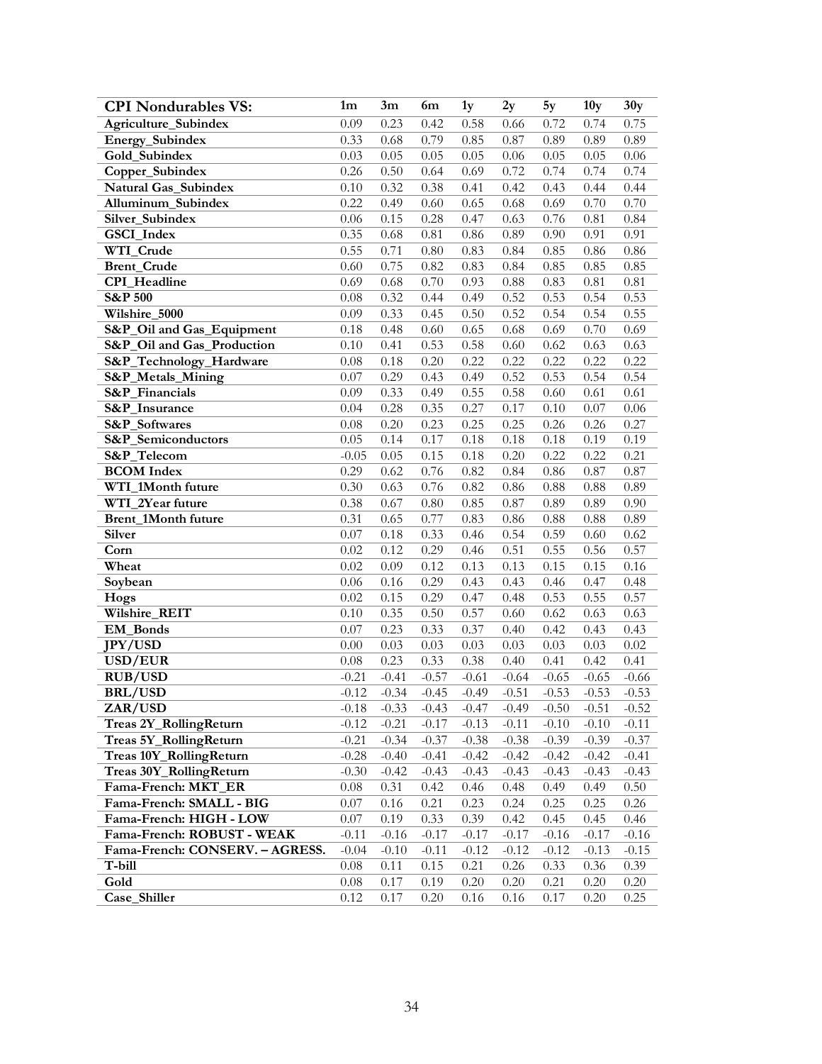| CPI Nondurables VS: | 1m | 3m | 6m | 1y | 2y | 5y | 10y | 30y |
|---|---|---|---|---|---|---|---|---|
| Agriculture_Subindex | 0.09 | 0.23 | 0.42 | 0.58 | 0.66 | 0.72 | 0.74 | 0.75 |
| Energy_Subindex | 0.33 | 0.68 | 0.79 | 0.85 | 0.87 | 0.89 | 0.89 | 0.89 |
| Gold_Subindex | 0.03 | 0.05 | 0.05 | 0.05 | 0.06 | 0.05 | 0.05 | 0.06 |
| Copper_Subindex | 0.26 | 0.50 | 0.64 | 0.69 | 0.72 | 0.74 | 0.74 | 0.74 |
| Natural Gas_Subindex | 0.10 | 0.32 | 0.38 | 0.41 | 0.42 | 0.43 | 0.44 | 0.44 |
| Alluminum_Subindex | 0.22 | 0.49 | 0.60 | 0.65 | 0.68 | 0.69 | 0.70 | 0.70 |
| Silver_Subindex | 0.06 | 0.15 | 0.28 | 0.47 | 0.63 | 0.76 | 0.81 | 0.84 |
| GSCI_Index | 0.35 | 0.68 | 0.81 | 0.86 | 0.89 | 0.90 | 0.91 | 0.91 |
| WTI_Crude | 0.55 | 0.71 | 0.80 | 0.83 | 0.84 | 0.85 | 0.86 | 0.86 |
| Brent_Crude | 0.60 | 0.75 | 0.82 | 0.83 | 0.84 | 0.85 | 0.85 | 0.85 |
| CPI_Headline | 0.69 | 0.68 | 0.70 | 0.93 | 0.88 | 0.83 | 0.81 | 0.81 |
| S&P 500 | 0.08 | 0.32 | 0.44 | 0.49 | 0.52 | 0.53 | 0.54 | 0.53 |
| Wilshire_5000 | 0.09 | 0.33 | 0.45 | 0.50 | 0.52 | 0.54 | 0.54 | 0.55 |
| S&P_Oil and Gas_Equipment | 0.18 | 0.48 | 0.60 | 0.65 | 0.68 | 0.69 | 0.70 | 0.69 |
| S&P_Oil and Gas_Production | 0.10 | 0.41 | 0.53 | 0.58 | 0.60 | 0.62 | 0.63 | 0.63 |
| S&P_Technology_Hardware | 0.08 | 0.18 | 0.20 | 0.22 | 0.22 | 0.22 | 0.22 | 0.22 |
| S&P_Metals_Mining | 0.07 | 0.29 | 0.43 | 0.49 | 0.52 | 0.53 | 0.54 | 0.54 |
| S&P_Financials | 0.09 | 0.33 | 0.49 | 0.55 | 0.58 | 0.60 | 0.61 | 0.61 |
| S&P_Insurance | 0.04 | 0.28 | 0.35 | 0.27 | 0.17 | 0.10 | 0.07 | 0.06 |
| S&P_Softwares | 0.08 | 0.20 | 0.23 | 0.25 | 0.25 | 0.26 | 0.26 | 0.27 |
| S&P_Semiconductors | 0.05 | 0.14 | 0.17 | 0.18 | 0.18 | 0.18 | 0.19 | 0.19 |
| S&P_Telecom | -0.05 | 0.05 | 0.15 | 0.18 | 0.20 | 0.22 | 0.22 | 0.21 |
| BCOM Index | 0.29 | 0.62 | 0.76 | 0.82 | 0.84 | 0.86 | 0.87 | 0.87 |
| WTI_1Month future | 0.30 | 0.63 | 0.76 | 0.82 | 0.86 | 0.88 | 0.88 | 0.89 |
| WTI_2Year future | 0.38 | 0.67 | 0.80 | 0.85 | 0.87 | 0.89 | 0.89 | 0.90 |
| Brent_1Month future | 0.31 | 0.65 | 0.77 | 0.83 | 0.86 | 0.88 | 0.88 | 0.89 |
| Silver | 0.07 | 0.18 | 0.33 | 0.46 | 0.54 | 0.59 | 0.60 | 0.62 |
| Corn | 0.02 | 0.12 | 0.29 | 0.46 | 0.51 | 0.55 | 0.56 | 0.57 |
| Wheat | 0.02 | 0.09 | 0.12 | 0.13 | 0.13 | 0.15 | 0.15 | 0.16 |
| Soybean | 0.06 | 0.16 | 0.29 | 0.43 | 0.43 | 0.46 | 0.47 | 0.48 |
| Hogs | 0.02 | 0.15 | 0.29 | 0.47 | 0.48 | 0.53 | 0.55 | 0.57 |
| Wilshire_REIT | 0.10 | 0.35 | 0.50 | 0.57 | 0.60 | 0.62 | 0.63 | 0.63 |
| EM_Bonds | 0.07 | 0.23 | 0.33 | 0.37 | 0.40 | 0.42 | 0.43 | 0.43 |
| JPY/USD | 0.00 | 0.03 | 0.03 | 0.03 | 0.03 | 0.03 | 0.03 | 0.02 |
| USD/EUR | 0.08 | 0.23 | 0.33 | 0.38 | 0.40 | 0.41 | 0.42 | 0.41 |
| RUB/USD | -0.21 | -0.41 | -0.57 | -0.61 | -0.64 | -0.65 | -0.65 | -0.66 |
| BRL/USD | -0.12 | -0.34 | -0.45 | -0.49 | -0.51 | -0.53 | -0.53 | -0.53 |
| ZAR/USD | -0.18 | -0.33 | -0.43 | -0.47 | -0.49 | -0.50 | -0.51 | -0.52 |
| Treas 2Y_RollingReturn | -0.12 | -0.21 | -0.17 | -0.13 | -0.11 | -0.10 | -0.10 | -0.11 |
| Treas 5Y_RollingReturn | -0.21 | -0.34 | -0.37 | -0.38 | -0.38 | -0.39 | -0.39 | -0.37 |
| Treas 10Y_RollingReturn | -0.28 | -0.40 | -0.41 | -0.42 | -0.42 | -0.42 | -0.42 | -0.41 |
| Treas 30Y_RollingReturn | -0.30 | -0.42 | -0.43 | -0.43 | -0.43 | -0.43 | -0.43 | -0.43 |
| Fama-French: MKT_ER | 0.08 | 0.31 | 0.42 | 0.46 | 0.48 | 0.49 | 0.49 | 0.50 |
| Fama-French: SMALL - BIG | 0.07 | 0.16 | 0.21 | 0.23 | 0.24 | 0.25 | 0.25 | 0.26 |
| Fama-French: HIGH - LOW | 0.07 | 0.19 | 0.33 | 0.39 | 0.42 | 0.45 | 0.45 | 0.46 |
| Fama-French: ROBUST - WEAK | -0.11 | -0.16 | -0.17 | -0.17 | -0.17 | -0.16 | -0.17 | -0.16 |
| Fama-French: CONSERV. – AGRESS. | -0.04 | -0.10 | -0.11 | -0.12 | -0.12 | -0.12 | -0.13 | -0.15 |
| T-bill | 0.08 | 0.11 | 0.15 | 0.21 | 0.26 | 0.33 | 0.36 | 0.39 |
| Gold | 0.08 | 0.17 | 0.19 | 0.20 | 0.20 | 0.21 | 0.20 | 0.20 |
| Case_Shiller | 0.12 | 0.17 | 0.20 | 0.16 | 0.16 | 0.17 | 0.20 | 0.25 |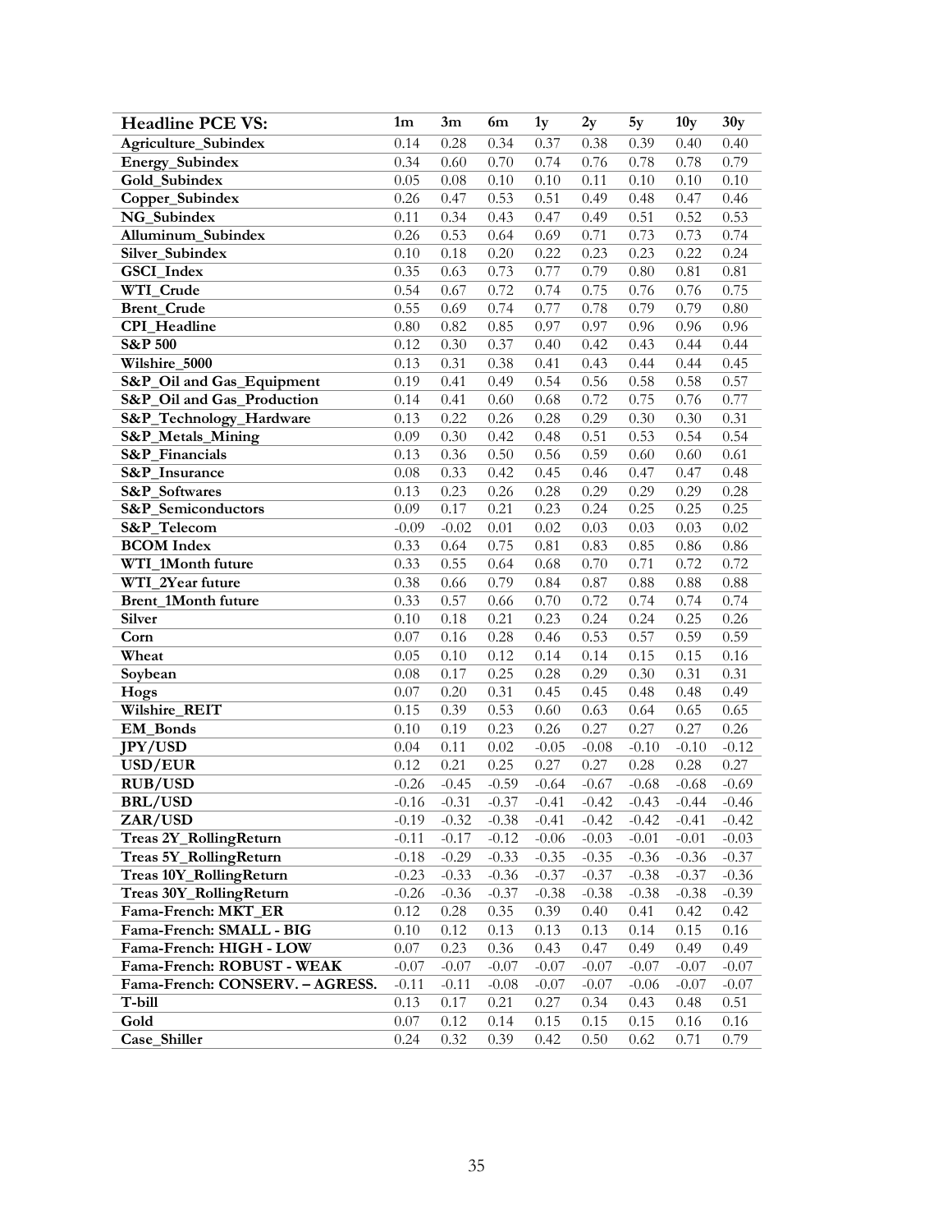| Headline PCE VS: | 1m | 3m | 6m | 1y | 2y | 5y | 10y | 30y |
|---|---|---|---|---|---|---|---|---|
| Agriculture_Subindex | 0.14 | 0.28 | 0.34 | 0.37 | 0.38 | 0.39 | 0.40 | 0.40 |
| Energy_Subindex | 0.34 | 0.60 | 0.70 | 0.74 | 0.76 | 0.78 | 0.78 | 0.79 |
| Gold_Subindex | 0.05 | 0.08 | 0.10 | 0.10 | 0.11 | 0.10 | 0.10 | 0.10 |
| Copper_Subindex | 0.26 | 0.47 | 0.53 | 0.51 | 0.49 | 0.48 | 0.47 | 0.46 |
| NG_Subindex | 0.11 | 0.34 | 0.43 | 0.47 | 0.49 | 0.51 | 0.52 | 0.53 |
| Alluminum_Subindex | 0.26 | 0.53 | 0.64 | 0.69 | 0.71 | 0.73 | 0.73 | 0.74 |
| Silver_Subindex | 0.10 | 0.18 | 0.20 | 0.22 | 0.23 | 0.23 | 0.22 | 0.24 |
| GSCI_Index | 0.35 | 0.63 | 0.73 | 0.77 | 0.79 | 0.80 | 0.81 | 0.81 |
| WTI_Crude | 0.54 | 0.67 | 0.72 | 0.74 | 0.75 | 0.76 | 0.76 | 0.75 |
| Brent_Crude | 0.55 | 0.69 | 0.74 | 0.77 | 0.78 | 0.79 | 0.79 | 0.80 |
| CPI_Headline | 0.80 | 0.82 | 0.85 | 0.97 | 0.97 | 0.96 | 0.96 | 0.96 |
| S&P 500 | 0.12 | 0.30 | 0.37 | 0.40 | 0.42 | 0.43 | 0.44 | 0.44 |
| Wilshire_5000 | 0.13 | 0.31 | 0.38 | 0.41 | 0.43 | 0.44 | 0.44 | 0.45 |
| S&P_Oil and Gas_Equipment | 0.19 | 0.41 | 0.49 | 0.54 | 0.56 | 0.58 | 0.58 | 0.57 |
| S&P_Oil and Gas_Production | 0.14 | 0.41 | 0.60 | 0.68 | 0.72 | 0.75 | 0.76 | 0.77 |
| S&P_Technology_Hardware | 0.13 | 0.22 | 0.26 | 0.28 | 0.29 | 0.30 | 0.30 | 0.31 |
| S&P_Metals_Mining | 0.09 | 0.30 | 0.42 | 0.48 | 0.51 | 0.53 | 0.54 | 0.54 |
| S&P_Financials | 0.13 | 0.36 | 0.50 | 0.56 | 0.59 | 0.60 | 0.60 | 0.61 |
| S&P_Insurance | 0.08 | 0.33 | 0.42 | 0.45 | 0.46 | 0.47 | 0.47 | 0.48 |
| S&P_Softwares | 0.13 | 0.23 | 0.26 | 0.28 | 0.29 | 0.29 | 0.29 | 0.28 |
| S&P_Semiconductors | 0.09 | 0.17 | 0.21 | 0.23 | 0.24 | 0.25 | 0.25 | 0.25 |
| S&P_Telecom | -0.09 | -0.02 | 0.01 | 0.02 | 0.03 | 0.03 | 0.03 | 0.02 |
| BCOM Index | 0.33 | 0.64 | 0.75 | 0.81 | 0.83 | 0.85 | 0.86 | 0.86 |
| WTI_1Month future | 0.33 | 0.55 | 0.64 | 0.68 | 0.70 | 0.71 | 0.72 | 0.72 |
| WTI_2Year future | 0.38 | 0.66 | 0.79 | 0.84 | 0.87 | 0.88 | 0.88 | 0.88 |
| Brent_1Month future | 0.33 | 0.57 | 0.66 | 0.70 | 0.72 | 0.74 | 0.74 | 0.74 |
| Silver | 0.10 | 0.18 | 0.21 | 0.23 | 0.24 | 0.24 | 0.25 | 0.26 |
| Corn | 0.07 | 0.16 | 0.28 | 0.46 | 0.53 | 0.57 | 0.59 | 0.59 |
| Wheat | 0.05 | 0.10 | 0.12 | 0.14 | 0.14 | 0.15 | 0.15 | 0.16 |
| Soybean | 0.08 | 0.17 | 0.25 | 0.28 | 0.29 | 0.30 | 0.31 | 0.31 |
| Hogs | 0.07 | 0.20 | 0.31 | 0.45 | 0.45 | 0.48 | 0.48 | 0.49 |
| Wilshire_REIT | 0.15 | 0.39 | 0.53 | 0.60 | 0.63 | 0.64 | 0.65 | 0.65 |
| EM_Bonds | 0.10 | 0.19 | 0.23 | 0.26 | 0.27 | 0.27 | 0.27 | 0.26 |
| JPY/USD | 0.04 | 0.11 | 0.02 | -0.05 | -0.08 | -0.10 | -0.10 | -0.12 |
| USD/EUR | 0.12 | 0.21 | 0.25 | 0.27 | 0.27 | 0.28 | 0.28 | 0.27 |
| RUB/USD | -0.26 | -0.45 | -0.59 | -0.64 | -0.67 | -0.68 | -0.68 | -0.69 |
| BRL/USD | -0.16 | -0.31 | -0.37 | -0.41 | -0.42 | -0.43 | -0.44 | -0.46 |
| ZAR/USD | -0.19 | -0.32 | -0.38 | -0.41 | -0.42 | -0.42 | -0.41 | -0.42 |
| Treas 2Y_RollingReturn | -0.11 | -0.17 | -0.12 | -0.06 | -0.03 | -0.01 | -0.01 | -0.03 |
| Treas 5Y_RollingReturn | -0.18 | -0.29 | -0.33 | -0.35 | -0.35 | -0.36 | -0.36 | -0.37 |
| Treas 10Y_RollingReturn | -0.23 | -0.33 | -0.36 | -0.37 | -0.37 | -0.38 | -0.37 | -0.36 |
| Treas 30Y_RollingReturn | -0.26 | -0.36 | -0.37 | -0.38 | -0.38 | -0.38 | -0.38 | -0.39 |
| Fama-French: MKT_ER | 0.12 | 0.28 | 0.35 | 0.39 | 0.40 | 0.41 | 0.42 | 0.42 |
| Fama-French: SMALL - BIG | 0.10 | 0.12 | 0.13 | 0.13 | 0.13 | 0.14 | 0.15 | 0.16 |
| Fama-French: HIGH - LOW | 0.07 | 0.23 | 0.36 | 0.43 | 0.47 | 0.49 | 0.49 | 0.49 |
| Fama-French: ROBUST - WEAK | -0.07 | -0.07 | -0.07 | -0.07 | -0.07 | -0.07 | -0.07 | -0.07 |
| Fama-French: CONSERV. – AGRESS. | -0.11 | -0.11 | -0.08 | -0.07 | -0.07 | -0.06 | -0.07 | -0.07 |
| T-bill | 0.13 | 0.17 | 0.21 | 0.27 | 0.34 | 0.43 | 0.48 | 0.51 |
| Gold | 0.07 | 0.12 | 0.14 | 0.15 | 0.15 | 0.15 | 0.16 | 0.16 |
| Case_Shiller | 0.24 | 0.32 | 0.39 | 0.42 | 0.50 | 0.62 | 0.71 | 0.79 |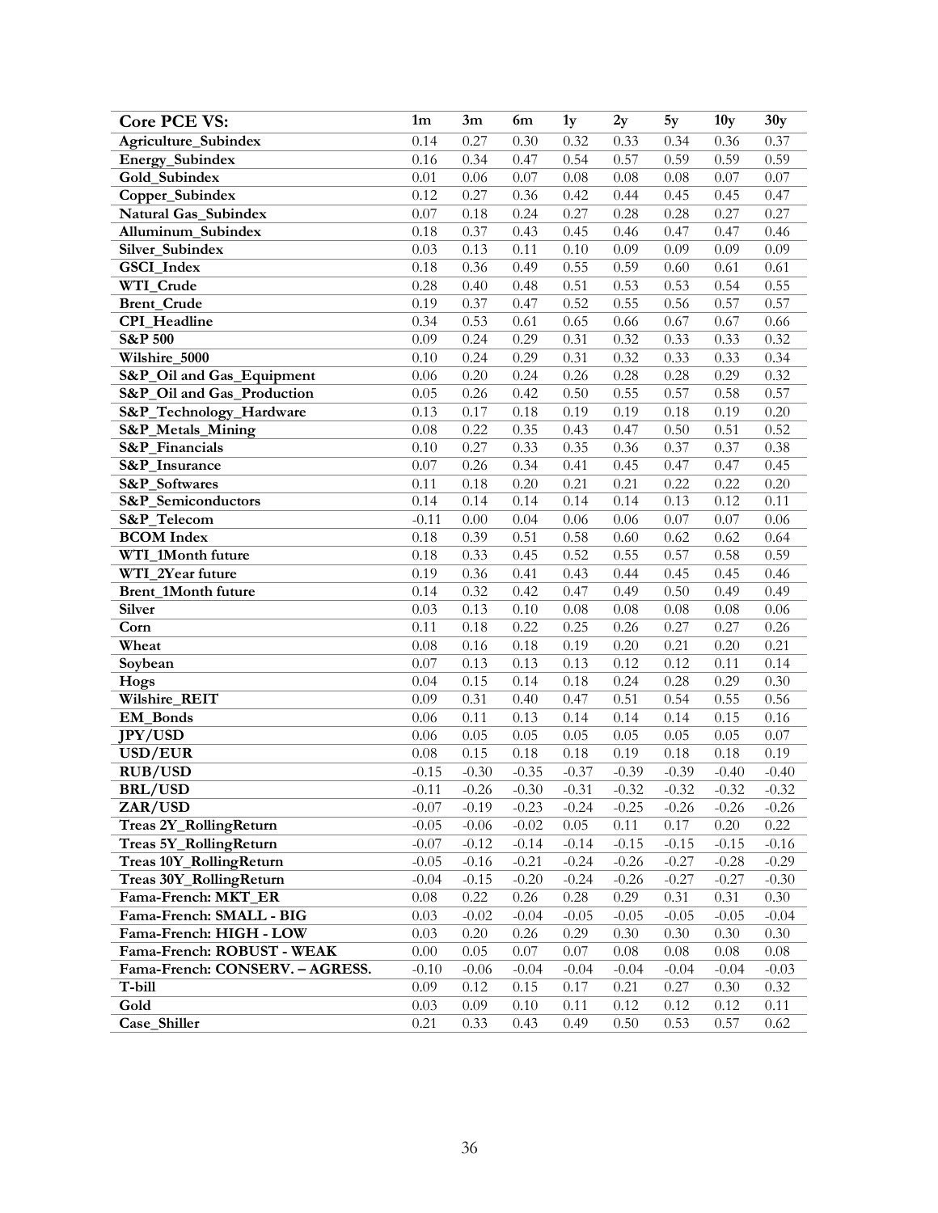| Core PCE VS: | 1m | 3m | 6m | 1y | 2y | 5y | 10y | 30y |
|---|---|---|---|---|---|---|---|---|
| **Agriculture_Subindex** | 0.14 | 0.27 | 0.30 | 0.32 | 0.33 | 0.34 | 0.36 | 0.37 |
| **Energy_Subindex** | 0.16 | 0.34 | 0.47 | 0.54 | 0.57 | 0.59 | 0.59 | 0.59 |
| **Gold_Subindex** | 0.01 | 0.06 | 0.07 | 0.08 | 0.08 | 0.08 | 0.07 | 0.07 |
| **Copper_Subindex** | 0.12 | 0.27 | 0.36 | 0.42 | 0.44 | 0.45 | 0.45 | 0.47 |
| **Natural Gas_Subindex** | 0.07 | 0.18 | 0.24 | 0.27 | 0.28 | 0.28 | 0.27 | 0.27 |
| **Alluminum_Subindex** | 0.18 | 0.37 | 0.43 | 0.45 | 0.46 | 0.47 | 0.47 | 0.46 |
| **Silver_Subindex** | 0.03 | 0.13 | 0.11 | 0.10 | 0.09 | 0.09 | 0.09 | 0.09 |
| **GSCI_Index** | 0.18 | 0.36 | 0.49 | 0.55 | 0.59 | 0.60 | 0.61 | 0.61 |
| **WTI_Crude** | 0.28 | 0.40 | 0.48 | 0.51 | 0.53 | 0.53 | 0.54 | 0.55 |
| **Brent_Crude** | 0.19 | 0.37 | 0.47 | 0.52 | 0.55 | 0.56 | 0.57 | 0.57 |
| **CPI_Headline** | 0.34 | 0.53 | 0.61 | 0.65 | 0.66 | 0.67 | 0.67 | 0.66 |
| **S&P 500** | 0.09 | 0.24 | 0.29 | 0.31 | 0.32 | 0.33 | 0.33 | 0.32 |
| **Wilshire_5000** | 0.10 | 0.24 | 0.29 | 0.31 | 0.32 | 0.33 | 0.33 | 0.34 |
| **S&P_Oil and Gas_Equipment** | 0.06 | 0.20 | 0.24 | 0.26 | 0.28 | 0.28 | 0.29 | 0.32 |
| **S&P_Oil and Gas_Production** | 0.05 | 0.26 | 0.42 | 0.50 | 0.55 | 0.57 | 0.58 | 0.57 |
| **S&P_Technology_Hardware** | 0.13 | 0.17 | 0.18 | 0.19 | 0.19 | 0.18 | 0.19 | 0.20 |
| **S&P_Metals_Mining** | 0.08 | 0.22 | 0.35 | 0.43 | 0.47 | 0.50 | 0.51 | 0.52 |
| **S&P_Financials** | 0.10 | 0.27 | 0.33 | 0.35 | 0.36 | 0.37 | 0.37 | 0.38 |
| **S&P_Insurance** | 0.07 | 0.26 | 0.34 | 0.41 | 0.45 | 0.47 | 0.47 | 0.45 |
| **S&P_Softwares** | 0.11 | 0.18 | 0.20 | 0.21 | 0.21 | 0.22 | 0.22 | 0.20 |
| **S&P_Semiconductors** | 0.14 | 0.14 | 0.14 | 0.14 | 0.14 | 0.13 | 0.12 | 0.11 |
| **S&P_Telecom** | -0.11 | 0.00 | 0.04 | 0.06 | 0.06 | 0.07 | 0.07 | 0.06 |
| **BCOM Index** | 0.18 | 0.39 | 0.51 | 0.58 | 0.60 | 0.62 | 0.62 | 0.64 |
| **WTI_1Month future** | 0.18 | 0.33 | 0.45 | 0.52 | 0.55 | 0.57 | 0.58 | 0.59 |
| **WTI_2Year future** | 0.19 | 0.36 | 0.41 | 0.43 | 0.44 | 0.45 | 0.45 | 0.46 |
| **Brent_1Month future** | 0.14 | 0.32 | 0.42 | 0.47 | 0.49 | 0.50 | 0.49 | 0.49 |
| **Silver** | 0.03 | 0.13 | 0.10 | 0.08 | 0.08 | 0.08 | 0.08 | 0.06 |
| **Corn** | 0.11 | 0.18 | 0.22 | 0.25 | 0.26 | 0.27 | 0.27 | 0.26 |
| **Wheat** | 0.08 | 0.16 | 0.18 | 0.19 | 0.20 | 0.21 | 0.20 | 0.21 |
| **Soybean** | 0.07 | 0.13 | 0.13 | 0.13 | 0.12 | 0.12 | 0.11 | 0.14 |
| **Hogs** | 0.04 | 0.15 | 0.14 | 0.18 | 0.24 | 0.28 | 0.29 | 0.30 |
| **Wilshire_REIT** | 0.09 | 0.31 | 0.40 | 0.47 | 0.51 | 0.54 | 0.55 | 0.56 |
| **EM_Bonds** | 0.06 | 0.11 | 0.13 | 0.14 | 0.14 | 0.14 | 0.15 | 0.16 |
| **JPY/USD** | 0.06 | 0.05 | 0.05 | 0.05 | 0.05 | 0.05 | 0.05 | 0.07 |
| **USD/EUR** | 0.08 | 0.15 | 0.18 | 0.18 | 0.19 | 0.18 | 0.18 | 0.19 |
| **RUB/USD** | -0.15 | -0.30 | -0.35 | -0.37 | -0.39 | -0.39 | -0.40 | -0.40 |
| **BRL/USD** | -0.11 | -0.26 | -0.30 | -0.31 | -0.32 | -0.32 | -0.32 | -0.32 |
| **ZAR/USD** | -0.07 | -0.19 | -0.23 | -0.24 | -0.25 | -0.26 | -0.26 | -0.26 |
| **Treas 2Y_RollingReturn** | -0.05 | -0.06 | -0.02 | 0.05 | 0.11 | 0.17 | 0.20 | 0.22 |
| **Treas 5Y_RollingReturn** | -0.07 | -0.12 | -0.14 | -0.14 | -0.15 | -0.15 | -0.15 | -0.16 |
| **Treas 10Y_RollingReturn** | -0.05 | -0.16 | -0.21 | -0.24 | -0.26 | -0.27 | -0.28 | -0.29 |
| **Treas 30Y_RollingReturn** | -0.04 | -0.15 | -0.20 | -0.24 | -0.26 | -0.27 | -0.27 | -0.30 |
| **Fama-French: MKT_ER** | 0.08 | 0.22 | 0.26 | 0.28 | 0.29 | 0.31 | 0.31 | 0.30 |
| **Fama-French: SMALL - BIG** | 0.03 | -0.02 | -0.04 | -0.05 | -0.05 | -0.05 | -0.05 | -0.04 |
| **Fama-French: HIGH - LOW** | 0.03 | 0.20 | 0.26 | 0.29 | 0.30 | 0.30 | 0.30 | 0.30 |
| **Fama-French: ROBUST - WEAK** | 0.00 | 0.05 | 0.07 | 0.07 | 0.08 | 0.08 | 0.08 | 0.08 |
| **Fama-French: CONSERV. – AGRESS.** | -0.10 | -0.06 | -0.04 | -0.04 | -0.04 | -0.04 | -0.04 | -0.03 |
| **T-bill** | 0.09 | 0.12 | 0.15 | 0.17 | 0.21 | 0.27 | 0.30 | 0.32 |
| **Gold** | 0.03 | 0.09 | 0.10 | 0.11 | 0.12 | 0.12 | 0.12 | 0.11 |
| **Case_Shiller** | 0.21 | 0.33 | 0.43 | 0.49 | 0.50 | 0.53 | 0.57 | 0.62 |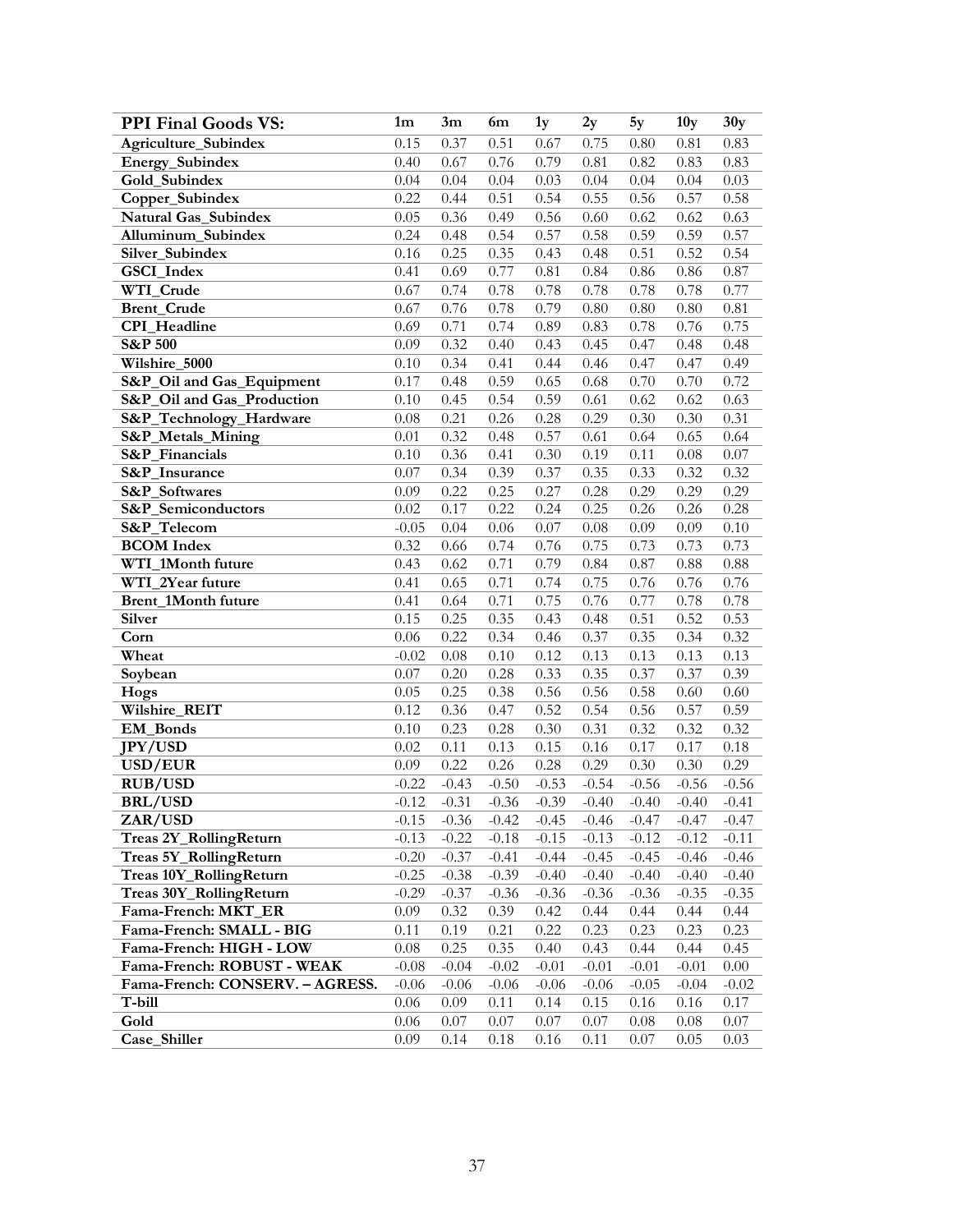| PPI Final Goods VS: | 1m | 3m | 6m | 1y | 2y | 5y | 10y | 30y |
|---|---|---|---|---|---|---|---|---|
| Agriculture_Subindex | 0.15 | 0.37 | 0.51 | 0.67 | 0.75 | 0.80 | 0.81 | 0.83 |
| Energy_Subindex | 0.40 | 0.67 | 0.76 | 0.79 | 0.81 | 0.82 | 0.83 | 0.83 |
| Gold_Subindex | 0.04 | 0.04 | 0.04 | 0.03 | 0.04 | 0.04 | 0.04 | 0.03 |
| Copper_Subindex | 0.22 | 0.44 | 0.51 | 0.54 | 0.55 | 0.56 | 0.57 | 0.58 |
| Natural Gas_Subindex | 0.05 | 0.36 | 0.49 | 0.56 | 0.60 | 0.62 | 0.62 | 0.63 |
| Alluminum_Subindex | 0.24 | 0.48 | 0.54 | 0.57 | 0.58 | 0.59 | 0.59 | 0.57 |
| Silver_Subindex | 0.16 | 0.25 | 0.35 | 0.43 | 0.48 | 0.51 | 0.52 | 0.54 |
| GSCI_Index | 0.41 | 0.69 | 0.77 | 0.81 | 0.84 | 0.86 | 0.86 | 0.87 |
| WTI_Crude | 0.67 | 0.74 | 0.78 | 0.78 | 0.78 | 0.78 | 0.78 | 0.77 |
| Brent_Crude | 0.67 | 0.76 | 0.78 | 0.79 | 0.80 | 0.80 | 0.80 | 0.81 |
| CPI_Headline | 0.69 | 0.71 | 0.74 | 0.89 | 0.83 | 0.78 | 0.76 | 0.75 |
| S&P 500 | 0.09 | 0.32 | 0.40 | 0.43 | 0.45 | 0.47 | 0.48 | 0.48 |
| Wilshire_5000 | 0.10 | 0.34 | 0.41 | 0.44 | 0.46 | 0.47 | 0.47 | 0.49 |
| S&P_Oil and Gas_Equipment | 0.17 | 0.48 | 0.59 | 0.65 | 0.68 | 0.70 | 0.70 | 0.72 |
| S&P_Oil and Gas_Production | 0.10 | 0.45 | 0.54 | 0.59 | 0.61 | 0.62 | 0.62 | 0.63 |
| S&P_Technology_Hardware | 0.08 | 0.21 | 0.26 | 0.28 | 0.29 | 0.30 | 0.30 | 0.31 |
| S&P_Metals_Mining | 0.01 | 0.32 | 0.48 | 0.57 | 0.61 | 0.64 | 0.65 | 0.64 |
| S&P_Financials | 0.10 | 0.36 | 0.41 | 0.30 | 0.19 | 0.11 | 0.08 | 0.07 |
| S&P_Insurance | 0.07 | 0.34 | 0.39 | 0.37 | 0.35 | 0.33 | 0.32 | 0.32 |
| S&P_Softwares | 0.09 | 0.22 | 0.25 | 0.27 | 0.28 | 0.29 | 0.29 | 0.29 |
| S&P_Semiconductors | 0.02 | 0.17 | 0.22 | 0.24 | 0.25 | 0.26 | 0.26 | 0.28 |
| S&P_Telecom | -0.05 | 0.04 | 0.06 | 0.07 | 0.08 | 0.09 | 0.09 | 0.10 |
| BCOM Index | 0.32 | 0.66 | 0.74 | 0.76 | 0.75 | 0.73 | 0.73 | 0.73 |
| WTI_1Month future | 0.43 | 0.62 | 0.71 | 0.79 | 0.84 | 0.87 | 0.88 | 0.88 |
| WTI_2Year future | 0.41 | 0.65 | 0.71 | 0.74 | 0.75 | 0.76 | 0.76 | 0.76 |
| Brent_1Month future | 0.41 | 0.64 | 0.71 | 0.75 | 0.76 | 0.77 | 0.78 | 0.78 |
| Silver | 0.15 | 0.25 | 0.35 | 0.43 | 0.48 | 0.51 | 0.52 | 0.53 |
| Corn | 0.06 | 0.22 | 0.34 | 0.46 | 0.37 | 0.35 | 0.34 | 0.32 |
| Wheat | -0.02 | 0.08 | 0.10 | 0.12 | 0.13 | 0.13 | 0.13 | 0.13 |
| Soybean | 0.07 | 0.20 | 0.28 | 0.33 | 0.35 | 0.37 | 0.37 | 0.39 |
| Hogs | 0.05 | 0.25 | 0.38 | 0.56 | 0.56 | 0.58 | 0.60 | 0.60 |
| Wilshire_REIT | 0.12 | 0.36 | 0.47 | 0.52 | 0.54 | 0.56 | 0.57 | 0.59 |
| EM_Bonds | 0.10 | 0.23 | 0.28 | 0.30 | 0.31 | 0.32 | 0.32 | 0.32 |
| JPY/USD | 0.02 | 0.11 | 0.13 | 0.15 | 0.16 | 0.17 | 0.17 | 0.18 |
| USD/EUR | 0.09 | 0.22 | 0.26 | 0.28 | 0.29 | 0.30 | 0.30 | 0.29 |
| RUB/USD | -0.22 | -0.43 | -0.50 | -0.53 | -0.54 | -0.56 | -0.56 | -0.56 |
| BRL/USD | -0.12 | -0.31 | -0.36 | -0.39 | -0.40 | -0.40 | -0.40 | -0.41 |
| ZAR/USD | -0.15 | -0.36 | -0.42 | -0.45 | -0.46 | -0.47 | -0.47 | -0.47 |
| Treas 2Y_RollingReturn | -0.13 | -0.22 | -0.18 | -0.15 | -0.13 | -0.12 | -0.12 | -0.11 |
| Treas 5Y_RollingReturn | -0.20 | -0.37 | -0.41 | -0.44 | -0.45 | -0.45 | -0.46 | -0.46 |
| Treas 10Y_RollingReturn | -0.25 | -0.38 | -0.39 | -0.40 | -0.40 | -0.40 | -0.40 | -0.40 |
| Treas 30Y_RollingReturn | -0.29 | -0.37 | -0.36 | -0.36 | -0.36 | -0.36 | -0.35 | -0.35 |
| Fama-French: MKT_ER | 0.09 | 0.32 | 0.39 | 0.42 | 0.44 | 0.44 | 0.44 | 0.44 |
| Fama-French: SMALL - BIG | 0.11 | 0.19 | 0.21 | 0.22 | 0.23 | 0.23 | 0.23 | 0.23 |
| Fama-French: HIGH - LOW | 0.08 | 0.25 | 0.35 | 0.40 | 0.43 | 0.44 | 0.44 | 0.45 |
| Fama-French: ROBUST - WEAK | -0.08 | -0.04 | -0.02 | -0.01 | -0.01 | -0.01 | -0.01 | 0.00 |
| Fama-French: CONSERV. – AGRESS. | -0.06 | -0.06 | -0.06 | -0.06 | -0.06 | -0.05 | -0.04 | -0.02 |
| T-bill | 0.06 | 0.09 | 0.11 | 0.14 | 0.15 | 0.16 | 0.16 | 0.17 |
| Gold | 0.06 | 0.07 | 0.07 | 0.07 | 0.07 | 0.08 | 0.08 | 0.07 |
| Case_Shiller | 0.09 | 0.14 | 0.18 | 0.16 | 0.11 | 0.07 | 0.05 | 0.03 |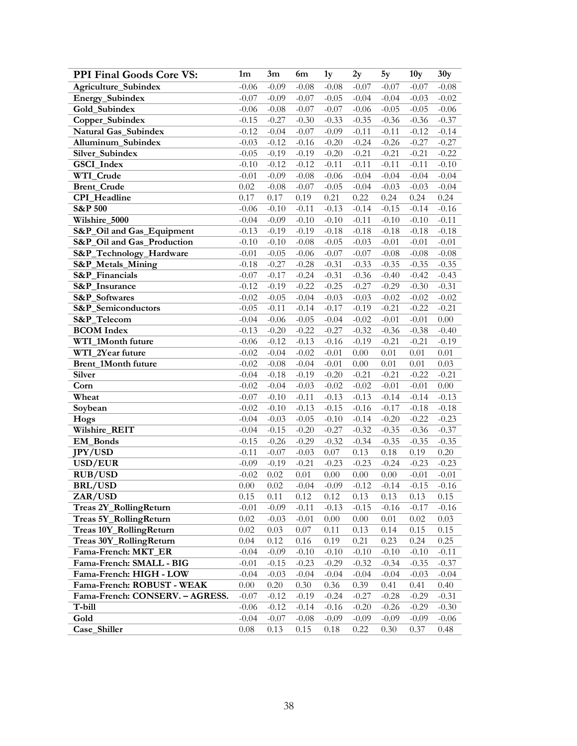| PPI Final Goods Core VS: | 1m | 3m | 6m | 1y | 2y | 5y | 10y | 30y |
|---|---|---|---|---|---|---|---|---|
| Agriculture_Subindex | -0.06 | -0.09 | -0.08 | -0.08 | -0.07 | -0.07 | -0.07 | -0.08 |
| Energy_Subindex | -0.07 | -0.09 | -0.07 | -0.05 | -0.04 | -0.04 | -0.03 | -0.02 |
| Gold_Subindex | -0.06 | -0.08 | -0.07 | -0.07 | -0.06 | -0.05 | -0.05 | -0.06 |
| Copper_Subindex | -0.15 | -0.27 | -0.30 | -0.33 | -0.35 | -0.36 | -0.36 | -0.37 |
| Natural Gas_Subindex | -0.12 | -0.04 | -0.07 | -0.09 | -0.11 | -0.11 | -0.12 | -0.14 |
| Alluminum_Subindex | -0.03 | -0.12 | -0.16 | -0.20 | -0.24 | -0.26 | -0.27 | -0.27 |
| Silver_Subindex | -0.05 | -0.19 | -0.19 | -0.20 | -0.21 | -0.21 | -0.21 | -0.22 |
| GSCI_Index | -0.10 | -0.12 | -0.12 | -0.11 | -0.11 | -0.11 | -0.11 | -0.10 |
| WTI_Crude | -0.01 | -0.09 | -0.08 | -0.06 | -0.04 | -0.04 | -0.04 | -0.04 |
| Brent_Crude | 0.02 | -0.08 | -0.07 | -0.05 | -0.04 | -0.03 | -0.03 | -0.04 |
| CPI_Headline | 0.17 | 0.17 | 0.19 | 0.21 | 0.22 | 0.24 | 0.24 | 0.24 |
| S&P 500 | -0.06 | -0.10 | -0.11 | -0.13 | -0.14 | -0.15 | -0.14 | -0.16 |
| Wilshire_5000 | -0.04 | -0.09 | -0.10 | -0.10 | -0.11 | -0.10 | -0.10 | -0.11 |
| S&P_Oil and Gas_Equipment | -0.13 | -0.19 | -0.19 | -0.18 | -0.18 | -0.18 | -0.18 | -0.18 |
| S&P_Oil and Gas_Production | -0.10 | -0.10 | -0.08 | -0.05 | -0.03 | -0.01 | -0.01 | -0.01 |
| S&P_Technology_Hardware | -0.01 | -0.05 | -0.06 | -0.07 | -0.07 | -0.08 | -0.08 | -0.08 |
| S&P_Metals_Mining | -0.18 | -0.27 | -0.28 | -0.31 | -0.33 | -0.35 | -0.35 | -0.35 |
| S&P_Financials | -0.07 | -0.17 | -0.24 | -0.31 | -0.36 | -0.40 | -0.42 | -0.43 |
| S&P_Insurance | -0.12 | -0.19 | -0.22 | -0.25 | -0.27 | -0.29 | -0.30 | -0.31 |
| S&P_Softwares | -0.02 | -0.05 | -0.04 | -0.03 | -0.03 | -0.02 | -0.02 | -0.02 |
| S&P_Semiconductors | -0.05 | -0.11 | -0.14 | -0.17 | -0.19 | -0.21 | -0.22 | -0.21 |
| S&P_Telecom | -0.04 | -0.06 | -0.05 | -0.04 | -0.02 | -0.01 | -0.01 | 0.00 |
| BCOM Index | -0.13 | -0.20 | -0.22 | -0.27 | -0.32 | -0.36 | -0.38 | -0.40 |
| WTI_1Month future | -0.06 | -0.12 | -0.13 | -0.16 | -0.19 | -0.21 | -0.21 | -0.19 |
| WTI_2Year future | -0.02 | -0.04 | -0.02 | -0.01 | 0.00 | 0.01 | 0.01 | 0.01 |
| Brent_1Month future | -0.02 | -0.08 | -0.04 | -0.01 | 0.00 | 0.01 | 0.01 | 0.03 |
| Silver | -0.04 | -0.18 | -0.19 | -0.20 | -0.21 | -0.21 | -0.22 | -0.21 |
| Corn | -0.02 | -0.04 | -0.03 | -0.02 | -0.02 | -0.01 | -0.01 | 0.00 |
| Wheat | -0.07 | -0.10 | -0.11 | -0.13 | -0.13 | -0.14 | -0.14 | -0.13 |
| Soybean | -0.02 | -0.10 | -0.13 | -0.15 | -0.16 | -0.17 | -0.18 | -0.18 |
| Hogs | -0.04 | -0.03 | -0.05 | -0.10 | -0.14 | -0.20 | -0.22 | -0.23 |
| Wilshire_REIT | -0.04 | -0.15 | -0.20 | -0.27 | -0.32 | -0.35 | -0.36 | -0.37 |
| EM_Bonds | -0.15 | -0.26 | -0.29 | -0.32 | -0.34 | -0.35 | -0.35 | -0.35 |
| JPY/USD | -0.11 | -0.07 | -0.03 | 0.07 | 0.13 | 0.18 | 0.19 | 0.20 |
| USD/EUR | -0.09 | -0.19 | -0.21 | -0.23 | -0.23 | -0.24 | -0.23 | -0.23 |
| RUB/USD | -0.02 | 0.02 | 0.01 | 0.00 | 0.00 | 0.00 | -0.01 | -0.01 |
| BRL/USD | 0.00 | 0.02 | -0.04 | -0.09 | -0.12 | -0.14 | -0.15 | -0.16 |
| ZAR/USD | 0.15 | 0.11 | 0.12 | 0.12 | 0.13 | 0.13 | 0.13 | 0.15 |
| Treas 2Y_RollingReturn | -0.01 | -0.09 | -0.11 | -0.13 | -0.15 | -0.16 | -0.17 | -0.16 |
| Treas 5Y_RollingReturn | 0.02 | -0.03 | -0.01 | 0.00 | 0.00 | 0.01 | 0.02 | 0.03 |
| Treas 10Y_RollingReturn | 0.02 | 0.03 | 0.07 | 0.11 | 0.13 | 0.14 | 0.15 | 0.15 |
| Treas 30Y_RollingReturn | 0.04 | 0.12 | 0.16 | 0.19 | 0.21 | 0.23 | 0.24 | 0.25 |
| Fama-French: MKT_ER | -0.04 | -0.09 | -0.10 | -0.10 | -0.10 | -0.10 | -0.10 | -0.11 |
| Fama-French: SMALL - BIG | -0.01 | -0.15 | -0.23 | -0.29 | -0.32 | -0.34 | -0.35 | -0.37 |
| Fama-French: HIGH - LOW | -0.04 | -0.03 | -0.04 | -0.04 | -0.04 | -0.04 | -0.03 | -0.04 |
| Fama-French: ROBUST - WEAK | 0.00 | 0.20 | 0.30 | 0.36 | 0.39 | 0.41 | 0.41 | 0.40 |
| Fama-French: CONSERV. – AGRESS. | -0.07 | -0.12 | -0.19 | -0.24 | -0.27 | -0.28 | -0.29 | -0.31 |
| T-bill | -0.06 | -0.12 | -0.14 | -0.16 | -0.20 | -0.26 | -0.29 | -0.30 |
| Gold | -0.04 | -0.07 | -0.08 | -0.09 | -0.09 | -0.09 | -0.09 | -0.06 |
| Case_Shiller | 0.08 | 0.13 | 0.15 | 0.18 | 0.22 | 0.30 | 0.37 | 0.48 |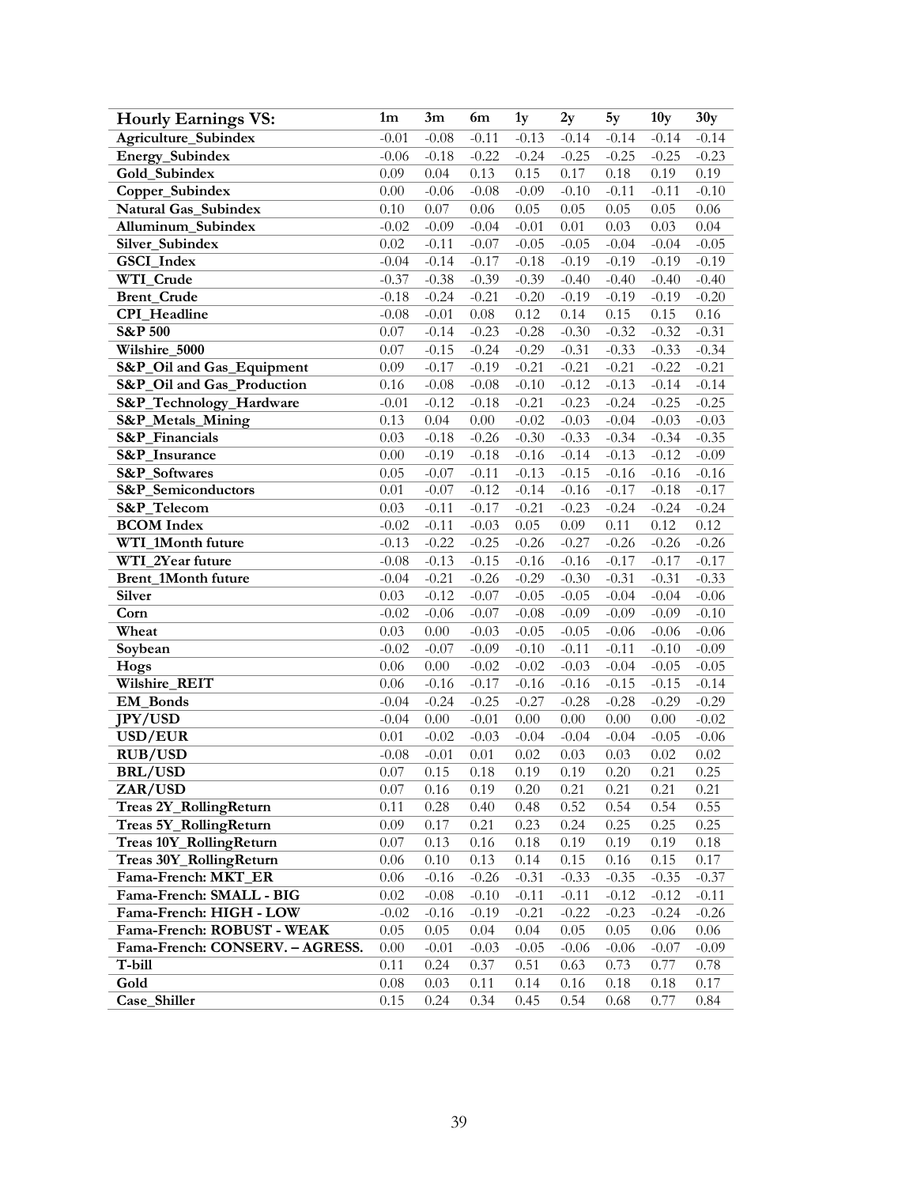| Hourly Earnings VS: | 1m | 3m | 6m | 1y | 2y | 5y | 10y | 30y |
|---|---|---|---|---|---|---|---|---|
| Agriculture_Subindex | -0.01 | -0.08 | -0.11 | -0.13 | -0.14 | -0.14 | -0.14 | -0.14 |
| Energy_Subindex | -0.06 | -0.18 | -0.22 | -0.24 | -0.25 | -0.25 | -0.25 | -0.23 |
| Gold_Subindex | 0.09 | 0.04 | 0.13 | 0.15 | 0.17 | 0.18 | 0.19 | 0.19 |
| Copper_Subindex | 0.00 | -0.06 | -0.08 | -0.09 | -0.10 | -0.11 | -0.11 | -0.10 |
| Natural Gas_Subindex | 0.10 | 0.07 | 0.06 | 0.05 | 0.05 | 0.05 | 0.05 | 0.06 |
| Alluminum_Subindex | -0.02 | -0.09 | -0.04 | -0.01 | 0.01 | 0.03 | 0.03 | 0.04 |
| Silver_Subindex | 0.02 | -0.11 | -0.07 | -0.05 | -0.05 | -0.04 | -0.04 | -0.05 |
| GSCI_Index | -0.04 | -0.14 | -0.17 | -0.18 | -0.19 | -0.19 | -0.19 | -0.19 |
| WTI_Crude | -0.37 | -0.38 | -0.39 | -0.39 | -0.40 | -0.40 | -0.40 | -0.40 |
| Brent_Crude | -0.18 | -0.24 | -0.21 | -0.20 | -0.19 | -0.19 | -0.19 | -0.20 |
| CPI_Headline | -0.08 | -0.01 | 0.08 | 0.12 | 0.14 | 0.15 | 0.15 | 0.16 |
| S&P 500 | 0.07 | -0.14 | -0.23 | -0.28 | -0.30 | -0.32 | -0.32 | -0.31 |
| Wilshire_5000 | 0.07 | -0.15 | -0.24 | -0.29 | -0.31 | -0.33 | -0.33 | -0.34 |
| S&P_Oil and Gas_Equipment | 0.09 | -0.17 | -0.19 | -0.21 | -0.21 | -0.21 | -0.22 | -0.21 |
| S&P_Oil and Gas_Production | 0.16 | -0.08 | -0.08 | -0.10 | -0.12 | -0.13 | -0.14 | -0.14 |
| S&P_Technology_Hardware | -0.01 | -0.12 | -0.18 | -0.21 | -0.23 | -0.24 | -0.25 | -0.25 |
| S&P_Metals_Mining | 0.13 | 0.04 | 0.00 | -0.02 | -0.03 | -0.04 | -0.03 | -0.03 |
| S&P_Financials | 0.03 | -0.18 | -0.26 | -0.30 | -0.33 | -0.34 | -0.34 | -0.35 |
| S&P_Insurance | 0.00 | -0.19 | -0.18 | -0.16 | -0.14 | -0.13 | -0.12 | -0.09 |
| S&P_Softwares | 0.05 | -0.07 | -0.11 | -0.13 | -0.15 | -0.16 | -0.16 | -0.16 |
| S&P_Semiconductors | 0.01 | -0.07 | -0.12 | -0.14 | -0.16 | -0.17 | -0.18 | -0.17 |
| S&P_Telecom | 0.03 | -0.11 | -0.17 | -0.21 | -0.23 | -0.24 | -0.24 | -0.24 |
| BCOM Index | -0.02 | -0.11 | -0.03 | 0.05 | 0.09 | 0.11 | 0.12 | 0.12 |
| WTI_1Month future | -0.13 | -0.22 | -0.25 | -0.26 | -0.27 | -0.26 | -0.26 | -0.26 |
| WTI_2Year future | -0.08 | -0.13 | -0.15 | -0.16 | -0.16 | -0.17 | -0.17 | -0.17 |
| Brent_1Month future | -0.04 | -0.21 | -0.26 | -0.29 | -0.30 | -0.31 | -0.31 | -0.33 |
| Silver | 0.03 | -0.12 | -0.07 | -0.05 | -0.05 | -0.04 | -0.04 | -0.06 |
| Corn | -0.02 | -0.06 | -0.07 | -0.08 | -0.09 | -0.09 | -0.09 | -0.10 |
| Wheat | 0.03 | 0.00 | -0.03 | -0.05 | -0.05 | -0.06 | -0.06 | -0.06 |
| Soybean | -0.02 | -0.07 | -0.09 | -0.10 | -0.11 | -0.11 | -0.10 | -0.09 |
| Hogs | 0.06 | 0.00 | -0.02 | -0.02 | -0.03 | -0.04 | -0.05 | -0.05 |
| Wilshire_REIT | 0.06 | -0.16 | -0.17 | -0.16 | -0.16 | -0.15 | -0.15 | -0.14 |
| EM_Bonds | -0.04 | -0.24 | -0.25 | -0.27 | -0.28 | -0.28 | -0.29 | -0.29 |
| JPY/USD | -0.04 | 0.00 | -0.01 | 0.00 | 0.00 | 0.00 | 0.00 | -0.02 |
| USD/EUR | 0.01 | -0.02 | -0.03 | -0.04 | -0.04 | -0.04 | -0.05 | -0.06 |
| RUB/USD | -0.08 | -0.01 | 0.01 | 0.02 | 0.03 | 0.03 | 0.02 | 0.02 |
| BRL/USD | 0.07 | 0.15 | 0.18 | 0.19 | 0.19 | 0.20 | 0.21 | 0.25 |
| ZAR/USD | 0.07 | 0.16 | 0.19 | 0.20 | 0.21 | 0.21 | 0.21 | 0.21 |
| Treas 2Y_RollingReturn | 0.11 | 0.28 | 0.40 | 0.48 | 0.52 | 0.54 | 0.54 | 0.55 |
| Treas 5Y_RollingReturn | 0.09 | 0.17 | 0.21 | 0.23 | 0.24 | 0.25 | 0.25 | 0.25 |
| Treas 10Y_RollingReturn | 0.07 | 0.13 | 0.16 | 0.18 | 0.19 | 0.19 | 0.19 | 0.18 |
| Treas 30Y_RollingReturn | 0.06 | 0.10 | 0.13 | 0.14 | 0.15 | 0.16 | 0.15 | 0.17 |
| Fama-French: MKT_ER | 0.06 | -0.16 | -0.26 | -0.31 | -0.33 | -0.35 | -0.35 | -0.37 |
| Fama-French: SMALL - BIG | 0.02 | -0.08 | -0.10 | -0.11 | -0.11 | -0.12 | -0.12 | -0.11 |
| Fama-French: HIGH - LOW | -0.02 | -0.16 | -0.19 | -0.21 | -0.22 | -0.23 | -0.24 | -0.26 |
| Fama-French: ROBUST - WEAK | 0.05 | 0.05 | 0.04 | 0.04 | 0.05 | 0.05 | 0.06 | 0.06 |
| Fama-French: CONSERV. – AGRESS. | 0.00 | -0.01 | -0.03 | -0.05 | -0.06 | -0.06 | -0.07 | -0.09 |
| T-bill | 0.11 | 0.24 | 0.37 | 0.51 | 0.63 | 0.73 | 0.77 | 0.78 |
| Gold | 0.08 | 0.03 | 0.11 | 0.14 | 0.16 | 0.18 | 0.18 | 0.17 |
| Case_Shiller | 0.15 | 0.24 | 0.34 | 0.45 | 0.54 | 0.68 | 0.77 | 0.84 |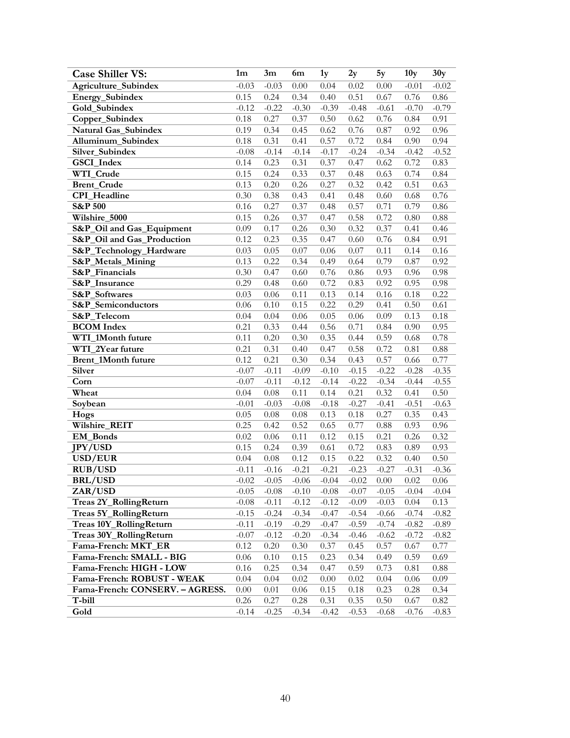| Case Shiller VS: | 1m | 3m | 6m | 1y | 2y | 5y | 10y | 30y |
|---|---|---|---|---|---|---|---|---|
| Agriculture_Subindex | -0.03 | -0.03 | 0.00 | 0.04 | 0.02 | 0.00 | -0.01 | -0.02 |
| Energy_Subindex | 0.15 | 0.24 | 0.34 | 0.40 | 0.51 | 0.67 | 0.76 | 0.86 |
| Gold_Subindex | -0.12 | -0.22 | -0.30 | -0.39 | -0.48 | -0.61 | -0.70 | -0.79 |
| Copper_Subindex | 0.18 | 0.27 | 0.37 | 0.50 | 0.62 | 0.76 | 0.84 | 0.91 |
| Natural Gas_Subindex | 0.19 | 0.34 | 0.45 | 0.62 | 0.76 | 0.87 | 0.92 | 0.96 |
| Alluminum_Subindex | 0.18 | 0.31 | 0.41 | 0.57 | 0.72 | 0.84 | 0.90 | 0.94 |
| Silver_Subindex | -0.08 | -0.14 | -0.14 | -0.17 | -0.24 | -0.34 | -0.42 | -0.52 |
| GSCI_Index | 0.14 | 0.23 | 0.31 | 0.37 | 0.47 | 0.62 | 0.72 | 0.83 |
| WTI_Crude | 0.15 | 0.24 | 0.33 | 0.37 | 0.48 | 0.63 | 0.74 | 0.84 |
| Brent_Crude | 0.13 | 0.20 | 0.26 | 0.27 | 0.32 | 0.42 | 0.51 | 0.63 |
| CPI_Headline | 0.30 | 0.38 | 0.43 | 0.41 | 0.48 | 0.60 | 0.68 | 0.76 |
| S&P 500 | 0.16 | 0.27 | 0.37 | 0.48 | 0.57 | 0.71 | 0.79 | 0.86 |
| Wilshire_5000 | 0.15 | 0.26 | 0.37 | 0.47 | 0.58 | 0.72 | 0.80 | 0.88 |
| S&P_Oil and Gas_Equipment | 0.09 | 0.17 | 0.26 | 0.30 | 0.32 | 0.37 | 0.41 | 0.46 |
| S&P_Oil and Gas_Production | 0.12 | 0.23 | 0.35 | 0.47 | 0.60 | 0.76 | 0.84 | 0.91 |
| S&P_Technology_Hardware | 0.03 | 0.05 | 0.07 | 0.06 | 0.07 | 0.11 | 0.14 | 0.16 |
| S&P_Metals_Mining | 0.13 | 0.22 | 0.34 | 0.49 | 0.64 | 0.79 | 0.87 | 0.92 |
| S&P_Financials | 0.30 | 0.47 | 0.60 | 0.76 | 0.86 | 0.93 | 0.96 | 0.98 |
| S&P_Insurance | 0.29 | 0.48 | 0.60 | 0.72 | 0.83 | 0.92 | 0.95 | 0.98 |
| S&P_Softwares | 0.03 | 0.06 | 0.11 | 0.13 | 0.14 | 0.16 | 0.18 | 0.22 |
| S&P_Semiconductors | 0.06 | 0.10 | 0.15 | 0.22 | 0.29 | 0.41 | 0.50 | 0.61 |
| S&P_Telecom | 0.04 | 0.04 | 0.06 | 0.05 | 0.06 | 0.09 | 0.13 | 0.18 |
| BCOM Index | 0.21 | 0.33 | 0.44 | 0.56 | 0.71 | 0.84 | 0.90 | 0.95 |
| WTI_1Month future | 0.11 | 0.20 | 0.30 | 0.35 | 0.44 | 0.59 | 0.68 | 0.78 |
| WTI_2Year future | 0.21 | 0.31 | 0.40 | 0.47 | 0.58 | 0.72 | 0.81 | 0.88 |
| Brent_1Month future | 0.12 | 0.21 | 0.30 | 0.34 | 0.43 | 0.57 | 0.66 | 0.77 |
| Silver | -0.07 | -0.11 | -0.09 | -0.10 | -0.15 | -0.22 | -0.28 | -0.35 |
| Corn | -0.07 | -0.11 | -0.12 | -0.14 | -0.22 | -0.34 | -0.44 | -0.55 |
| Wheat | 0.04 | 0.08 | 0.11 | 0.14 | 0.21 | 0.32 | 0.41 | 0.50 |
| Soybean | -0.01 | -0.03 | -0.08 | -0.18 | -0.27 | -0.41 | -0.51 | -0.63 |
| Hogs | 0.05 | 0.08 | 0.08 | 0.13 | 0.18 | 0.27 | 0.35 | 0.43 |
| Wilshire_REIT | 0.25 | 0.42 | 0.52 | 0.65 | 0.77 | 0.88 | 0.93 | 0.96 |
| EM_Bonds | 0.02 | 0.06 | 0.11 | 0.12 | 0.15 | 0.21 | 0.26 | 0.32 |
| JPY/USD | 0.15 | 0.24 | 0.39 | 0.61 | 0.72 | 0.83 | 0.89 | 0.93 |
| USD/EUR | 0.04 | 0.08 | 0.12 | 0.15 | 0.22 | 0.32 | 0.40 | 0.50 |
| RUB/USD | -0.11 | -0.16 | -0.21 | -0.21 | -0.23 | -0.27 | -0.31 | -0.36 |
| BRL/USD | -0.02 | -0.05 | -0.06 | -0.04 | -0.02 | 0.00 | 0.02 | 0.06 |
| ZAR/USD | -0.05 | -0.08 | -0.10 | -0.08 | -0.07 | -0.05 | -0.04 | -0.04 |
| Treas 2Y_RollingReturn | -0.08 | -0.11 | -0.12 | -0.12 | -0.09 | -0.03 | 0.04 | 0.13 |
| Treas 5Y_RollingReturn | -0.15 | -0.24 | -0.34 | -0.47 | -0.54 | -0.66 | -0.74 | -0.82 |
| Treas 10Y_RollingReturn | -0.11 | -0.19 | -0.29 | -0.47 | -0.59 | -0.74 | -0.82 | -0.89 |
| Treas 30Y_RollingReturn | -0.07 | -0.12 | -0.20 | -0.34 | -0.46 | -0.62 | -0.72 | -0.82 |
| Fama-French: MKT_ER | 0.12 | 0.20 | 0.30 | 0.37 | 0.45 | 0.57 | 0.67 | 0.77 |
| Fama-French: SMALL - BIG | 0.06 | 0.10 | 0.15 | 0.23 | 0.34 | 0.49 | 0.59 | 0.69 |
| Fama-French: HIGH - LOW | 0.16 | 0.25 | 0.34 | 0.47 | 0.59 | 0.73 | 0.81 | 0.88 |
| Fama-French: ROBUST - WEAK | 0.04 | 0.04 | 0.02 | 0.00 | 0.02 | 0.04 | 0.06 | 0.09 |
| Fama-French: CONSERV. – AGRESS. | 0.00 | 0.01 | 0.06 | 0.15 | 0.18 | 0.23 | 0.28 | 0.34 |
| T-bill | 0.26 | 0.27 | 0.28 | 0.31 | 0.35 | 0.50 | 0.67 | 0.82 |
| Gold | -0.14 | -0.25 | -0.34 | -0.42 | -0.53 | -0.68 | -0.76 | -0.83 |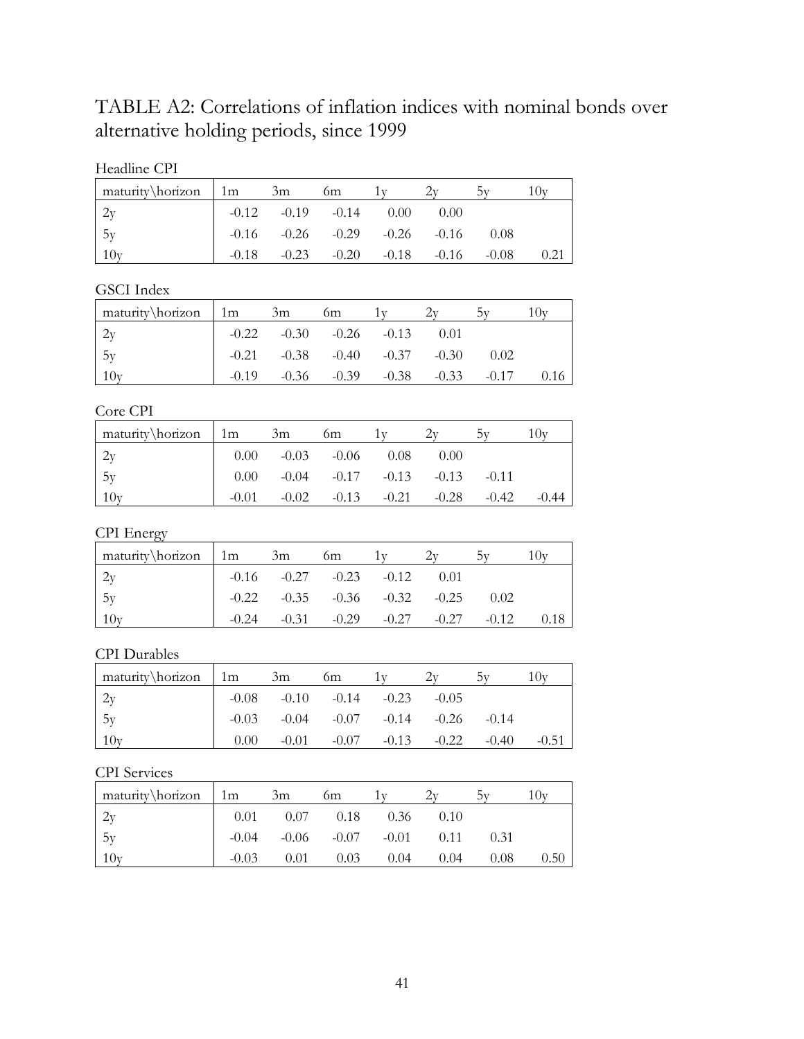# TABLE A2: Correlations of inflation indices with nominal bonds over alternative holding periods, since 1999

Headline CPI

| maturity\horizon | 1m | 3m | 6m | 1y | 2y | 5y | 10y |
|---|---|---|---|---|---|---|---|
| 2y | -0.12 | -0.19 | -0.14 | 0.00 | 0.00 | | |
| 5y | -0.16 | -0.26 | -0.29 | -0.26 | -0.16 | 0.08 | |
| 10y | -0.18 | -0.23 | -0.20 | -0.18 | -0.16 | -0.08 | 0.21 |

GSCI Index

| maturity\horizon | 1m | 3m | 6m | 1y | 2y | 5y | 10y |
|---|---|---|---|---|---|---|---|
| 2y | -0.22 | -0.30 | -0.26 | -0.13 | 0.01 | | |
| 5y | -0.21 | -0.38 | -0.40 | -0.37 | -0.30 | 0.02 | |
| 10y | -0.19 | -0.36 | -0.39 | -0.38 | -0.33 | -0.17 | 0.16 |

Core CPI

| maturity\horizon | 1m | 3m | 6m | 1y | 2y | 5y | 10y |
|---|---|---|---|---|---|---|---|
| 2y | 0.00 | -0.03 | -0.06 | 0.08 | 0.00 | | |
| 5y | 0.00 | -0.04 | -0.17 | -0.13 | -0.13 | -0.11 | |
| 10y | -0.01 | -0.02 | -0.13 | -0.21 | -0.28 | -0.42 | -0.44 |

CPI Energy

| maturity\horizon | 1m | 3m | 6m | 1y | 2y | 5y | 10y |
|---|---|---|---|---|---|---|---|
| 2y | -0.16 | -0.27 | -0.23 | -0.12 | 0.01 | | |
| 5y | -0.22 | -0.35 | -0.36 | -0.32 | -0.25 | 0.02 | |
| 10y | -0.24 | -0.31 | -0.29 | -0.27 | -0.27 | -0.12 | 0.18 |

CPI Durables

| maturity\horizon | 1m | 3m | 6m | 1y | 2y | 5y | 10y |
|---|---|---|---|---|---|---|---|
| 2y | -0.08 | -0.10 | -0.14 | -0.23 | -0.05 | | |
| 5y | -0.03 | -0.04 | -0.07 | -0.14 | -0.26 | -0.14 | |
| 10y | 0.00 | -0.01 | -0.07 | -0.13 | -0.22 | -0.40 | -0.51 |

CPI Services

| maturity\horizon | 1m | 3m | 6m | 1y | 2y | 5y | 10y |
|---|---|---|---|---|---|---|---|
| 2y | 0.01 | 0.07 | 0.18 | 0.36 | 0.10 | | |
| 5y | -0.04 | -0.06 | -0.07 | -0.01 | 0.11 | 0.31 | |
| 10y | -0.03 | 0.01 | 0.03 | 0.04 | 0.04 | 0.08 | 0.50 |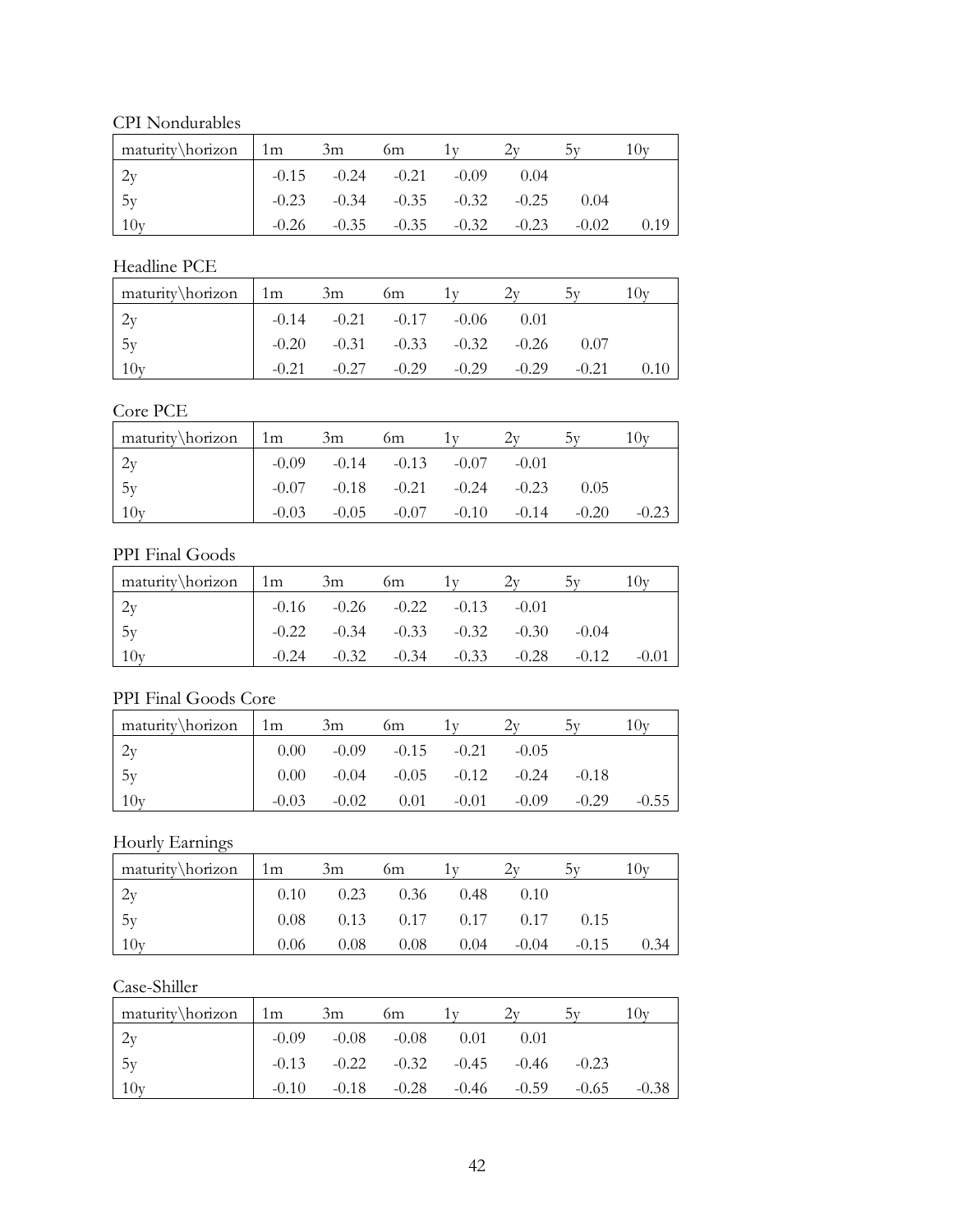CPI Nondurables

| maturity\horizon | 1m | 3m | 6m | 1y | 2y | 5y | 10y |
|---|---|---|---|---|---|---|---|
| 2y | -0.15 | -0.24 | -0.21 | -0.09 | 0.04 | | |
| 5y | -0.23 | -0.34 | -0.35 | -0.32 | -0.25 | 0.04 | |
| 10y | -0.26 | -0.35 | -0.35 | -0.32 | -0.23 | -0.02 | 0.19 |

Headline PCE

| maturity\horizon | 1m | 3m | 6m | 1y | 2y | 5y | 10y |
|---|---|---|---|---|---|---|---|
| 2y | -0.14 | -0.21 | -0.17 | -0.06 | 0.01 | | |
| 5y | -0.20 | -0.31 | -0.33 | -0.32 | -0.26 | 0.07 | |
| 10y | -0.21 | -0.27 | -0.29 | -0.29 | -0.29 | -0.21 | 0.10 |

Core PCE

| maturity\horizon | 1m | 3m | 6m | 1y | 2y | 5y | 10y |
|---|---|---|---|---|---|---|---|
| 2y | -0.09 | -0.14 | -0.13 | -0.07 | -0.01 | | |
| 5y | -0.07 | -0.18 | -0.21 | -0.24 | -0.23 | 0.05 | |
| 10y | -0.03 | -0.05 | -0.07 | -0.10 | -0.14 | -0.20 | -0.23 |

PPI Final Goods

| maturity\horizon | 1m | 3m | 6m | 1y | 2y | 5y | 10y |
|---|---|---|---|---|---|---|---|
| 2y | -0.16 | -0.26 | -0.22 | -0.13 | -0.01 | | |
| 5y | -0.22 | -0.34 | -0.33 | -0.32 | -0.30 | -0.04 | |
| 10y | -0.24 | -0.32 | -0.34 | -0.33 | -0.28 | -0.12 | -0.01 |

PPI Final Goods Core

| maturity\horizon | 1m | 3m | 6m | 1y | 2y | 5y | 10y |
|---|---|---|---|---|---|---|---|
| 2y | 0.00 | -0.09 | -0.15 | -0.21 | -0.05 | | |
| 5y | 0.00 | -0.04 | -0.05 | -0.12 | -0.24 | -0.18 | |
| 10y | -0.03 | -0.02 | 0.01 | -0.01 | -0.09 | -0.29 | -0.55 |

Hourly Earnings

| maturity\horizon | 1m | 3m | 6m | 1y | 2y | 5y | 10y |
|---|---|---|---|---|---|---|---|
| 2y | 0.10 | 0.23 | 0.36 | 0.48 | 0.10 | | |
| 5y | 0.08 | 0.13 | 0.17 | 0.17 | 0.17 | 0.15 | |
| 10y | 0.06 | 0.08 | 0.08 | 0.04 | -0.04 | -0.15 | 0.34 |

Case-Shiller

| maturity\horizon | 1m | 3m | 6m | 1y | 2y | 5y | 10y |
|---|---|---|---|---|---|---|---|
| 2y | -0.09 | -0.08 | -0.08 | 0.01 | 0.01 | | |
| 5y | -0.13 | -0.22 | -0.32 | -0.45 | -0.46 | -0.23 | |
| 10y | -0.10 | -0.18 | -0.28 | -0.46 | -0.59 | -0.65 | -0.38 |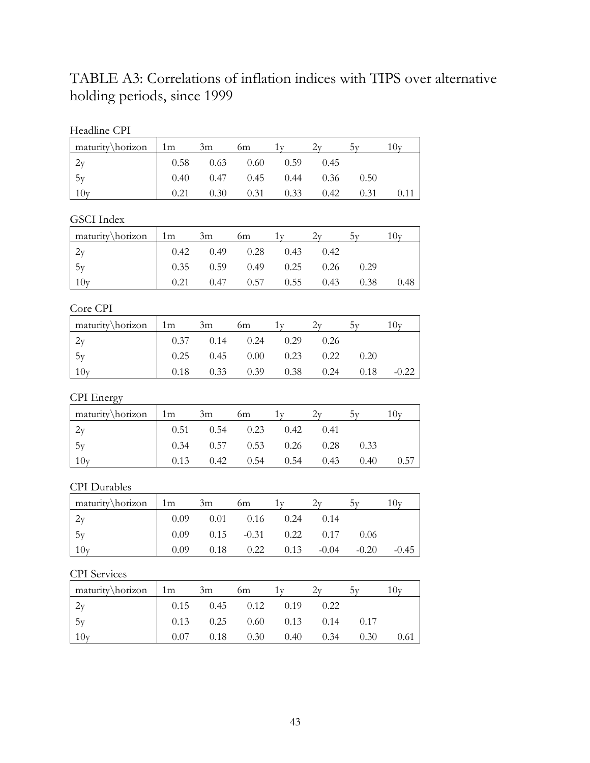# TABLE A3: Correlations of inflation indices with TIPS over alternative holding periods, since 1999

Headline CPI

| maturity\horizon | 1m | 3m | 6m | 1y | 2y | 5y | 10y |
|---|---|---|---|---|---|---|---|
| 2y | 0.58 | 0.63 | 0.60 | 0.59 | 0.45 | | |
| 5y | 0.40 | 0.47 | 0.45 | 0.44 | 0.36 | 0.50 | |
| 10y | 0.21 | 0.30 | 0.31 | 0.33 | 0.42 | 0.31 | 0.11 |

GSCI Index

| maturity\horizon | 1m | 3m | 6m | 1y | 2y | 5y | 10y |
|---|---|---|---|---|---|---|---|
| 2y | 0.42 | 0.49 | 0.28 | 0.43 | 0.42 | | |
| 5y | 0.35 | 0.59 | 0.49 | 0.25 | 0.26 | 0.29 | |
| 10y | 0.21 | 0.47 | 0.57 | 0.55 | 0.43 | 0.38 | 0.48 |

Core CPI

| maturity\horizon | 1m | 3m | 6m | 1y | 2y | 5y | 10y |
|---|---|---|---|---|---|---|---|
| 2y | 0.37 | 0.14 | 0.24 | 0.29 | 0.26 | | |
| 5y | 0.25 | 0.45 | 0.00 | 0.23 | 0.22 | 0.20 | |
| 10y | 0.18 | 0.33 | 0.39 | 0.38 | 0.24 | 0.18 | -0.22 |

CPI Energy

| maturity\horizon | 1m | 3m | 6m | 1y | 2y | 5y | 10y |
|---|---|---|---|---|---|---|---|
| 2y | 0.51 | 0.54 | 0.23 | 0.42 | 0.41 | | |
| 5y | 0.34 | 0.57 | 0.53 | 0.26 | 0.28 | 0.33 | |
| 10y | 0.13 | 0.42 | 0.54 | 0.54 | 0.43 | 0.40 | 0.57 |

CPI Durables

| maturity\horizon | 1m | 3m | 6m | 1y | 2y | 5y | 10y |
|---|---|---|---|---|---|---|---|
| 2y | 0.09 | 0.01 | 0.16 | 0.24 | 0.14 | | |
| 5y | 0.09 | 0.15 | -0.31 | 0.22 | 0.17 | 0.06 | |
| 10y | 0.09 | 0.18 | 0.22 | 0.13 | -0.04 | -0.20 | -0.45 |

CPI Services

| maturity\horizon | 1m | 3m | 6m | 1y | 2y | 5y | 10y |
|---|---|---|---|---|---|---|---|
| 2y | 0.15 | 0.45 | 0.12 | 0.19 | 0.22 | | |
| 5y | 0.13 | 0.25 | 0.60 | 0.13 | 0.14 | 0.17 | |
| 10y | 0.07 | 0.18 | 0.30 | 0.40 | 0.34 | 0.30 | 0.61 |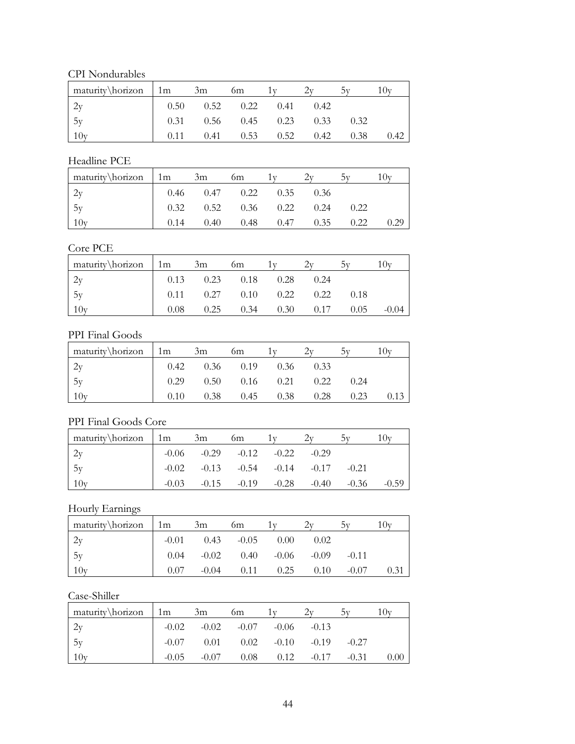CPI Nondurables

| maturity\horizon | 1m | 3m | 6m | 1y | 2y | 5y | 10y |
|---|---|---|---|---|---|---|---|
| 2y | 0.50 | 0.52 | 0.22 | 0.41 | 0.42 | | |
| 5y | 0.31 | 0.56 | 0.45 | 0.23 | 0.33 | 0.32 | |
| 10y | 0.11 | 0.41 | 0.53 | 0.52 | 0.42 | 0.38 | 0.42 |

Headline PCE

| maturity\horizon | 1m | 3m | 6m | 1y | 2y | 5y | 10y |
|---|---|---|---|---|---|---|---|
| 2y | 0.46 | 0.47 | 0.22 | 0.35 | 0.36 | | |
| 5y | 0.32 | 0.52 | 0.36 | 0.22 | 0.24 | 0.22 | |
| 10y | 0.14 | 0.40 | 0.48 | 0.47 | 0.35 | 0.22 | 0.29 |

Core PCE

| maturity\horizon | 1m | 3m | 6m | 1y | 2y | 5y | 10y |
|---|---|---|---|---|---|---|---|
| 2y | 0.13 | 0.23 | 0.18 | 0.28 | 0.24 | | |
| 5y | 0.11 | 0.27 | 0.10 | 0.22 | 0.22 | 0.18 | |
| 10y | 0.08 | 0.25 | 0.34 | 0.30 | 0.17 | 0.05 | -0.04 |

PPI Final Goods

| maturity\horizon | 1m | 3m | 6m | 1y | 2y | 5y | 10y |
|---|---|---|---|---|---|---|---|
| 2y | 0.42 | 0.36 | 0.19 | 0.36 | 0.33 | | |
| 5y | 0.29 | 0.50 | 0.16 | 0.21 | 0.22 | 0.24 | |
| 10y | 0.10 | 0.38 | 0.45 | 0.38 | 0.28 | 0.23 | 0.13 |

PPI Final Goods Core

| maturity\horizon | 1m | 3m | 6m | 1y | 2y | 5y | 10y |
|---|---|---|---|---|---|---|---|
| 2y | -0.06 | -0.29 | -0.12 | -0.22 | -0.29 | | |
| 5y | -0.02 | -0.13 | -0.54 | -0.14 | -0.17 | -0.21 | |
| 10y | -0.03 | -0.15 | -0.19 | -0.28 | -0.40 | -0.36 | -0.59 |

Hourly Earnings

| maturity\horizon | 1m | 3m | 6m | 1y | 2y | 5y | 10y |
|---|---|---|---|---|---|---|---|
| 2y | -0.01 | 0.43 | -0.05 | 0.00 | 0.02 | | |
| 5y | 0.04 | -0.02 | 0.40 | -0.06 | -0.09 | -0.11 | |
| 10y | 0.07 | -0.04 | 0.11 | 0.25 | 0.10 | -0.07 | 0.31 |

Case-Shiller

| maturity\horizon | 1m | 3m | 6m | 1y | 2y | 5y | 10y |
|---|---|---|---|---|---|---|---|
| 2y | -0.02 | -0.02 | -0.07 | -0.06 | -0.13 | | |
| 5y | -0.07 | 0.01 | 0.02 | -0.10 | -0.19 | -0.27 | |
| 10y | -0.05 | -0.07 | 0.08 | 0.12 | -0.17 | -0.31 | 0.00 |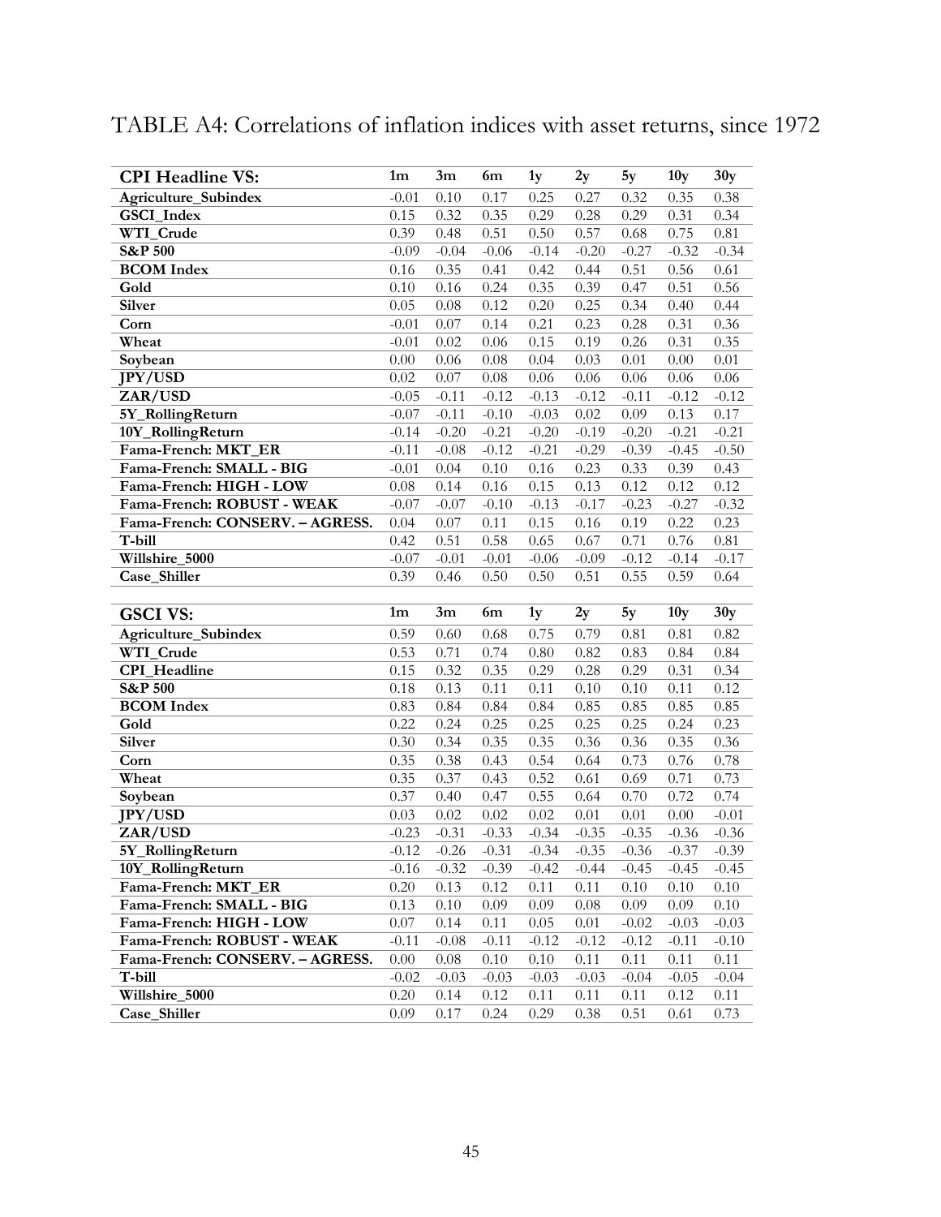TABLE A4: Correlations of inflation indices with asset returns, since 1972

| CPI Headline VS: | 1m | 3m | 6m | 1y | 2y | 5y | 10y | 30y |
|---|---|---|---|---|---|---|---|---|
| Agriculture_Subindex | -0.01 | 0.10 | 0.17 | 0.25 | 0.27 | 0.32 | 0.35 | 0.38 |
| GSCI_Index | 0.15 | 0.32 | 0.35 | 0.29 | 0.28 | 0.29 | 0.31 | 0.34 |
| WTI_Crude | 0.39 | 0.48 | 0.51 | 0.50 | 0.57 | 0.68 | 0.75 | 0.81 |
| S&P 500 | -0.09 | -0.04 | -0.06 | -0.14 | -0.20 | -0.27 | -0.32 | -0.34 |
| BCOM Index | 0.16 | 0.35 | 0.41 | 0.42 | 0.44 | 0.51 | 0.56 | 0.61 |
| Gold | 0.10 | 0.16 | 0.24 | 0.35 | 0.39 | 0.47 | 0.51 | 0.56 |
| Silver | 0.05 | 0.08 | 0.12 | 0.20 | 0.25 | 0.34 | 0.40 | 0.44 |
| Corn | -0.01 | 0.07 | 0.14 | 0.21 | 0.23 | 0.28 | 0.31 | 0.36 |
| Wheat | -0.01 | 0.02 | 0.06 | 0.15 | 0.19 | 0.26 | 0.31 | 0.35 |
| Soybean | 0.00 | 0.06 | 0.08 | 0.04 | 0.03 | 0.01 | 0.00 | 0.01 |
| JPY/USD | 0.02 | 0.07 | 0.08 | 0.06 | 0.06 | 0.06 | 0.06 | 0.06 |
| ZAR/USD | -0.05 | -0.11 | -0.12 | -0.13 | -0.12 | -0.11 | -0.12 | -0.12 |
| 5Y_RollingReturn | -0.07 | -0.11 | -0.10 | -0.03 | 0.02 | 0.09 | 0.13 | 0.17 |
| 10Y_RollingReturn | -0.14 | -0.20 | -0.21 | -0.20 | -0.19 | -0.20 | -0.21 | -0.21 |
| Fama-French: MKT_ER | -0.11 | -0.08 | -0.12 | -0.21 | -0.29 | -0.39 | -0.45 | -0.50 |
| Fama-French: SMALL - BIG | -0.01 | 0.04 | 0.10 | 0.16 | 0.23 | 0.33 | 0.39 | 0.43 |
| Fama-French: HIGH - LOW | 0.08 | 0.14 | 0.16 | 0.15 | 0.13 | 0.12 | 0.12 | 0.12 |
| Fama-French: ROBUST - WEAK | -0.07 | -0.07 | -0.10 | -0.13 | -0.17 | -0.23 | -0.27 | -0.32 |
| Fama-French: CONSERV. – AGRESS. | 0.04 | 0.07 | 0.11 | 0.15 | 0.16 | 0.19 | 0.22 | 0.23 |
| T-bill | 0.42 | 0.51 | 0.58 | 0.65 | 0.67 | 0.71 | 0.76 | 0.81 |
| Willshire_5000 | -0.07 | -0.01 | -0.01 | -0.06 | -0.09 | -0.12 | -0.14 | -0.17 |
| Case_Shiller | 0.39 | 0.46 | 0.50 | 0.50 | 0.51 | 0.55 | 0.59 | 0.64 |

| GSCI VS: | 1m | 3m | 6m | 1y | 2y | 5y | 10y | 30y |
|---|---|---|---|---|---|---|---|---|
| Agriculture_Subindex | 0.59 | 0.60 | 0.68 | 0.75 | 0.79 | 0.81 | 0.81 | 0.82 |
| WTI_Crude | 0.53 | 0.71 | 0.74 | 0.80 | 0.82 | 0.83 | 0.84 | 0.84 |
| CPI_Headline | 0.15 | 0.32 | 0.35 | 0.29 | 0.28 | 0.29 | 0.31 | 0.34 |
| S&P 500 | 0.18 | 0.13 | 0.11 | 0.11 | 0.10 | 0.10 | 0.11 | 0.12 |
| BCOM Index | 0.83 | 0.84 | 0.84 | 0.84 | 0.85 | 0.85 | 0.85 | 0.85 |
| Gold | 0.22 | 0.24 | 0.25 | 0.25 | 0.25 | 0.25 | 0.24 | 0.23 |
| Silver | 0.30 | 0.34 | 0.35 | 0.35 | 0.36 | 0.36 | 0.35 | 0.36 |
| Corn | 0.35 | 0.38 | 0.43 | 0.54 | 0.64 | 0.73 | 0.76 | 0.78 |
| Wheat | 0.35 | 0.37 | 0.43 | 0.52 | 0.61 | 0.69 | 0.71 | 0.73 |
| Soybean | 0.37 | 0.40 | 0.47 | 0.55 | 0.64 | 0.70 | 0.72 | 0.74 |
| JPY/USD | 0.03 | 0.02 | 0.02 | 0.02 | 0.01 | 0.01 | 0.00 | -0.01 |
| ZAR/USD | -0.23 | -0.31 | -0.33 | -0.34 | -0.35 | -0.35 | -0.36 | -0.36 |
| 5Y_RollingReturn | -0.12 | -0.26 | -0.31 | -0.34 | -0.35 | -0.36 | -0.37 | -0.39 |
| 10Y_RollingReturn | -0.16 | -0.32 | -0.39 | -0.42 | -0.44 | -0.45 | -0.45 | -0.45 |
| Fama-French: MKT_ER | 0.20 | 0.13 | 0.12 | 0.11 | 0.11 | 0.10 | 0.10 | 0.10 |
| Fama-French: SMALL - BIG | 0.13 | 0.10 | 0.09 | 0.09 | 0.08 | 0.09 | 0.09 | 0.10 |
| Fama-French: HIGH - LOW | 0.07 | 0.14 | 0.11 | 0.05 | 0.01 | -0.02 | -0.03 | -0.03 |
| Fama-French: ROBUST - WEAK | -0.11 | -0.08 | -0.11 | -0.12 | -0.12 | -0.12 | -0.11 | -0.10 |
| Fama-French: CONSERV. – AGRESS. | 0.00 | 0.08 | 0.10 | 0.10 | 0.11 | 0.11 | 0.11 | 0.11 |
| T-bill | -0.02 | -0.03 | -0.03 | -0.03 | -0.03 | -0.04 | -0.05 | -0.04 |
| Willshire_5000 | 0.20 | 0.14 | 0.12 | 0.11 | 0.11 | 0.11 | 0.12 | 0.11 |
| Case_Shiller | 0.09 | 0.17 | 0.24 | 0.29 | 0.38 | 0.51 | 0.61 | 0.73 |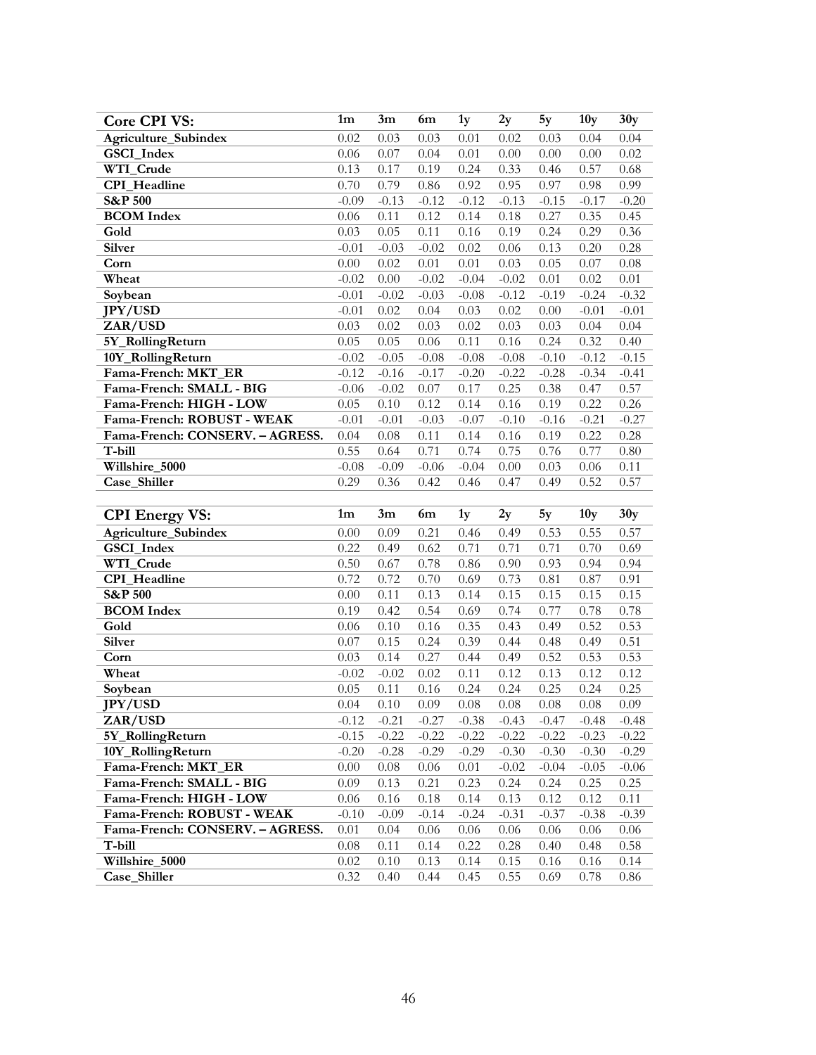| Core CPI VS: | 1m | 3m | 6m | 1y | 2y | 5y | 10y | 30y |
|---|---|---|---|---|---|---|---|---|
| Agriculture_Subindex | 0.02 | 0.03 | 0.03 | 0.01 | 0.02 | 0.03 | 0.04 | 0.04 |
| GSCI_Index | 0.06 | 0.07 | 0.04 | 0.01 | 0.00 | 0.00 | 0.00 | 0.02 |
| WTI_Crude | 0.13 | 0.17 | 0.19 | 0.24 | 0.33 | 0.46 | 0.57 | 0.68 |
| CPI_Headline | 0.70 | 0.79 | 0.86 | 0.92 | 0.95 | 0.97 | 0.98 | 0.99 |
| S&P 500 | -0.09 | -0.13 | -0.12 | -0.12 | -0.13 | -0.15 | -0.17 | -0.20 |
| BCOM Index | 0.06 | 0.11 | 0.12 | 0.14 | 0.18 | 0.27 | 0.35 | 0.45 |
| Gold | 0.03 | 0.05 | 0.11 | 0.16 | 0.19 | 0.24 | 0.29 | 0.36 |
| Silver | -0.01 | -0.03 | -0.02 | 0.02 | 0.06 | 0.13 | 0.20 | 0.28 |
| Corn | 0.00 | 0.02 | 0.01 | 0.01 | 0.03 | 0.05 | 0.07 | 0.08 |
| Wheat | -0.02 | 0.00 | -0.02 | -0.04 | -0.02 | 0.01 | 0.02 | 0.01 |
| Soybean | -0.01 | -0.02 | -0.03 | -0.08 | -0.12 | -0.19 | -0.24 | -0.32 |
| JPY/USD | -0.01 | 0.02 | 0.04 | 0.03 | 0.02 | 0.00 | -0.01 | -0.01 |
| ZAR/USD | 0.03 | 0.02 | 0.03 | 0.02 | 0.03 | 0.03 | 0.04 | 0.04 |
| 5Y_RollingReturn | 0.05 | 0.05 | 0.06 | 0.11 | 0.16 | 0.24 | 0.32 | 0.40 |
| 10Y_RollingReturn | -0.02 | -0.05 | -0.08 | -0.08 | -0.08 | -0.10 | -0.12 | -0.15 |
| Fama-French: MKT_ER | -0.12 | -0.16 | -0.17 | -0.20 | -0.22 | -0.28 | -0.34 | -0.41 |
| Fama-French: SMALL - BIG | -0.06 | -0.02 | 0.07 | 0.17 | 0.25 | 0.38 | 0.47 | 0.57 |
| Fama-French: HIGH - LOW | 0.05 | 0.10 | 0.12 | 0.14 | 0.16 | 0.19 | 0.22 | 0.26 |
| Fama-French: ROBUST - WEAK | -0.01 | -0.01 | -0.03 | -0.07 | -0.10 | -0.16 | -0.21 | -0.27 |
| Fama-French: CONSERV. – AGRESS. | 0.04 | 0.08 | 0.11 | 0.14 | 0.16 | 0.19 | 0.22 | 0.28 |
| T-bill | 0.55 | 0.64 | 0.71 | 0.74 | 0.75 | 0.76 | 0.77 | 0.80 |
| Willshire_5000 | -0.08 | -0.09 | -0.06 | -0.04 | 0.00 | 0.03 | 0.06 | 0.11 |
| Case_Shiller | 0.29 | 0.36 | 0.42 | 0.46 | 0.47 | 0.49 | 0.52 | 0.57 |

| CPI Energy VS: | 1m | 3m | 6m | 1y | 2y | 5y | 10y | 30y |
|---|---|---|---|---|---|---|---|---|
| Agriculture_Subindex | 0.00 | 0.09 | 0.21 | 0.46 | 0.49 | 0.53 | 0.55 | 0.57 |
| GSCI_Index | 0.22 | 0.49 | 0.62 | 0.71 | 0.71 | 0.71 | 0.70 | 0.69 |
| WTI_Crude | 0.50 | 0.67 | 0.78 | 0.86 | 0.90 | 0.93 | 0.94 | 0.94 |
| CPI_Headline | 0.72 | 0.72 | 0.70 | 0.69 | 0.73 | 0.81 | 0.87 | 0.91 |
| S&P 500 | 0.00 | 0.11 | 0.13 | 0.14 | 0.15 | 0.15 | 0.15 | 0.15 |
| BCOM Index | 0.19 | 0.42 | 0.54 | 0.69 | 0.74 | 0.77 | 0.78 | 0.78 |
| Gold | 0.06 | 0.10 | 0.16 | 0.35 | 0.43 | 0.49 | 0.52 | 0.53 |
| Silver | 0.07 | 0.15 | 0.24 | 0.39 | 0.44 | 0.48 | 0.49 | 0.51 |
| Corn | 0.03 | 0.14 | 0.27 | 0.44 | 0.49 | 0.52 | 0.53 | 0.53 |
| Wheat | -0.02 | -0.02 | 0.02 | 0.11 | 0.12 | 0.13 | 0.12 | 0.12 |
| Soybean | 0.05 | 0.11 | 0.16 | 0.24 | 0.24 | 0.25 | 0.24 | 0.25 |
| JPY/USD | 0.04 | 0.10 | 0.09 | 0.08 | 0.08 | 0.08 | 0.08 | 0.09 |
| ZAR/USD | -0.12 | -0.21 | -0.27 | -0.38 | -0.43 | -0.47 | -0.48 | -0.48 |
| 5Y_RollingReturn | -0.15 | -0.22 | -0.22 | -0.22 | -0.22 | -0.22 | -0.23 | -0.22 |
| 10Y_RollingReturn | -0.20 | -0.28 | -0.29 | -0.29 | -0.30 | -0.30 | -0.30 | -0.29 |
| Fama-French: MKT_ER | 0.00 | 0.08 | 0.06 | 0.01 | -0.02 | -0.04 | -0.05 | -0.06 |
| Fama-French: SMALL - BIG | 0.09 | 0.13 | 0.21 | 0.23 | 0.24 | 0.24 | 0.25 | 0.25 |
| Fama-French: HIGH - LOW | 0.06 | 0.16 | 0.18 | 0.14 | 0.13 | 0.12 | 0.12 | 0.11 |
| Fama-French: ROBUST - WEAK | -0.10 | -0.09 | -0.14 | -0.24 | -0.31 | -0.37 | -0.38 | -0.39 |
| Fama-French: CONSERV. – AGRESS. | 0.01 | 0.04 | 0.06 | 0.06 | 0.06 | 0.06 | 0.06 | 0.06 |
| T-bill | 0.08 | 0.11 | 0.14 | 0.22 | 0.28 | 0.40 | 0.48 | 0.58 |
| Willshire_5000 | 0.02 | 0.10 | 0.13 | 0.14 | 0.15 | 0.16 | 0.16 | 0.14 |
| Case_Shiller | 0.32 | 0.40 | 0.44 | 0.45 | 0.55 | 0.69 | 0.78 | 0.86 |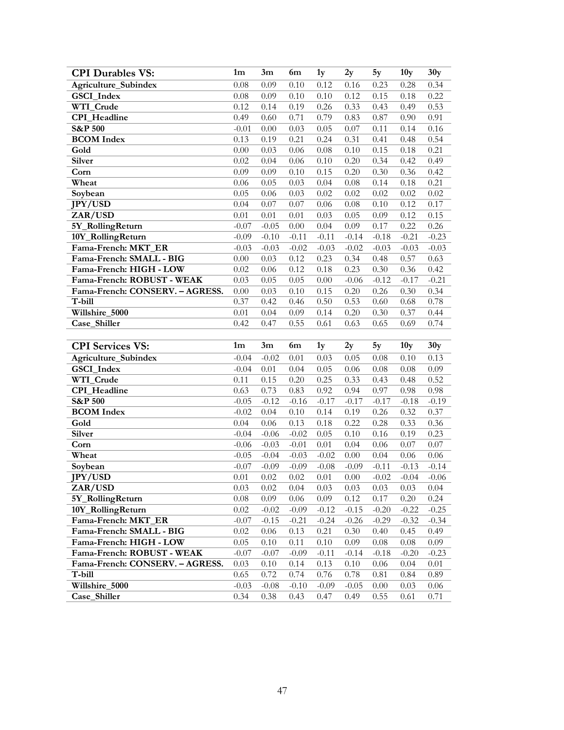| CPI Durables VS: | 1m | 3m | 6m | 1y | 2y | 5y | 10y | 30y |
|---|---|---|---|---|---|---|---|---|
| Agriculture_Subindex | 0.08 | 0.09 | 0.10 | 0.12 | 0.16 | 0.23 | 0.28 | 0.34 |
| GSCI_Index | 0.08 | 0.09 | 0.10 | 0.10 | 0.12 | 0.15 | 0.18 | 0.22 |
| WTI_Crude | 0.12 | 0.14 | 0.19 | 0.26 | 0.33 | 0.43 | 0.49 | 0.53 |
| CPI_Headline | 0.49 | 0.60 | 0.71 | 0.79 | 0.83 | 0.87 | 0.90 | 0.91 |
| S&P 500 | -0.01 | 0.00 | 0.03 | 0.05 | 0.07 | 0.11 | 0.14 | 0.16 |
| BCOM Index | 0.13 | 0.19 | 0.21 | 0.24 | 0.31 | 0.41 | 0.48 | 0.54 |
| Gold | 0.00 | 0.03 | 0.06 | 0.08 | 0.10 | 0.15 | 0.18 | 0.21 |
| Silver | 0.02 | 0.04 | 0.06 | 0.10 | 0.20 | 0.34 | 0.42 | 0.49 |
| Corn | 0.09 | 0.09 | 0.10 | 0.15 | 0.20 | 0.30 | 0.36 | 0.42 |
| Wheat | 0.06 | 0.05 | 0.03 | 0.04 | 0.08 | 0.14 | 0.18 | 0.21 |
| Soybean | 0.05 | 0.06 | 0.03 | 0.02 | 0.02 | 0.02 | 0.02 | 0.02 |
| JPY/USD | 0.04 | 0.07 | 0.07 | 0.06 | 0.08 | 0.10 | 0.12 | 0.17 |
| ZAR/USD | 0.01 | 0.01 | 0.01 | 0.03 | 0.05 | 0.09 | 0.12 | 0.15 |
| 5Y_RollingReturn | -0.07 | -0.05 | 0.00 | 0.04 | 0.09 | 0.17 | 0.22 | 0.26 |
| 10Y_RollingReturn | -0.09 | -0.10 | -0.11 | -0.11 | -0.14 | -0.18 | -0.21 | -0.23 |
| Fama-French: MKT_ER | -0.03 | -0.03 | -0.02 | -0.03 | -0.02 | -0.03 | -0.03 | -0.03 |
| Fama-French: SMALL - BIG | 0.00 | 0.03 | 0.12 | 0.23 | 0.34 | 0.48 | 0.57 | 0.63 |
| Fama-French: HIGH - LOW | 0.02 | 0.06 | 0.12 | 0.18 | 0.23 | 0.30 | 0.36 | 0.42 |
| Fama-French: ROBUST - WEAK | 0.03 | 0.05 | 0.05 | 0.00 | -0.06 | -0.12 | -0.17 | -0.21 |
| Fama-French: CONSERV. – AGRESS. | 0.00 | 0.03 | 0.10 | 0.15 | 0.20 | 0.26 | 0.30 | 0.34 |
| T-bill | 0.37 | 0.42 | 0.46 | 0.50 | 0.53 | 0.60 | 0.68 | 0.78 |
| Willshire_5000 | 0.01 | 0.04 | 0.09 | 0.14 | 0.20 | 0.30 | 0.37 | 0.44 |
| Case_Shiller | 0.42 | 0.47 | 0.55 | 0.61 | 0.63 | 0.65 | 0.69 | 0.74 |

| CPI Services VS: | 1m | 3m | 6m | 1y | 2y | 5y | 10y | 30y |
|---|---|---|---|---|---|---|---|---|
| Agriculture_Subindex | -0.04 | -0.02 | 0.01 | 0.03 | 0.05 | 0.08 | 0.10 | 0.13 |
| GSCI_Index | -0.04 | 0.01 | 0.04 | 0.05 | 0.06 | 0.08 | 0.08 | 0.09 |
| WTI_Crude | 0.11 | 0.15 | 0.20 | 0.25 | 0.33 | 0.43 | 0.48 | 0.52 |
| CPI_Headline | 0.63 | 0.73 | 0.83 | 0.92 | 0.94 | 0.97 | 0.98 | 0.98 |
| S&P 500 | -0.05 | -0.12 | -0.16 | -0.17 | -0.17 | -0.17 | -0.18 | -0.19 |
| BCOM Index | -0.02 | 0.04 | 0.10 | 0.14 | 0.19 | 0.26 | 0.32 | 0.37 |
| Gold | 0.04 | 0.06 | 0.13 | 0.18 | 0.22 | 0.28 | 0.33 | 0.36 |
| Silver | -0.04 | -0.06 | -0.02 | 0.05 | 0.10 | 0.16 | 0.19 | 0.23 |
| Corn | -0.06 | -0.03 | -0.01 | 0.01 | 0.04 | 0.06 | 0.07 | 0.07 |
| Wheat | -0.05 | -0.04 | -0.03 | -0.02 | 0.00 | 0.04 | 0.06 | 0.06 |
| Soybean | -0.07 | -0.09 | -0.09 | -0.08 | -0.09 | -0.11 | -0.13 | -0.14 |
| JPY/USD | 0.01 | 0.02 | 0.02 | 0.01 | 0.00 | -0.02 | -0.04 | -0.06 |
| ZAR/USD | 0.03 | 0.02 | 0.04 | 0.03 | 0.03 | 0.03 | 0.03 | 0.04 |
| 5Y_RollingReturn | 0.08 | 0.09 | 0.06 | 0.09 | 0.12 | 0.17 | 0.20 | 0.24 |
| 10Y_RollingReturn | 0.02 | -0.02 | -0.09 | -0.12 | -0.15 | -0.20 | -0.22 | -0.25 |
| Fama-French: MKT_ER | -0.07 | -0.15 | -0.21 | -0.24 | -0.26 | -0.29 | -0.32 | -0.34 |
| Fama-French: SMALL - BIG | 0.02 | 0.06 | 0.13 | 0.21 | 0.30 | 0.40 | 0.45 | 0.49 |
| Fama-French: HIGH - LOW | 0.05 | 0.10 | 0.11 | 0.10 | 0.09 | 0.08 | 0.08 | 0.09 |
| Fama-French: ROBUST - WEAK | -0.07 | -0.07 | -0.09 | -0.11 | -0.14 | -0.18 | -0.20 | -0.23 |
| Fama-French: CONSERV. – AGRESS. | 0.03 | 0.10 | 0.14 | 0.13 | 0.10 | 0.06 | 0.04 | 0.01 |
| T-bill | 0.65 | 0.72 | 0.74 | 0.76 | 0.78 | 0.81 | 0.84 | 0.89 |
| Willshire_5000 | -0.03 | -0.08 | -0.10 | -0.09 | -0.05 | 0.00 | 0.03 | 0.06 |
| Case_Shiller | 0.34 | 0.38 | 0.43 | 0.47 | 0.49 | 0.55 | 0.61 | 0.71 |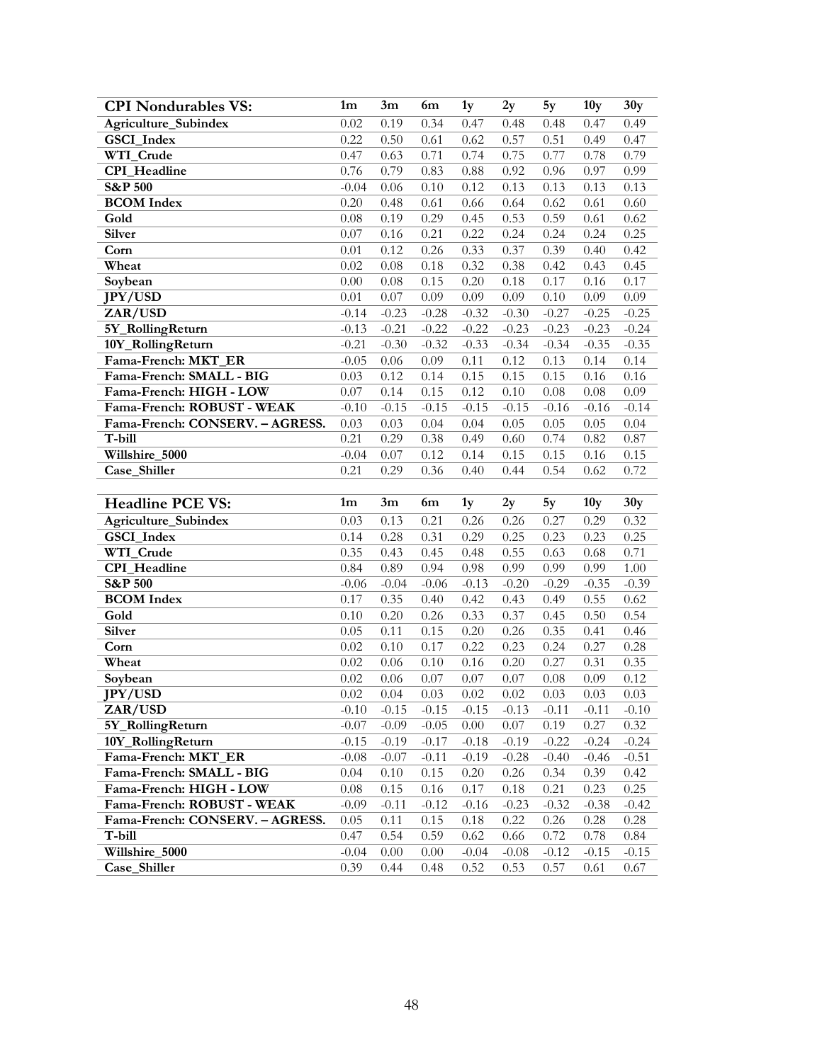| CPI Nondurables VS: | 1m | 3m | 6m | 1y | 2y | 5y | 10y | 30y |
|---|---|---|---|---|---|---|---|---|
| Agriculture_Subindex | 0.02 | 0.19 | 0.34 | 0.47 | 0.48 | 0.48 | 0.47 | 0.49 |
| GSCI_Index | 0.22 | 0.50 | 0.61 | 0.62 | 0.57 | 0.51 | 0.49 | 0.47 |
| WTI_Crude | 0.47 | 0.63 | 0.71 | 0.74 | 0.75 | 0.77 | 0.78 | 0.79 |
| CPI_Headline | 0.76 | 0.79 | 0.83 | 0.88 | 0.92 | 0.96 | 0.97 | 0.99 |
| S&P 500 | -0.04 | 0.06 | 0.10 | 0.12 | 0.13 | 0.13 | 0.13 | 0.13 |
| BCOM Index | 0.20 | 0.48 | 0.61 | 0.66 | 0.64 | 0.62 | 0.61 | 0.60 |
| Gold | 0.08 | 0.19 | 0.29 | 0.45 | 0.53 | 0.59 | 0.61 | 0.62 |
| Silver | 0.07 | 0.16 | 0.21 | 0.22 | 0.24 | 0.24 | 0.24 | 0.25 |
| Corn | 0.01 | 0.12 | 0.26 | 0.33 | 0.37 | 0.39 | 0.40 | 0.42 |
| Wheat | 0.02 | 0.08 | 0.18 | 0.32 | 0.38 | 0.42 | 0.43 | 0.45 |
| Soybean | 0.00 | 0.08 | 0.15 | 0.20 | 0.18 | 0.17 | 0.16 | 0.17 |
| JPY/USD | 0.01 | 0.07 | 0.09 | 0.09 | 0.09 | 0.10 | 0.09 | 0.09 |
| ZAR/USD | -0.14 | -0.23 | -0.28 | -0.32 | -0.30 | -0.27 | -0.25 | -0.25 |
| 5Y_RollingReturn | -0.13 | -0.21 | -0.22 | -0.22 | -0.23 | -0.23 | -0.23 | -0.24 |
| 10Y_RollingReturn | -0.21 | -0.30 | -0.32 | -0.33 | -0.34 | -0.34 | -0.35 | -0.35 |
| Fama-French: MKT_ER | -0.05 | 0.06 | 0.09 | 0.11 | 0.12 | 0.13 | 0.14 | 0.14 |
| Fama-French: SMALL - BIG | 0.03 | 0.12 | 0.14 | 0.15 | 0.15 | 0.15 | 0.16 | 0.16 |
| Fama-French: HIGH - LOW | 0.07 | 0.14 | 0.15 | 0.12 | 0.10 | 0.08 | 0.08 | 0.09 |
| Fama-French: ROBUST - WEAK | -0.10 | -0.15 | -0.15 | -0.15 | -0.15 | -0.16 | -0.16 | -0.14 |
| Fama-French: CONSERV. – AGRESS. | 0.03 | 0.03 | 0.04 | 0.04 | 0.05 | 0.05 | 0.05 | 0.04 |
| T-bill | 0.21 | 0.29 | 0.38 | 0.49 | 0.60 | 0.74 | 0.82 | 0.87 |
| Willshire_5000 | -0.04 | 0.07 | 0.12 | 0.14 | 0.15 | 0.15 | 0.16 | 0.15 |
| Case_Shiller | 0.21 | 0.29 | 0.36 | 0.40 | 0.44 | 0.54 | 0.62 | 0.72 |

| Headline PCE VS: | 1m | 3m | 6m | 1y | 2y | 5y | 10y | 30y |
|---|---|---|---|---|---|---|---|---|
| Agriculture_Subindex | 0.03 | 0.13 | 0.21 | 0.26 | 0.26 | 0.27 | 0.29 | 0.32 |
| GSCI_Index | 0.14 | 0.28 | 0.31 | 0.29 | 0.25 | 0.23 | 0.23 | 0.25 |
| WTI_Crude | 0.35 | 0.43 | 0.45 | 0.48 | 0.55 | 0.63 | 0.68 | 0.71 |
| CPI_Headline | 0.84 | 0.89 | 0.94 | 0.98 | 0.99 | 0.99 | 0.99 | 1.00 |
| S&P 500 | -0.06 | -0.04 | -0.06 | -0.13 | -0.20 | -0.29 | -0.35 | -0.39 |
| BCOM Index | 0.17 | 0.35 | 0.40 | 0.42 | 0.43 | 0.49 | 0.55 | 0.62 |
| Gold | 0.10 | 0.20 | 0.26 | 0.33 | 0.37 | 0.45 | 0.50 | 0.54 |
| Silver | 0.05 | 0.11 | 0.15 | 0.20 | 0.26 | 0.35 | 0.41 | 0.46 |
| Corn | 0.02 | 0.10 | 0.17 | 0.22 | 0.23 | 0.24 | 0.27 | 0.28 |
| Wheat | 0.02 | 0.06 | 0.10 | 0.16 | 0.20 | 0.27 | 0.31 | 0.35 |
| Soybean | 0.02 | 0.06 | 0.07 | 0.07 | 0.07 | 0.08 | 0.09 | 0.12 |
| JPY/USD | 0.02 | 0.04 | 0.03 | 0.02 | 0.02 | 0.03 | 0.03 | 0.03 |
| ZAR/USD | -0.10 | -0.15 | -0.15 | -0.15 | -0.13 | -0.11 | -0.11 | -0.10 |
| 5Y_RollingReturn | -0.07 | -0.09 | -0.05 | 0.00 | 0.07 | 0.19 | 0.27 | 0.32 |
| 10Y_RollingReturn | -0.15 | -0.19 | -0.17 | -0.18 | -0.19 | -0.22 | -0.24 | -0.24 |
| Fama-French: MKT_ER | -0.08 | -0.07 | -0.11 | -0.19 | -0.28 | -0.40 | -0.46 | -0.51 |
| Fama-French: SMALL - BIG | 0.04 | 0.10 | 0.15 | 0.20 | 0.26 | 0.34 | 0.39 | 0.42 |
| Fama-French: HIGH - LOW | 0.08 | 0.15 | 0.16 | 0.17 | 0.18 | 0.21 | 0.23 | 0.25 |
| Fama-French: ROBUST - WEAK | -0.09 | -0.11 | -0.12 | -0.16 | -0.23 | -0.32 | -0.38 | -0.42 |
| Fama-French: CONSERV. – AGRESS. | 0.05 | 0.11 | 0.15 | 0.18 | 0.22 | 0.26 | 0.28 | 0.28 |
| T-bill | 0.47 | 0.54 | 0.59 | 0.62 | 0.66 | 0.72 | 0.78 | 0.84 |
| Willshire_5000 | -0.04 | 0.00 | 0.00 | -0.04 | -0.08 | -0.12 | -0.15 | -0.15 |
| Case_Shiller | 0.39 | 0.44 | 0.48 | 0.52 | 0.53 | 0.57 | 0.61 | 0.67 |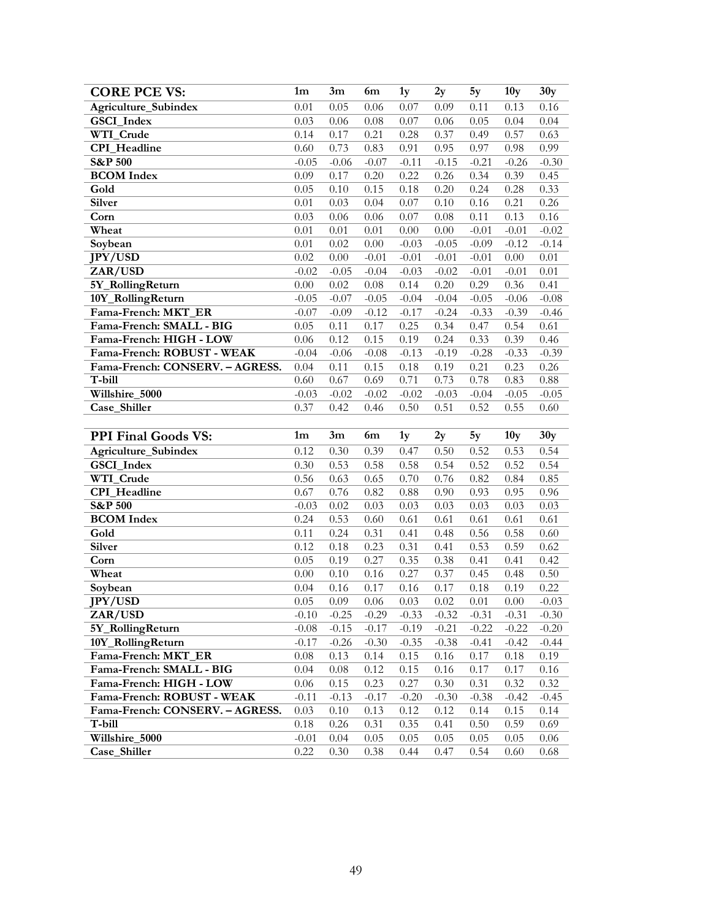| **CORE PCE VS:** | **1m** | **3m** | **6m** | **1y** | **2y** | **5y** | **10y** | **30y** |
|---|---|---|---|---|---|---|---|---|
| **Agriculture_Subindex** | 0.01 | 0.05 | 0.06 | 0.07 | 0.09 | 0.11 | 0.13 | 0.16 |
| **GSCI_Index** | 0.03 | 0.06 | 0.08 | 0.07 | 0.06 | 0.05 | 0.04 | 0.04 |
| **WTI_Crude** | 0.14 | 0.17 | 0.21 | 0.28 | 0.37 | 0.49 | 0.57 | 0.63 |
| **CPI_Headline** | 0.60 | 0.73 | 0.83 | 0.91 | 0.95 | 0.97 | 0.98 | 0.99 |
| **S&P 500** | -0.05 | -0.06 | -0.07 | -0.11 | -0.15 | -0.21 | -0.26 | -0.30 |
| **BCOM Index** | 0.09 | 0.17 | 0.20 | 0.22 | 0.26 | 0.34 | 0.39 | 0.45 |
| **Gold** | 0.05 | 0.10 | 0.15 | 0.18 | 0.20 | 0.24 | 0.28 | 0.33 |
| **Silver** | 0.01 | 0.03 | 0.04 | 0.07 | 0.10 | 0.16 | 0.21 | 0.26 |
| **Corn** | 0.03 | 0.06 | 0.06 | 0.07 | 0.08 | 0.11 | 0.13 | 0.16 |
| **Wheat** | 0.01 | 0.01 | 0.01 | 0.00 | 0.00 | -0.01 | -0.01 | -0.02 |
| **Soybean** | 0.01 | 0.02 | 0.00 | -0.03 | -0.05 | -0.09 | -0.12 | -0.14 |
| **JPY/USD** | 0.02 | 0.00 | -0.01 | -0.01 | -0.01 | -0.01 | 0.00 | 0.01 |
| **ZAR/USD** | -0.02 | -0.05 | -0.04 | -0.03 | -0.02 | -0.01 | -0.01 | 0.01 |
| **5Y_RollingReturn** | 0.00 | 0.02 | 0.08 | 0.14 | 0.20 | 0.29 | 0.36 | 0.41 |
| **10Y_RollingReturn** | -0.05 | -0.07 | -0.05 | -0.04 | -0.04 | -0.05 | -0.06 | -0.08 |
| **Fama-French: MKT_ER** | -0.07 | -0.09 | -0.12 | -0.17 | -0.24 | -0.33 | -0.39 | -0.46 |
| **Fama-French: SMALL - BIG** | 0.05 | 0.11 | 0.17 | 0.25 | 0.34 | 0.47 | 0.54 | 0.61 |
| **Fama-French: HIGH - LOW** | 0.06 | 0.12 | 0.15 | 0.19 | 0.24 | 0.33 | 0.39 | 0.46 |
| **Fama-French: ROBUST - WEAK** | -0.04 | -0.06 | -0.08 | -0.13 | -0.19 | -0.28 | -0.33 | -0.39 |
| **Fama-French: CONSERV. – AGRESS.** | 0.04 | 0.11 | 0.15 | 0.18 | 0.19 | 0.21 | 0.23 | 0.26 |
| **T-bill** | 0.60 | 0.67 | 0.69 | 0.71 | 0.73 | 0.78 | 0.83 | 0.88 |
| **Willshire_5000** | -0.03 | -0.02 | -0.02 | -0.02 | -0.03 | -0.04 | -0.05 | -0.05 |
| **Case_Shiller** | 0.37 | 0.42 | 0.46 | 0.50 | 0.51 | 0.52 | 0.55 | 0.60 |

| **PPI Final Goods VS:** | **1m** | **3m** | **6m** | **1y** | **2y** | **5y** | **10y** | **30y** |
|---|---|---|---|---|---|---|---|---|
| **Agriculture_Subindex** | 0.12 | 0.30 | 0.39 | 0.47 | 0.50 | 0.52 | 0.53 | 0.54 |
| **GSCI_Index** | 0.30 | 0.53 | 0.58 | 0.58 | 0.54 | 0.52 | 0.52 | 0.54 |
| **WTI_Crude** | 0.56 | 0.63 | 0.65 | 0.70 | 0.76 | 0.82 | 0.84 | 0.85 |
| **CPI_Headline** | 0.67 | 0.76 | 0.82 | 0.88 | 0.90 | 0.93 | 0.95 | 0.96 |
| **S&P 500** | -0.03 | 0.02 | 0.03 | 0.03 | 0.03 | 0.03 | 0.03 | 0.03 |
| **BCOM Index** | 0.24 | 0.53 | 0.60 | 0.61 | 0.61 | 0.61 | 0.61 | 0.61 |
| **Gold** | 0.11 | 0.24 | 0.31 | 0.41 | 0.48 | 0.56 | 0.58 | 0.60 |
| **Silver** | 0.12 | 0.18 | 0.23 | 0.31 | 0.41 | 0.53 | 0.59 | 0.62 |
| **Corn** | 0.05 | 0.19 | 0.27 | 0.35 | 0.38 | 0.41 | 0.41 | 0.42 |
| **Wheat** | 0.00 | 0.10 | 0.16 | 0.27 | 0.37 | 0.45 | 0.48 | 0.50 |
| **Soybean** | 0.04 | 0.16 | 0.17 | 0.16 | 0.17 | 0.18 | 0.19 | 0.22 |
| **JPY/USD** | 0.05 | 0.09 | 0.06 | 0.03 | 0.02 | 0.01 | 0.00 | -0.03 |
| **ZAR/USD** | -0.10 | -0.25 | -0.29 | -0.33 | -0.32 | -0.31 | -0.31 | -0.30 |
| **5Y_RollingReturn** | -0.08 | -0.15 | -0.17 | -0.19 | -0.21 | -0.22 | -0.22 | -0.20 |
| **10Y_RollingReturn** | -0.17 | -0.26 | -0.30 | -0.35 | -0.38 | -0.41 | -0.42 | -0.44 |
| **Fama-French: MKT_ER** | 0.08 | 0.13 | 0.14 | 0.15 | 0.16 | 0.17 | 0.18 | 0.19 |
| **Fama-French: SMALL - BIG** | 0.04 | 0.08 | 0.12 | 0.15 | 0.16 | 0.17 | 0.17 | 0.16 |
| **Fama-French: HIGH - LOW** | 0.06 | 0.15 | 0.23 | 0.27 | 0.30 | 0.31 | 0.32 | 0.32 |
| **Fama-French: ROBUST - WEAK** | -0.11 | -0.13 | -0.17 | -0.20 | -0.30 | -0.38 | -0.42 | -0.45 |
| **Fama-French: CONSERV. – AGRESS.** | 0.03 | 0.10 | 0.13 | 0.12 | 0.12 | 0.14 | 0.15 | 0.14 |
| **T-bill** | 0.18 | 0.26 | 0.31 | 0.35 | 0.41 | 0.50 | 0.59 | 0.69 |
| **Willshire_5000** | -0.01 | 0.04 | 0.05 | 0.05 | 0.05 | 0.05 | 0.05 | 0.06 |
| **Case_Shiller** | 0.22 | 0.30 | 0.38 | 0.44 | 0.47 | 0.54 | 0.60 | 0.68 |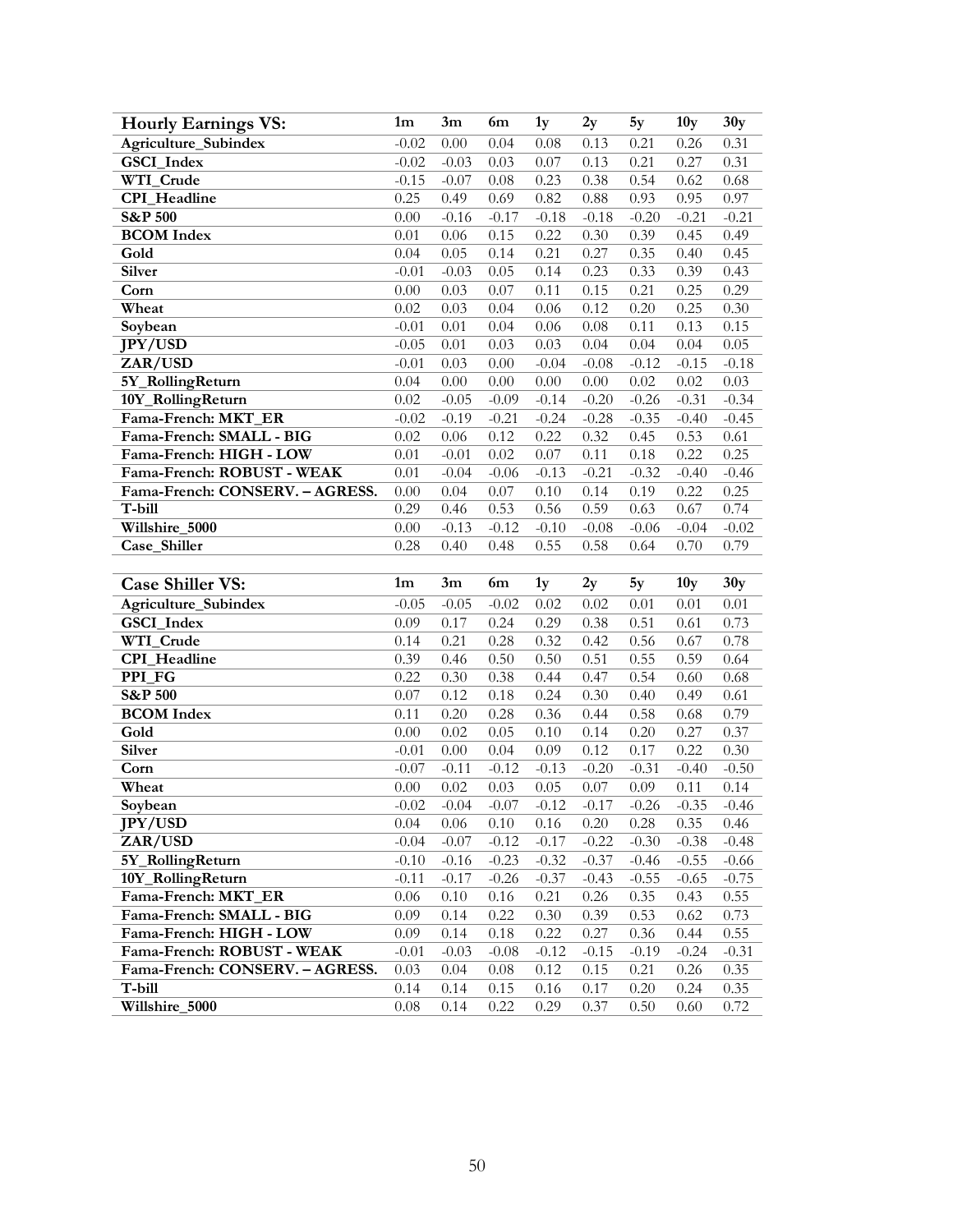| Hourly Earnings VS: | 1m | 3m | 6m | 1y | 2y | 5y | 10y | 30y |
|---|---|---|---|---|---|---|---|---|
| Agriculture_Subindex | -0.02 | 0.00 | 0.04 | 0.08 | 0.13 | 0.21 | 0.26 | 0.31 |
| GSCI_Index | -0.02 | -0.03 | 0.03 | 0.07 | 0.13 | 0.21 | 0.27 | 0.31 |
| WTI_Crude | -0.15 | -0.07 | 0.08 | 0.23 | 0.38 | 0.54 | 0.62 | 0.68 |
| CPI_Headline | 0.25 | 0.49 | 0.69 | 0.82 | 0.88 | 0.93 | 0.95 | 0.97 |
| S&P 500 | 0.00 | -0.16 | -0.17 | -0.18 | -0.18 | -0.20 | -0.21 | -0.21 |
| BCOM Index | 0.01 | 0.06 | 0.15 | 0.22 | 0.30 | 0.39 | 0.45 | 0.49 |
| Gold | 0.04 | 0.05 | 0.14 | 0.21 | 0.27 | 0.35 | 0.40 | 0.45 |
| Silver | -0.01 | -0.03 | 0.05 | 0.14 | 0.23 | 0.33 | 0.39 | 0.43 |
| Corn | 0.00 | 0.03 | 0.07 | 0.11 | 0.15 | 0.21 | 0.25 | 0.29 |
| Wheat | 0.02 | 0.03 | 0.04 | 0.06 | 0.12 | 0.20 | 0.25 | 0.30 |
| Soybean | -0.01 | 0.01 | 0.04 | 0.06 | 0.08 | 0.11 | 0.13 | 0.15 |
| JPY/USD | -0.05 | 0.01 | 0.03 | 0.03 | 0.04 | 0.04 | 0.04 | 0.05 |
| ZAR/USD | -0.01 | 0.03 | 0.00 | -0.04 | -0.08 | -0.12 | -0.15 | -0.18 |
| 5Y_RollingReturn | 0.04 | 0.00 | 0.00 | 0.00 | 0.00 | 0.02 | 0.02 | 0.03 |
| 10Y_RollingReturn | 0.02 | -0.05 | -0.09 | -0.14 | -0.20 | -0.26 | -0.31 | -0.34 |
| Fama-French: MKT_ER | -0.02 | -0.19 | -0.21 | -0.24 | -0.28 | -0.35 | -0.40 | -0.45 |
| Fama-French: SMALL - BIG | 0.02 | 0.06 | 0.12 | 0.22 | 0.32 | 0.45 | 0.53 | 0.61 |
| Fama-French: HIGH - LOW | 0.01 | -0.01 | 0.02 | 0.07 | 0.11 | 0.18 | 0.22 | 0.25 |
| Fama-French: ROBUST - WEAK | 0.01 | -0.04 | -0.06 | -0.13 | -0.21 | -0.32 | -0.40 | -0.46 |
| Fama-French: CONSERV. – AGRESS. | 0.00 | 0.04 | 0.07 | 0.10 | 0.14 | 0.19 | 0.22 | 0.25 |
| T-bill | 0.29 | 0.46 | 0.53 | 0.56 | 0.59 | 0.63 | 0.67 | 0.74 |
| Willshire_5000 | 0.00 | -0.13 | -0.12 | -0.10 | -0.08 | -0.06 | -0.04 | -0.02 |
| Case_Shiller | 0.28 | 0.40 | 0.48 | 0.55 | 0.58 | 0.64 | 0.70 | 0.79 |

| Case Shiller VS: | 1m | 3m | 6m | 1y | 2y | 5y | 10y | 30y |
|---|---|---|---|---|---|---|---|---|
| Agriculture_Subindex | -0.05 | -0.05 | -0.02 | 0.02 | 0.02 | 0.01 | 0.01 | 0.01 |
| GSCI_Index | 0.09 | 0.17 | 0.24 | 0.29 | 0.38 | 0.51 | 0.61 | 0.73 |
| WTI_Crude | 0.14 | 0.21 | 0.28 | 0.32 | 0.42 | 0.56 | 0.67 | 0.78 |
| CPI_Headline | 0.39 | 0.46 | 0.50 | 0.50 | 0.51 | 0.55 | 0.59 | 0.64 |
| PPI_FG | 0.22 | 0.30 | 0.38 | 0.44 | 0.47 | 0.54 | 0.60 | 0.68 |
| S&P 500 | 0.07 | 0.12 | 0.18 | 0.24 | 0.30 | 0.40 | 0.49 | 0.61 |
| BCOM Index | 0.11 | 0.20 | 0.28 | 0.36 | 0.44 | 0.58 | 0.68 | 0.79 |
| Gold | 0.00 | 0.02 | 0.05 | 0.10 | 0.14 | 0.20 | 0.27 | 0.37 |
| Silver | -0.01 | 0.00 | 0.04 | 0.09 | 0.12 | 0.17 | 0.22 | 0.30 |
| Corn | -0.07 | -0.11 | -0.12 | -0.13 | -0.20 | -0.31 | -0.40 | -0.50 |
| Wheat | 0.00 | 0.02 | 0.03 | 0.05 | 0.07 | 0.09 | 0.11 | 0.14 |
| Soybean | -0.02 | -0.04 | -0.07 | -0.12 | -0.17 | -0.26 | -0.35 | -0.46 |
| JPY/USD | 0.04 | 0.06 | 0.10 | 0.16 | 0.20 | 0.28 | 0.35 | 0.46 |
| ZAR/USD | -0.04 | -0.07 | -0.12 | -0.17 | -0.22 | -0.30 | -0.38 | -0.48 |
| 5Y_RollingReturn | -0.10 | -0.16 | -0.23 | -0.32 | -0.37 | -0.46 | -0.55 | -0.66 |
| 10Y_RollingReturn | -0.11 | -0.17 | -0.26 | -0.37 | -0.43 | -0.55 | -0.65 | -0.75 |
| Fama-French: MKT_ER | 0.06 | 0.10 | 0.16 | 0.21 | 0.26 | 0.35 | 0.43 | 0.55 |
| Fama-French: SMALL - BIG | 0.09 | 0.14 | 0.22 | 0.30 | 0.39 | 0.53 | 0.62 | 0.73 |
| Fama-French: HIGH - LOW | 0.09 | 0.14 | 0.18 | 0.22 | 0.27 | 0.36 | 0.44 | 0.55 |
| Fama-French: ROBUST - WEAK | -0.01 | -0.03 | -0.08 | -0.12 | -0.15 | -0.19 | -0.24 | -0.31 |
| Fama-French: CONSERV. – AGRESS. | 0.03 | 0.04 | 0.08 | 0.12 | 0.15 | 0.21 | 0.26 | 0.35 |
| T-bill | 0.14 | 0.14 | 0.15 | 0.16 | 0.17 | 0.20 | 0.24 | 0.35 |
| Willshire_5000 | 0.08 | 0.14 | 0.22 | 0.29 | 0.37 | 0.50 | 0.60 | 0.72 |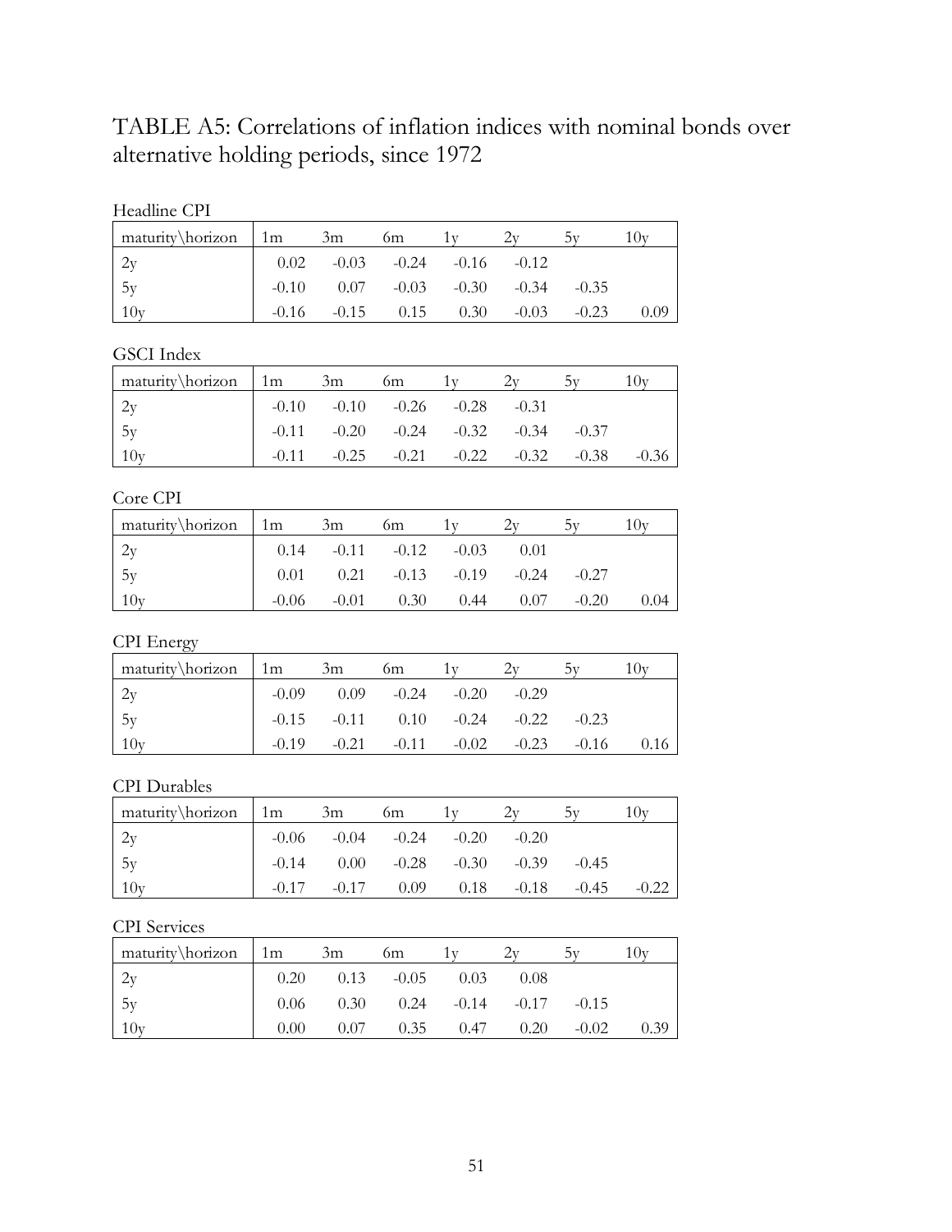# TABLE A5: Correlations of inflation indices with nominal bonds over alternative holding periods, since 1972

Headline CPI

| maturity\horizon | 1m | 3m | 6m | 1y | 2y | 5y | 10y |
|---|---|---|---|---|---|---|---|
| 2y | 0.02 | -0.03 | -0.24 | -0.16 | -0.12 | | |
| 5y | -0.10 | 0.07 | -0.03 | -0.30 | -0.34 | -0.35 | |
| 10y | -0.16 | -0.15 | 0.15 | 0.30 | -0.03 | -0.23 | 0.09 |

GSCI Index

| maturity\horizon | 1m | 3m | 6m | 1y | 2y | 5y | 10y |
|---|---|---|---|---|---|---|---|
| 2y | -0.10 | -0.10 | -0.26 | -0.28 | -0.31 | | |
| 5y | -0.11 | -0.20 | -0.24 | -0.32 | -0.34 | -0.37 | |
| 10y | -0.11 | -0.25 | -0.21 | -0.22 | -0.32 | -0.38 | -0.36 |

Core CPI

| maturity\horizon | 1m | 3m | 6m | 1y | 2y | 5y | 10y |
|---|---|---|---|---|---|---|---|
| 2y | 0.14 | -0.11 | -0.12 | -0.03 | 0.01 | | |
| 5y | 0.01 | 0.21 | -0.13 | -0.19 | -0.24 | -0.27 | |
| 10y | -0.06 | -0.01 | 0.30 | 0.44 | 0.07 | -0.20 | 0.04 |

CPI Energy

| maturity\horizon | 1m | 3m | 6m | 1y | 2y | 5y | 10y |
|---|---|---|---|---|---|---|---|
| 2y | -0.09 | 0.09 | -0.24 | -0.20 | -0.29 | | |
| 5y | -0.15 | -0.11 | 0.10 | -0.24 | -0.22 | -0.23 | |
| 10y | -0.19 | -0.21 | -0.11 | -0.02 | -0.23 | -0.16 | 0.16 |

CPI Durables

| maturity\horizon | 1m | 3m | 6m | 1y | 2y | 5y | 10y |
|---|---|---|---|---|---|---|---|
| 2y | -0.06 | -0.04 | -0.24 | -0.20 | -0.20 | | |
| 5y | -0.14 | 0.00 | -0.28 | -0.30 | -0.39 | -0.45 | |
| 10y | -0.17 | -0.17 | 0.09 | 0.18 | -0.18 | -0.45 | -0.22 |

CPI Services

| maturity\horizon | 1m | 3m | 6m | 1y | 2y | 5y | 10y |
|---|---|---|---|---|---|---|---|
| 2y | 0.20 | 0.13 | -0.05 | 0.03 | 0.08 | | |
| 5y | 0.06 | 0.30 | 0.24 | -0.14 | -0.17 | -0.15 | |
| 10y | 0.00 | 0.07 | 0.35 | 0.47 | 0.20 | -0.02 | 0.39 |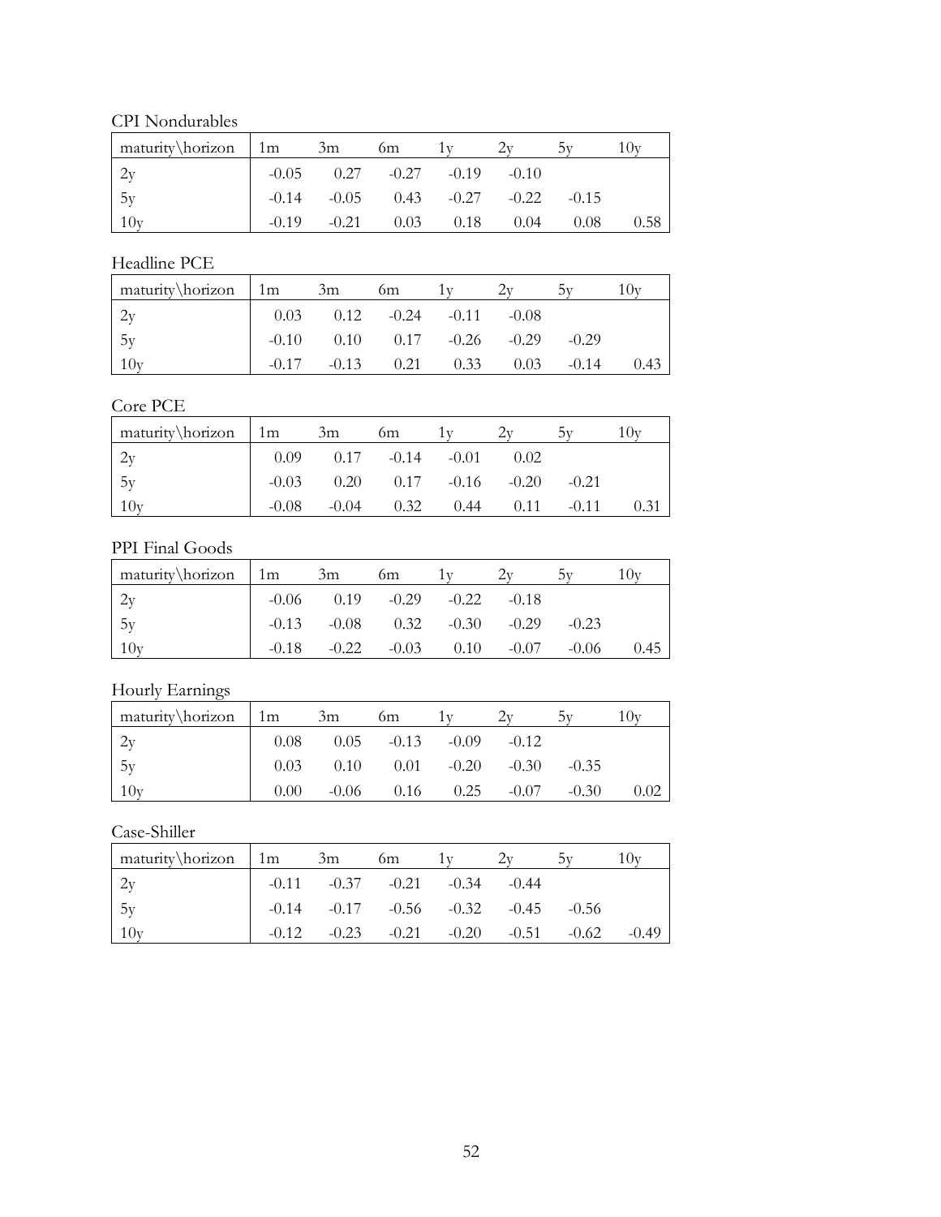CPI Nondurables

| maturity\horizon | 1m | 3m | 6m | 1y | 2y | 5y | 10y |
|---|---|---|---|---|---|---|---|
| 2y | -0.05 | 0.27 | -0.27 | -0.19 | -0.10 | | |
| 5y | -0.14 | -0.05 | 0.43 | -0.27 | -0.22 | -0.15 | |
| 10y | -0.19 | -0.21 | 0.03 | 0.18 | 0.04 | 0.08 | 0.58 |

Headline PCE

| maturity\horizon | 1m | 3m | 6m | 1y | 2y | 5y | 10y |
|---|---|---|---|---|---|---|---|
| 2y | 0.03 | 0.12 | -0.24 | -0.11 | -0.08 | | |
| 5y | -0.10 | 0.10 | 0.17 | -0.26 | -0.29 | -0.29 | |
| 10y | -0.17 | -0.13 | 0.21 | 0.33 | 0.03 | -0.14 | 0.43 |

Core PCE

| maturity\horizon | 1m | 3m | 6m | 1y | 2y | 5y | 10y |
|---|---|---|---|---|---|---|---|
| 2y | 0.09 | 0.17 | -0.14 | -0.01 | 0.02 | | |
| 5y | -0.03 | 0.20 | 0.17 | -0.16 | -0.20 | -0.21 | |
| 10y | -0.08 | -0.04 | 0.32 | 0.44 | 0.11 | -0.11 | 0.31 |

PPI Final Goods

| maturity\horizon | 1m | 3m | 6m | 1y | 2y | 5y | 10y |
|---|---|---|---|---|---|---|---|
| 2y | -0.06 | 0.19 | -0.29 | -0.22 | -0.18 | | |
| 5y | -0.13 | -0.08 | 0.32 | -0.30 | -0.29 | -0.23 | |
| 10y | -0.18 | -0.22 | -0.03 | 0.10 | -0.07 | -0.06 | 0.45 |

Hourly Earnings

| maturity\horizon | 1m | 3m | 6m | 1y | 2y | 5y | 10y |
|---|---|---|---|---|---|---|---|
| 2y | 0.08 | 0.05 | -0.13 | -0.09 | -0.12 | | |
| 5y | 0.03 | 0.10 | 0.01 | -0.20 | -0.30 | -0.35 | |
| 10y | 0.00 | -0.06 | 0.16 | 0.25 | -0.07 | -0.30 | 0.02 |

Case-Shiller

| maturity\horizon | 1m | 3m | 6m | 1y | 2y | 5y | 10y |
|---|---|---|---|---|---|---|---|
| 2y | -0.11 | -0.37 | -0.21 | -0.34 | -0.44 | | |
| 5y | -0.14 | -0.17 | -0.56 | -0.32 | -0.45 | -0.56 | |
| 10y | -0.12 | -0.23 | -0.21 | -0.20 | -0.51 | -0.62 | -0.49 |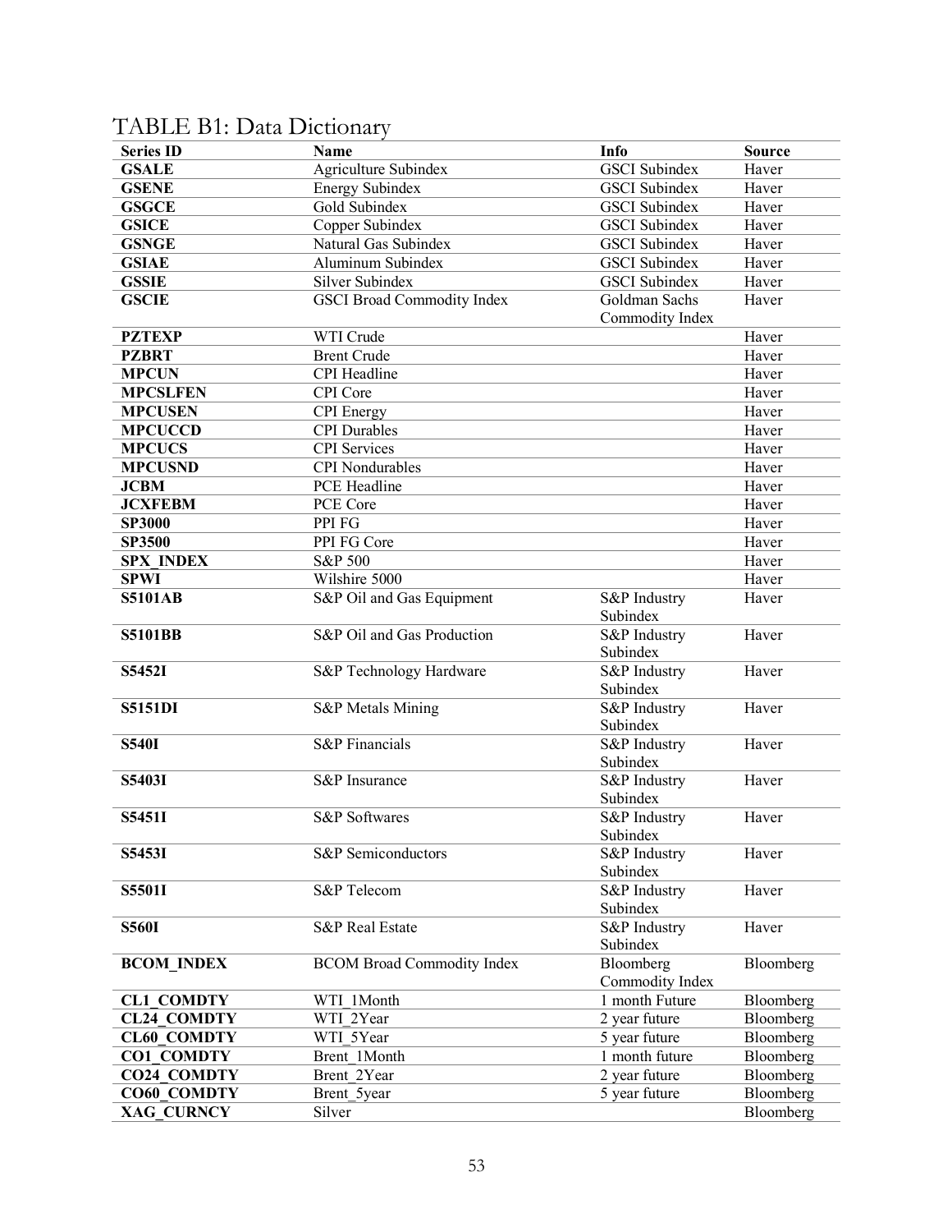TABLE B1: Data Dictionary

| Series ID | Name | Info | Source |
| --- | --- | --- | --- |
| **GSALE** | Agriculture Subindex | GSCI Subindex | Haver |
| **GSENE** | Energy Subindex | GSCI Subindex | Haver |
| **GSGCE** | Gold Subindex | GSCI Subindex | Haver |
| **GSICE** | Copper Subindex | GSCI Subindex | Haver |
| **GSNGE** | Natural Gas Subindex | GSCI Subindex | Haver |
| **GSIAE** | Aluminum Subindex | GSCI Subindex | Haver |
| **GSSIE** | Silver Subindex | GSCI Subindex | Haver |
| **GSCIE** | GSCI Broad Commodity Index | Goldman Sachs Commodity Index | Haver |
| **PZTEXP** | WTI Crude | | Haver |
| **PZBRT** | Brent Crude | | Haver |
| **MPCUN** | CPI Headline | | Haver |
| **MPCSLFEN** | CPI Core | | Haver |
| **MPCUSEN** | CPI Energy | | Haver |
| **MPCUCCD** | CPI Durables | | Haver |
| **MPCUCS** | CPI Services | | Haver |
| **MPCUSND** | CPI Nondurables | | Haver |
| **JCBM** | PCE Headline | | Haver |
| **JCXFEBM** | PCE Core | | Haver |
| **SP3000** | PPI FG | | Haver |
| **SP3500** | PPI FG Core | | Haver |
| **SPX_INDEX** | S&P 500 | | Haver |
| **SPWI** | Wilshire 5000 | | Haver |
| **S5101AB** | S&P Oil and Gas Equipment | S&P Industry Subindex | Haver |
| **S5101BB** | S&P Oil and Gas Production | S&P Industry Subindex | Haver |
| **S5452I** | S&P Technology Hardware | S&P Industry Subindex | Haver |
| **S5151DI** | S&P Metals Mining | S&P Industry Subindex | Haver |
| **S540I** | S&P Financials | S&P Industry Subindex | Haver |
| **S5403I** | S&P Insurance | S&P Industry Subindex | Haver |
| **S5451I** | S&P Softwares | S&P Industry Subindex | Haver |
| **S5453I** | S&P Semiconductors | S&P Industry Subindex | Haver |
| **S5501I** | S&P Telecom | S&P Industry Subindex | Haver |
| **S560I** | S&P Real Estate | S&P Industry Subindex | Haver |
| **BCOM_INDEX** | BCOM Broad Commodity Index | Bloomberg Commodity Index | Bloomberg |
| **CL1_COMDTY** | WTI_1Month | 1 month Future | Bloomberg |
| **CL24_COMDTY** | WTI_2Year | 2 year future | Bloomberg |
| **CL60_COMDTY** | WTI_5Year | 5 year future | Bloomberg |
| **CO1_COMDTY** | Brent_1Month | 1 month future | Bloomberg |
| **CO24_COMDTY** | Brent_2Year | 2 year future | Bloomberg |
| **CO60_COMDTY** | Brent_5year | 5 year future | Bloomberg |
| **XAG_CURNCY** | Silver | | Bloomberg |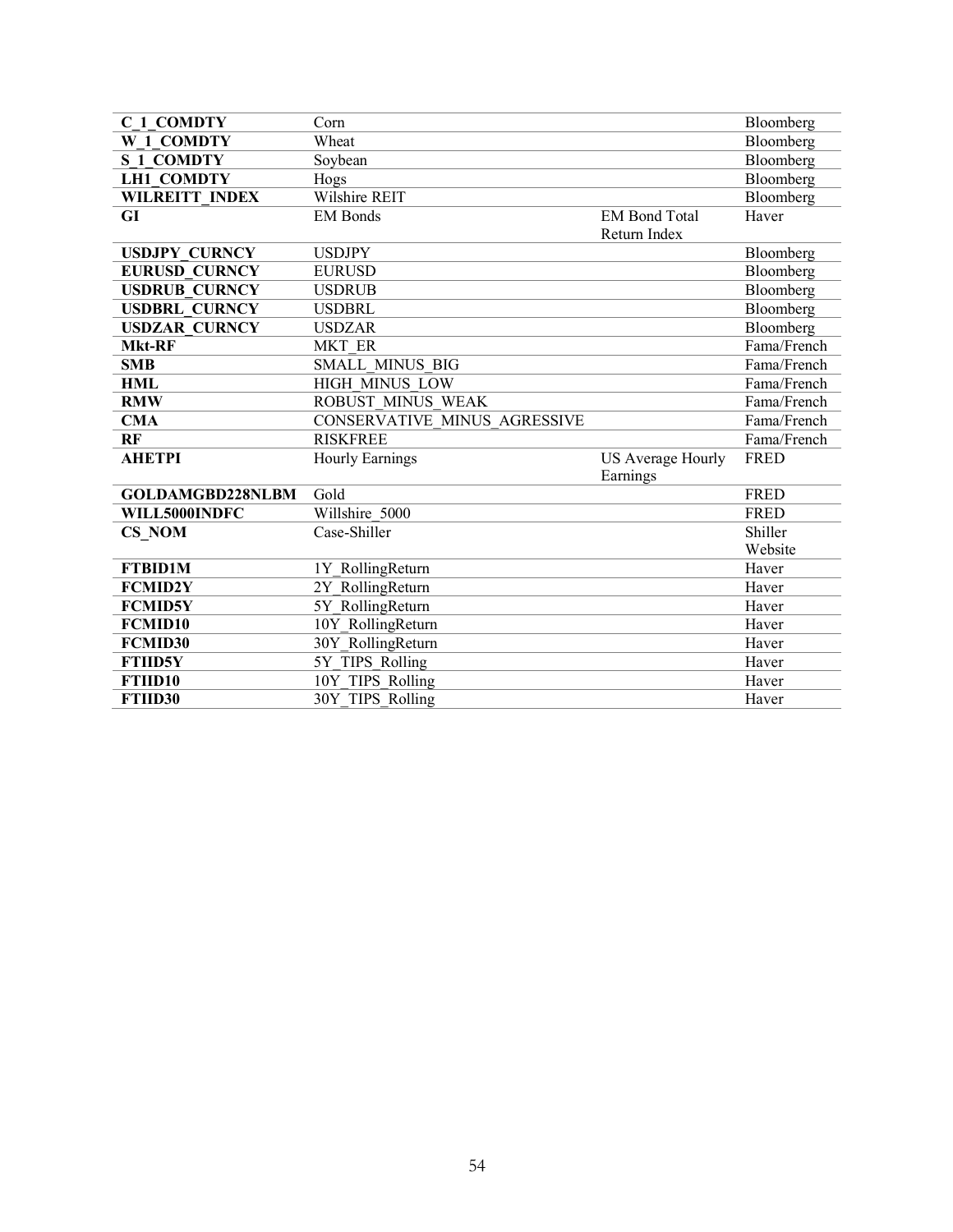| | | | |
|---|---|---|---|
| **C_1_COMDTY** | Corn | | Bloomberg |
| **W_1_COMDTY** | Wheat | | Bloomberg |
| **S_1_COMDTY** | Soybean | | Bloomberg |
| **LH1_COMDTY** | Hogs | | Bloomberg |
| **WILREITT_INDEX** | Wilshire REIT | | Bloomberg |
| **GI** | EM Bonds | EM Bond Total Return Index | Haver |
| **USDJPY_CURNCY** | USDJPY | | Bloomberg |
| **EURUSD_CURNCY** | EURUSD | | Bloomberg |
| **USDRUB_CURNCY** | USDRUB | | Bloomberg |
| **USDBRL_CURNCY** | USDBRL | | Bloomberg |
| **USDZAR_CURNCY** | USDZAR | | Bloomberg |
| **Mkt-RF** | MKT_ER | | Fama/French |
| **SMB** | SMALL_MINUS_BIG | | Fama/French |
| **HML** | HIGH_MINUS_LOW | | Fama/French |
| **RMW** | ROBUST_MINUS_WEAK | | Fama/French |
| **CMA** | CONSERVATIVE_MINUS_AGRESSIVE | | Fama/French |
| **RF** | RISKFREE | | Fama/French |
| **AHETPI** | Hourly Earnings | US Average Hourly Earnings | FRED |
| **GOLDAMGBD228NLBM** | Gold | | FRED |
| **WILL5000INDFC** | Willshire_5000 | | FRED |
| **CS_NOM** | Case-Shiller | | Shiller Website |
| **FTBID1M** | 1Y_RollingReturn | | Haver |
| **FCMID2Y** | 2Y_RollingReturn | | Haver |
| **FCMID5Y** | 5Y_RollingReturn | | Haver |
| **FCMID10** | 10Y_RollingReturn | | Haver |
| **FCMID30** | 30Y_RollingReturn | | Haver |
| **FTIID5Y** | 5Y_TIPS_Rolling | | Haver |
| **FTIID10** | 10Y_TIPS_Rolling | | Haver |
| **FTIID30** | 30Y_TIPS_Rolling | | Haver |